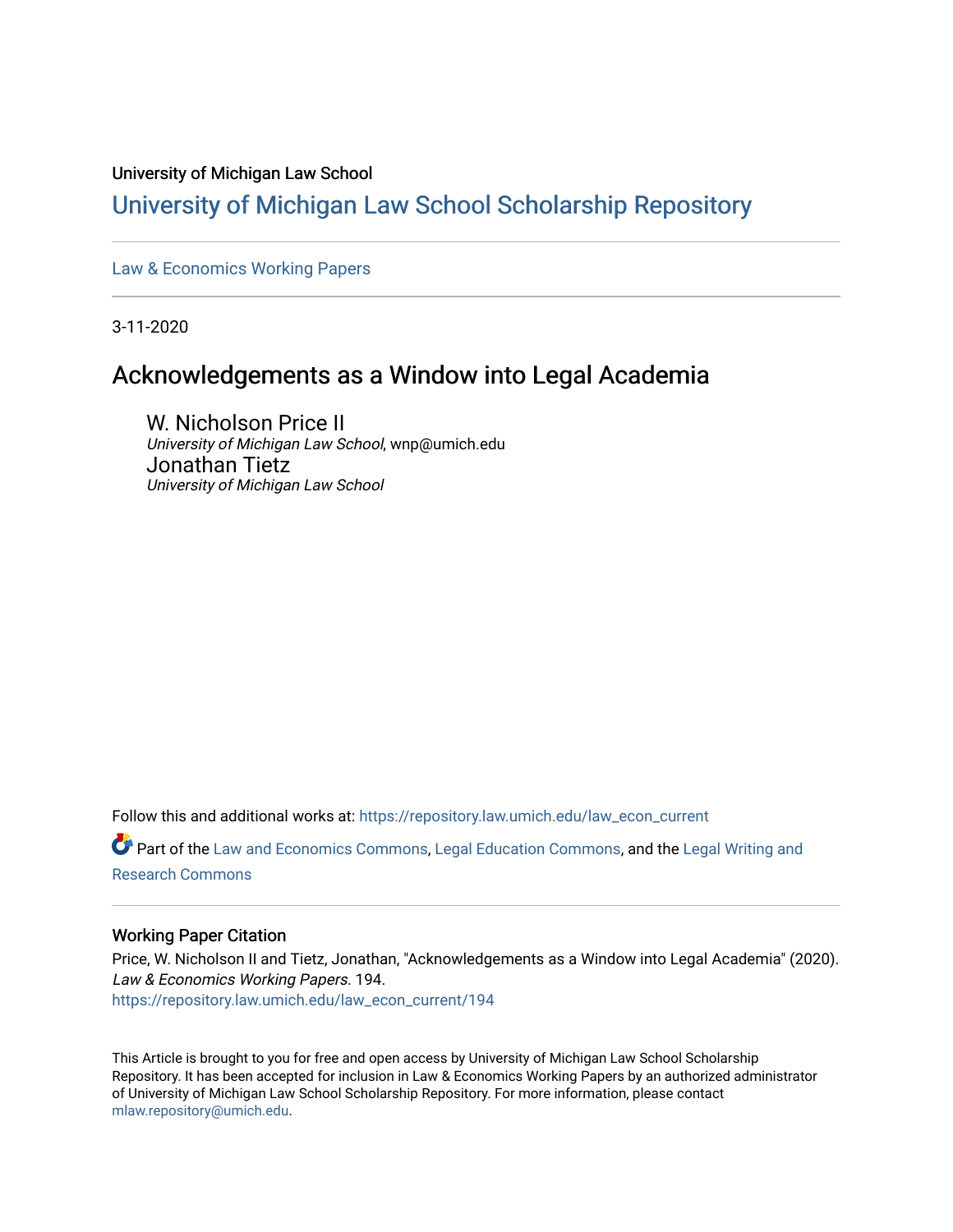University of Michigan Law School

# University of Michigan Law School Scholarship Repository

Law & Economics Working Papers

3-11-2020

## Acknowledgements as a Window into Legal Academia

W. Nicholson Price II
*University of Michigan Law School*, wnp@umich.edu

Jonathan Tietz
*University of Michigan Law School*

Follow this and additional works at: https://repository.law.umich.edu/law_econ_current

Part of the Law and Economics Commons, Legal Education Commons, and the Legal Writing and Research Commons

### Working Paper Citation

Price, W. Nicholson II and Tietz, Jonathan, "Acknowledgements as a Window into Legal Academia" (2020). *Law & Economics Working Papers*. 194.
https://repository.law.umich.edu/law_econ_current/194

This Article is brought to you for free and open access by University of Michigan Law School Scholarship Repository. It has been accepted for inclusion in Law & Economics Working Papers by an authorized administrator of University of Michigan Law School Scholarship Repository. For more information, please contact mlaw.repository@umich.edu.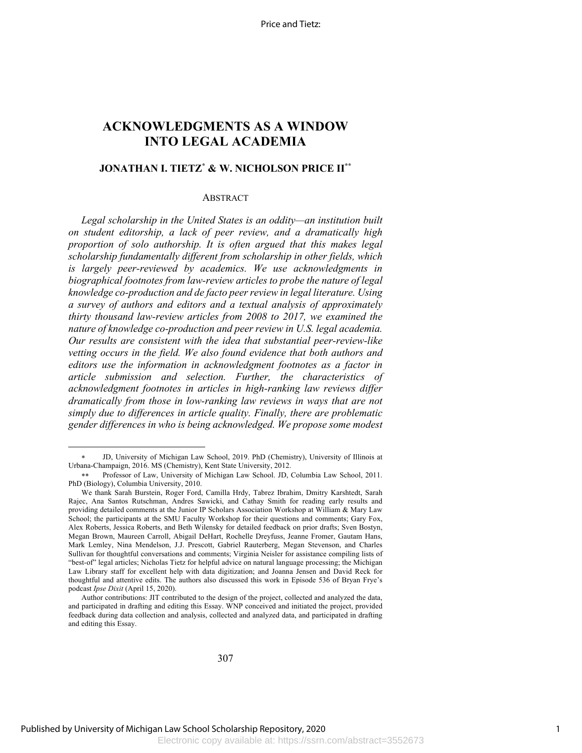# ACKNOWLEDGMENTS AS A WINDOW INTO LEGAL ACADEMIA

## JONATHAN I. TIETZ[*] & W. NICHOLSON PRICE II[**]

### ABSTRACT

*Legal scholarship in the United States is an oddity—an institution built on student editorship, a lack of peer review, and a dramatically high proportion of solo authorship. It is often argued that this makes legal scholarship fundamentally different from scholarship in other fields, which is largely peer-reviewed by academics. We use acknowledgments in biographical footnotes from law-review articles to probe the nature of legal knowledge co-production and de facto peer review in legal literature. Using a survey of authors and editors and a textual analysis of approximately thirty thousand law-review articles from 2008 to 2017, we examined the nature of knowledge co-production and peer review in U.S. legal academia. Our results are consistent with the idea that substantial peer-review-like vetting occurs in the field. We also found evidence that both authors and editors use the information in acknowledgment footnotes as a factor in article submission and selection. Further, the characteristics of acknowledgment footnotes in articles in high-ranking law reviews differ dramatically from those in low-ranking law reviews in ways that are not simply due to differences in article quality. Finally, there are problematic gender differences in who is being acknowledged. We propose some modest*

---

[*] JD, University of Michigan Law School, 2019. PhD (Chemistry), University of Illinois at Urbana-Champaign, 2016. MS (Chemistry), Kent State University, 2012.

[**] Professor of Law, University of Michigan Law School. JD, Columbia Law School, 2011. PhD (Biology), Columbia University, 2010.

We thank Sarah Burstein, Roger Ford, Camilla Hrdy, Tabrez Ibrahim, Dmitry Karshtedt, Sarah Rajec, Ana Santos Rutschman, Andres Sawicki, and Cathay Smith for reading early results and providing detailed comments at the Junior IP Scholars Association Workshop at William & Mary Law School; the participants at the SMU Faculty Workshop for their questions and comments; Gary Fox, Alex Roberts, Jessica Roberts, and Beth Wilensky for detailed feedback on prior drafts; Sven Bostyn, Megan Brown, Maureen Carroll, Abigail DeHart, Rochelle Dreyfuss, Jeanne Fromer, Gautam Hans, Mark Lemley, Nina Mendelson, J.J. Prescott, Gabriel Rauterberg, Megan Stevenson, and Charles Sullivan for thoughtful conversations and comments; Virginia Neisler for assistance compiling lists of "best-of" legal articles; Nicholas Tietz for helpful advice on natural language processing; the Michigan Law Library staff for excellent help with data digitization; and Joanna Jensen and David Reck for thoughtful and attentive edits. The authors also discussed this work in Episode 536 of Bryan Frye's podcast *Ipse Dixit* (April 15, 2020).

Author contributions: JIT contributed to the design of the project, collected and analyzed the data, and participated in drafting and editing this Essay. WNP conceived and initiated the project, provided feedback during data collection and analysis, collected and analyzed data, and participated in drafting and editing this Essay.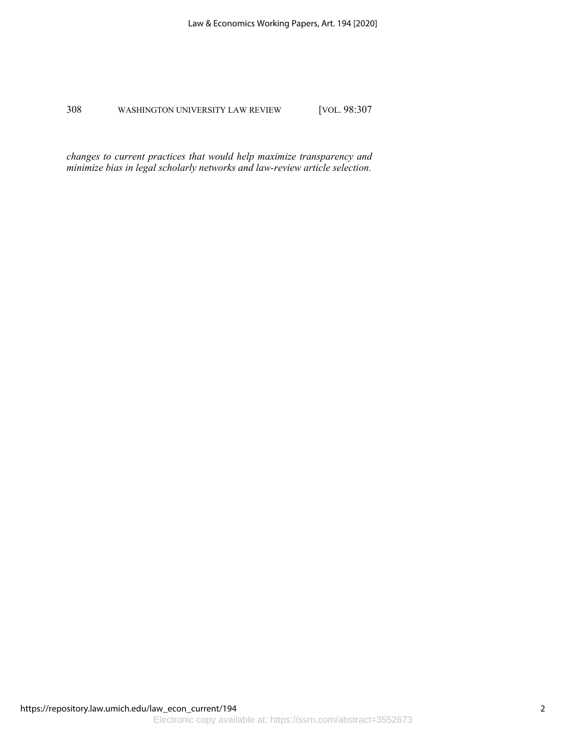*changes to current practices that would help maximize transparency and minimize bias in legal scholarly networks and law-review article selection.*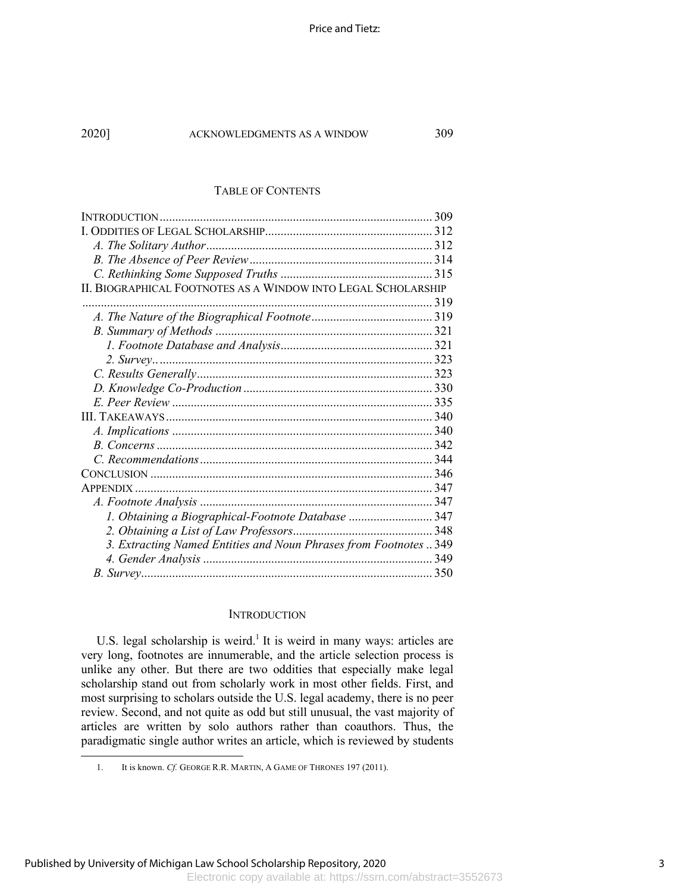## TABLE OF CONTENTS

| | |
|---|---|
| INTRODUCTION | 309 |
| I. ODDITIES OF LEGAL SCHOLARSHIP | 312 |
| *A. The Solitary Author* | 312 |
| *B. The Absence of Peer Review* | 314 |
| *C. Rethinking Some Supposed Truths* | 315 |
| II. BIOGRAPHICAL FOOTNOTES AS A WINDOW INTO LEGAL SCHOLARSHIP | 319 |
| *A. The Nature of the Biographical Footnote* | 319 |
| *B. Summary of Methods* | 321 |
| *1. Footnote Database and Analysis* | 321 |
| *2. Survey* | 323 |
| *C. Results Generally* | 323 |
| *D. Knowledge Co-Production* | 330 |
| *E. Peer Review* | 335 |
| III. TAKEAWAYS | 340 |
| *A. Implications* | 340 |
| *B. Concerns* | 342 |
| *C. Recommendations* | 344 |
| CONCLUSION | 346 |
| APPENDIX | 347 |
| *A. Footnote Analysis* | 347 |
| *1. Obtaining a Biographical-Footnote Database* | 347 |
| *2. Obtaining a List of Law Professors* | 348 |
| *3. Extracting Named Entities and Noun Phrases from Footnotes* | 349 |
| *4. Gender Analysis* | 349 |
| *B. Survey* | 350 |

## INTRODUCTION

U.S. legal scholarship is weird.[1] It is weird in many ways: articles are very long, footnotes are innumerable, and the article selection process is unlike any other. But there are two oddities that especially make legal scholarship stand out from scholarly work in most other fields. First, and most surprising to scholars outside the U.S. legal academy, there is no peer review. Second, and not quite as odd but still unusual, the vast majority of articles are written by solo authors rather than coauthors. Thus, the paradigmatic single author writes an article, which is reviewed by students

1. It is known. *Cf.* GEORGE R.R. MARTIN, A GAME OF THRONES 197 (2011).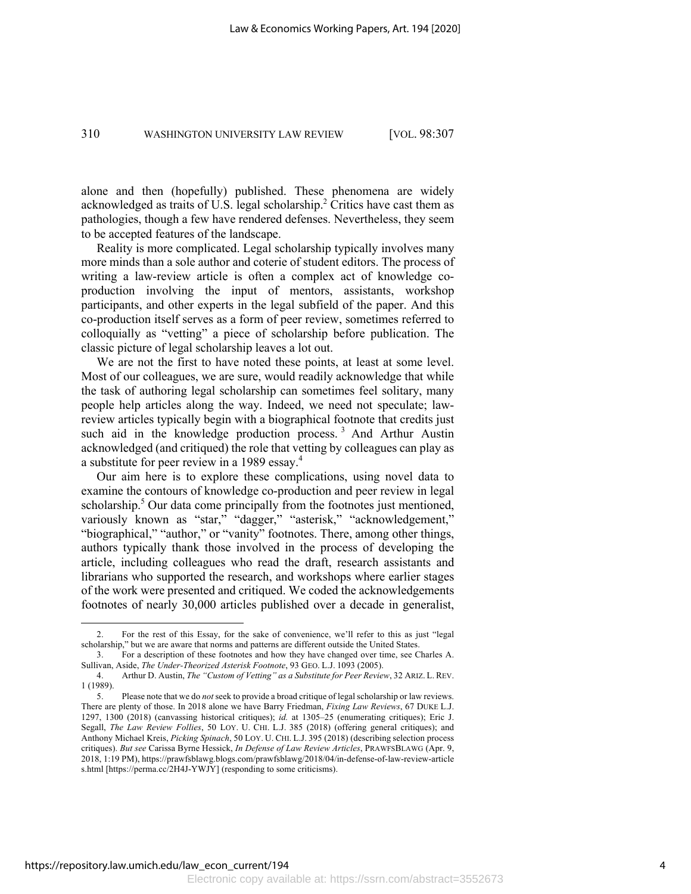alone and then (hopefully) published. These phenomena are widely acknowledged as traits of U.S. legal scholarship.[2] Critics have cast them as pathologies, though a few have rendered defenses. Nevertheless, they seem to be accepted features of the landscape.

Reality is more complicated. Legal scholarship typically involves many more minds than a sole author and coterie of student editors. The process of writing a law-review article is often a complex act of knowledge co-production involving the input of mentors, assistants, workshop participants, and other experts in the legal subfield of the paper. And this co-production itself serves as a form of peer review, sometimes referred to colloquially as "vetting" a piece of scholarship before publication. The classic picture of legal scholarship leaves a lot out.

We are not the first to have noted these points, at least at some level. Most of our colleagues, we are sure, would readily acknowledge that while the task of authoring legal scholarship can sometimes feel solitary, many people help articles along the way. Indeed, we need not speculate; law-review articles typically begin with a biographical footnote that credits just such aid in the knowledge production process.[3] And Arthur Austin acknowledged (and critiqued) the role that vetting by colleagues can play as a substitute for peer review in a 1989 essay.[4]

Our aim here is to explore these complications, using novel data to examine the contours of knowledge co-production and peer review in legal scholarship.[5] Our data come principally from the footnotes just mentioned, variously known as "star," "dagger," "asterisk," "acknowledgement," "biographical," "author," or "vanity" footnotes. There, among other things, authors typically thank those involved in the process of developing the article, including colleagues who read the draft, research assistants and librarians who supported the research, and workshops where earlier stages of the work were presented and critiqued. We coded the acknowledgements footnotes of nearly 30,000 articles published over a decade in generalist,

---

2. For the rest of this Essay, for the sake of convenience, we'll refer to this as just "legal scholarship," but we are aware that norms and patterns are different outside the United States.

3. For a description of these footnotes and how they have changed over time, see Charles A. Sullivan, Aside, *The Under-Theorized Asterisk Footnote*, 93 GEO. L.J. 1093 (2005).

4. Arthur D. Austin, *The "Custom of Vetting" as a Substitute for Peer Review*, 32 ARIZ. L. REV. 1 (1989).

5. Please note that we do *not* seek to provide a broad critique of legal scholarship or law reviews. There are plenty of those. In 2018 alone we have Barry Friedman, *Fixing Law Reviews*, 67 DUKE L.J. 1297, 1300 (2018) (canvassing historical critiques); *id.* at 1305–25 (enumerating critiques); Eric J. Segall, *The Law Review Follies*, 50 LOY. U. CHI. L.J. 385 (2018) (offering general critiques); and Anthony Michael Kreis, *Picking Spinach*, 50 LOY. U. CHI. L.J. 395 (2018) (describing selection process critiques). *But see* Carissa Byrne Hessick, *In Defense of Law Review Articles*, PRAWFSBLAWG (Apr. 9, 2018, 1:19 PM), https://prawfsblawg.blogs.com/prawfsblawg/2018/04/in-defense-of-law-review-articles.html [https://perma.cc/2H4J-YWJY] (responding to some criticisms).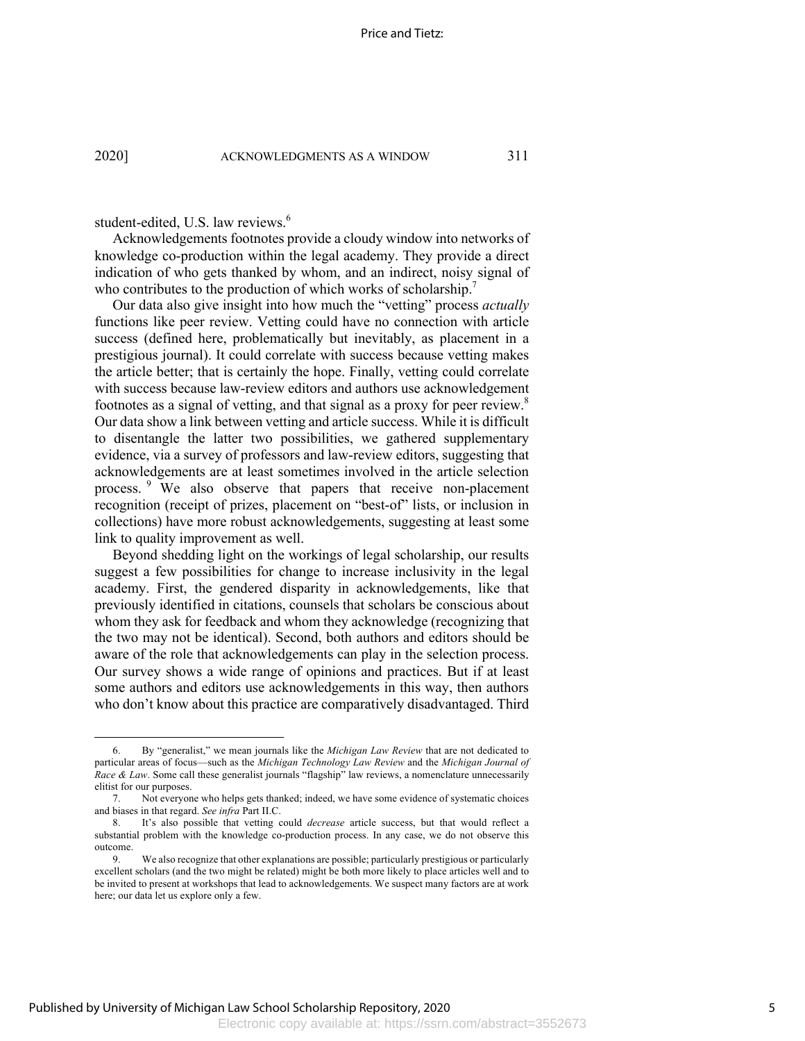student-edited, U.S. law reviews.[6]

Acknowledgements footnotes provide a cloudy window into networks of knowledge co-production within the legal academy. They provide a direct indication of who gets thanked by whom, and an indirect, noisy signal of who contributes to the production of which works of scholarship.[7]

Our data also give insight into how much the "vetting" process *actually* functions like peer review. Vetting could have no connection with article success (defined here, problematically but inevitably, as placement in a prestigious journal). It could correlate with success because vetting makes the article better; that is certainly the hope. Finally, vetting could correlate with success because law-review editors and authors use acknowledgement footnotes as a signal of vetting, and that signal as a proxy for peer review.[8] Our data show a link between vetting and article success. While it is difficult to disentangle the latter two possibilities, we gathered supplementary evidence, via a survey of professors and law-review editors, suggesting that acknowledgements are at least sometimes involved in the article selection process.[9] We also observe that papers that receive non-placement recognition (receipt of prizes, placement on "best-of" lists, or inclusion in collections) have more robust acknowledgements, suggesting at least some link to quality improvement as well.

Beyond shedding light on the workings of legal scholarship, our results suggest a few possibilities for change to increase inclusivity in the legal academy. First, the gendered disparity in acknowledgements, like that previously identified in citations, counsels that scholars be conscious about whom they ask for feedback and whom they acknowledge (recognizing that the two may not be identical). Second, both authors and editors should be aware of the role that acknowledgements can play in the selection process. Our survey shows a wide range of opinions and practices. But if at least some authors and editors use acknowledgements in this way, then authors who don't know about this practice are comparatively disadvantaged. Third

---

6. By "generalist," we mean journals like the *Michigan Law Review* that are not dedicated to particular areas of focus—such as the *Michigan Technology Law Review* and the *Michigan Journal of Race & Law*. Some call these generalist journals "flagship" law reviews, a nomenclature unnecessarily elitist for our purposes.

7. Not everyone who helps gets thanked; indeed, we have some evidence of systematic choices and biases in that regard. *See infra* Part II.C.

8. It's also possible that vetting could *decrease* article success, but that would reflect a substantial problem with the knowledge co-production process. In any case, we do not observe this outcome.

9. We also recognize that other explanations are possible; particularly prestigious or particularly excellent scholars (and the two might be related) might be both more likely to place articles well and to be invited to present at workshops that lead to acknowledgements. We suspect many factors are at work here; our data let us explore only a few.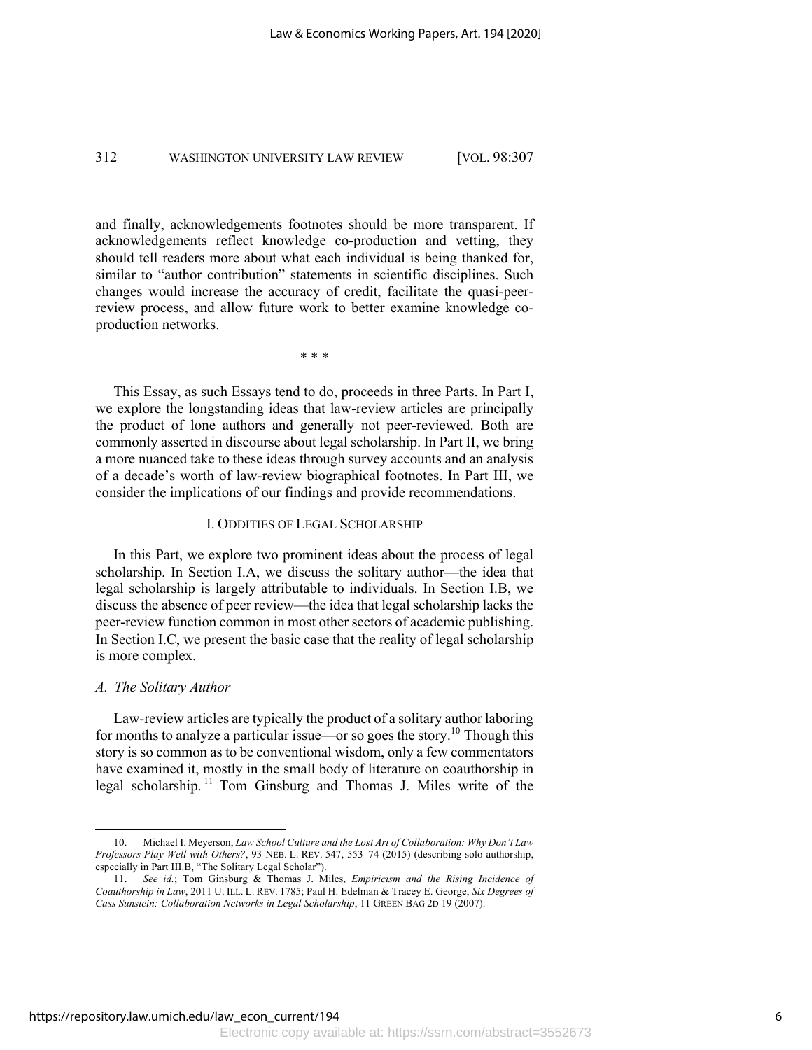and finally, acknowledgements footnotes should be more transparent. If acknowledgements reflect knowledge co-production and vetting, they should tell readers more about what each individual is being thanked for, similar to "author contribution" statements in scientific disciplines. Such changes would increase the accuracy of credit, facilitate the quasi-peer-review process, and allow future work to better examine knowledge co-production networks.

\* \* \*

This Essay, as such Essays tend to do, proceeds in three Parts. In Part I, we explore the longstanding ideas that law-review articles are principally the product of lone authors and generally not peer-reviewed. Both are commonly asserted in discourse about legal scholarship. In Part II, we bring a more nuanced take to these ideas through survey accounts and an analysis of a decade's worth of law-review biographical footnotes. In Part III, we consider the implications of our findings and provide recommendations.

## I. ODDITIES OF LEGAL SCHOLARSHIP

In this Part, we explore two prominent ideas about the process of legal scholarship. In Section I.A, we discuss the solitary author—the idea that legal scholarship is largely attributable to individuals. In Section I.B, we discuss the absence of peer review—the idea that legal scholarship lacks the peer-review function common in most other sectors of academic publishing. In Section I.C, we present the basic case that the reality of legal scholarship is more complex.

### *A. The Solitary Author*

Law-review articles are typically the product of a solitary author laboring for months to analyze a particular issue—or so goes the story.[10] Though this story is so common as to be conventional wisdom, only a few commentators have examined it, mostly in the small body of literature on coauthorship in legal scholarship.[11] Tom Ginsburg and Thomas J. Miles write of the

10. Michael I. Meyerson, *Law School Culture and the Lost Art of Collaboration: Why Don't Law Professors Play Well with Others?*, 93 NEB. L. REV. 547, 553–74 (2015) (describing solo authorship, especially in Part III.B, "The Solitary Legal Scholar").

11. *See id.*; Tom Ginsburg & Thomas J. Miles, *Empiricism and the Rising Incidence of Coauthorship in Law*, 2011 U. ILL. L. REV. 1785; Paul H. Edelman & Tracey E. George, *Six Degrees of Cass Sunstein: Collaboration Networks in Legal Scholarship*, 11 GREEN BAG 2D 19 (2007).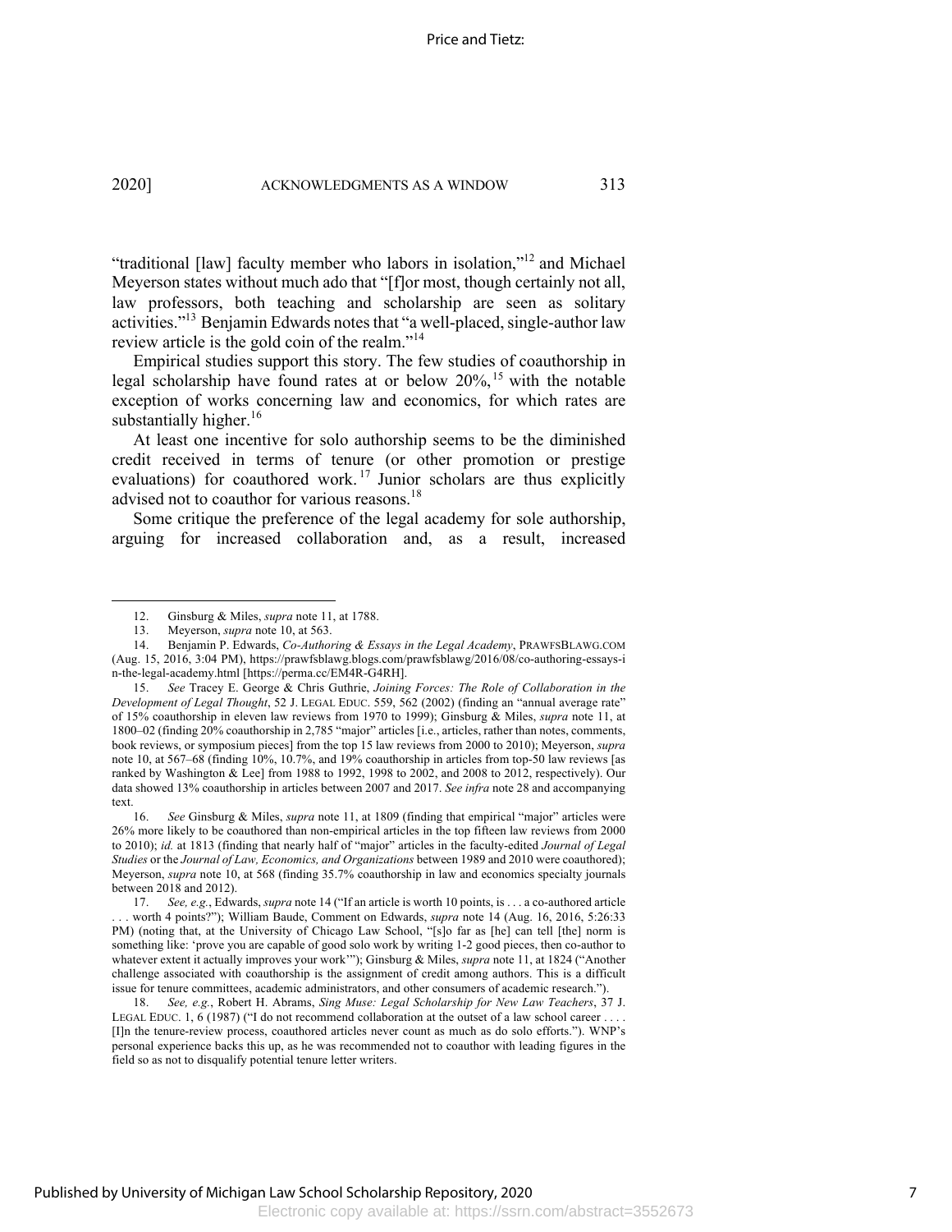"traditional [law] faculty member who labors in isolation,"[12] and Michael Meyerson states without much ado that "[f]or most, though certainly not all, law professors, both teaching and scholarship are seen as solitary activities."[13] Benjamin Edwards notes that "a well-placed, single-author law review article is the gold coin of the realm."[14]

Empirical studies support this story. The few studies of coauthorship in legal scholarship have found rates at or below 20%,[15] with the notable exception of works concerning law and economics, for which rates are substantially higher.[16]

At least one incentive for solo authorship seems to be the diminished credit received in terms of tenure (or other promotion or prestige evaluations) for coauthored work.[17] Junior scholars are thus explicitly advised not to coauthor for various reasons.[18]

Some critique the preference of the legal academy for sole authorship, arguing for increased collaboration and, as a result, increased

---

12. Ginsburg & Miles, *supra* note 11, at 1788.

13. Meyerson, *supra* note 10, at 563.

14. Benjamin P. Edwards, *Co-Authoring & Essays in the Legal Academy*, PRAWFSBLAWG.COM (Aug. 15, 2016, 3:04 PM), https://prawfsblawg.blogs.com/prawfsblawg/2016/08/co-authoring-essays-in-the-legal-academy.html [https://perma.cc/EM4R-G4RH].

15. *See* Tracey E. George & Chris Guthrie, *Joining Forces: The Role of Collaboration in the Development of Legal Thought*, 52 J. LEGAL EDUC. 559, 562 (2002) (finding an "annual average rate" of 15% coauthorship in eleven law reviews from 1970 to 1999); Ginsburg & Miles, *supra* note 11, at 1800–02 (finding 20% coauthorship in 2,785 "major" articles [i.e., articles, rather than notes, comments, book reviews, or symposium pieces] from the top 15 law reviews from 2000 to 2010); Meyerson, *supra* note 10, at 567–68 (finding 10%, 10.7%, and 19% coauthorship in articles from top-50 law reviews [as ranked by Washington & Lee] from 1988 to 1992, 1998 to 2002, and 2008 to 2012, respectively). Our data showed 13% coauthorship in articles between 2007 and 2017. *See infra* note 28 and accompanying text.

16. *See* Ginsburg & Miles, *supra* note 11, at 1809 (finding that empirical "major" articles were 26% more likely to be coauthored than non-empirical articles in the top fifteen law reviews from 2000 to 2010); *id.* at 1813 (finding that nearly half of "major" articles in the faculty-edited *Journal of Legal Studies* or the *Journal of Law, Economics, and Organizations* between 1989 and 2010 were coauthored); Meyerson, *supra* note 10, at 568 (finding 35.7% coauthorship in law and economics specialty journals between 2018 and 2012).

17. *See, e.g.*, Edwards, *supra* note 14 ("If an article is worth 10 points, is . . . a co-authored article . . . worth 4 points?"); William Baude, Comment on Edwards, *supra* note 14 (Aug. 16, 2016, 5:26:33 PM) (noting that, at the University of Chicago Law School, "[s]o far as [he] can tell [the] norm is something like: 'prove you are capable of good solo work by writing 1-2 good pieces, then co-author to whatever extent it actually improves your work'"); Ginsburg & Miles, *supra* note 11, at 1824 ("Another challenge associated with coauthorship is the assignment of credit among authors. This is a difficult issue for tenure committees, academic administrators, and other consumers of academic research.").

18. *See, e.g.*, Robert H. Abrams, *Sing Muse: Legal Scholarship for New Law Teachers*, 37 J. LEGAL EDUC. 1, 6 (1987) ("I do not recommend collaboration at the outset of a law school career . . . . [I]n the tenure-review process, coauthored articles never count as much as do solo efforts."). WNP's personal experience backs this up, as he was recommended not to coauthor with leading figures in the field so as not to disqualify potential tenure letter writers.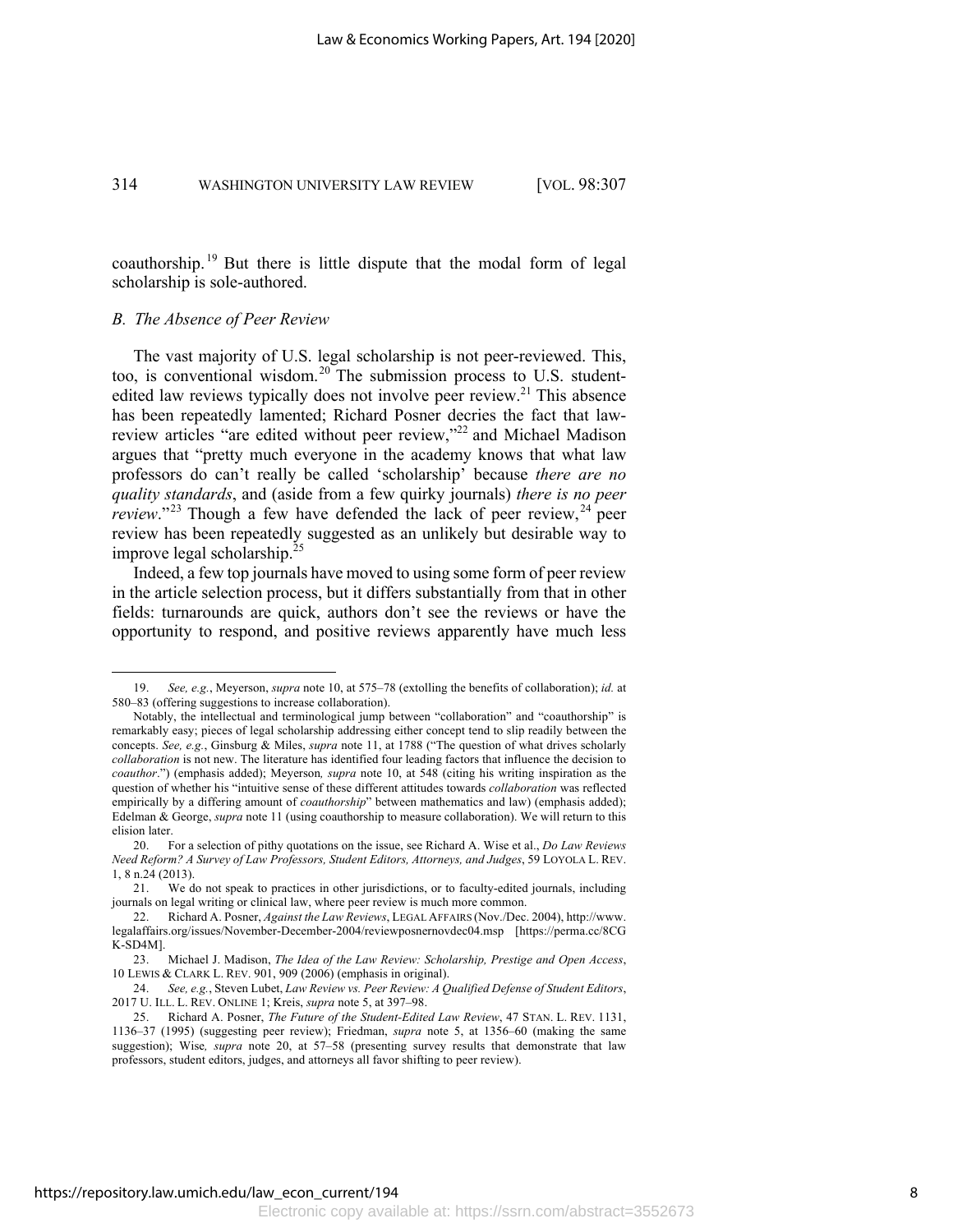coauthorship.[19] But there is little dispute that the modal form of legal scholarship is sole-authored.

### *B. The Absence of Peer Review*

The vast majority of U.S. legal scholarship is not peer-reviewed. This, too, is conventional wisdom.[20] The submission process to U.S. student-edited law reviews typically does not involve peer review.[21] This absence has been repeatedly lamented; Richard Posner decries the fact that law-review articles "are edited without peer review,"[22] and Michael Madison argues that "pretty much everyone in the academy knows that what law professors do can't really be called 'scholarship' because *there are no quality standards*, and (aside from a few quirky journals) *there is no peer review*."[23] Though a few have defended the lack of peer review,[24] peer review has been repeatedly suggested as an unlikely but desirable way to improve legal scholarship.[25]

Indeed, a few top journals have moved to using some form of peer review in the article selection process, but it differs substantially from that in other fields: turnarounds are quick, authors don't see the reviews or have the opportunity to respond, and positive reviews apparently have much less

---

19. *See, e.g.*, Meyerson, *supra* note 10, at 575–78 (extolling the benefits of collaboration); *id.* at 580–83 (offering suggestions to increase collaboration).

Notably, the intellectual and terminological jump between "collaboration" and "coauthorship" is remarkably easy; pieces of legal scholarship addressing either concept tend to slip readily between the concepts. *See, e.g.*, Ginsburg & Miles, *supra* note 11, at 1788 ("The question of what drives scholarly *collaboration* is not new. The literature has identified four leading factors that influence the decision to *coauthor*.") (emphasis added); Meyerson*, supra* note 10, at 548 (citing his writing inspiration as the question of whether his "intuitive sense of these different attitudes towards *collaboration* was reflected empirically by a differing amount of *coauthorship*" between mathematics and law) (emphasis added); Edelman & George, *supra* note 11 (using coauthorship to measure collaboration). We will return to this elision later.

20. For a selection of pithy quotations on the issue, see Richard A. Wise et al., *Do Law Reviews Need Reform? A Survey of Law Professors, Student Editors, Attorneys, and Judges*, 59 LOYOLA L. REV. 1, 8 n.24 (2013).

21. We do not speak to practices in other jurisdictions, or to faculty-edited journals, including journals on legal writing or clinical law, where peer review is much more common.

22. Richard A. Posner, *Against the Law Reviews*, LEGAL AFFAIRS (Nov./Dec. 2004), http://www.legalaffairs.org/issues/November-December-2004/reviewposnernovdec04.msp [https://perma.cc/8CGK-SD4M].

23. Michael J. Madison, *The Idea of the Law Review: Scholarship, Prestige and Open Access*, 10 LEWIS & CLARK L. REV. 901, 909 (2006) (emphasis in original).

24. *See, e.g.*, Steven Lubet, *Law Review vs. Peer Review: A Qualified Defense of Student Editors*, 2017 U. ILL. L. REV. ONLINE 1; Kreis, *supra* note 5, at 397–98.

25. Richard A. Posner, *The Future of the Student-Edited Law Review*, 47 STAN. L. REV. 1131, 1136–37 (1995) (suggesting peer review); Friedman, *supra* note 5, at 1356–60 (making the same suggestion); Wise*, supra* note 20, at 57–58 (presenting survey results that demonstrate that law professors, student editors, judges, and attorneys all favor shifting to peer review).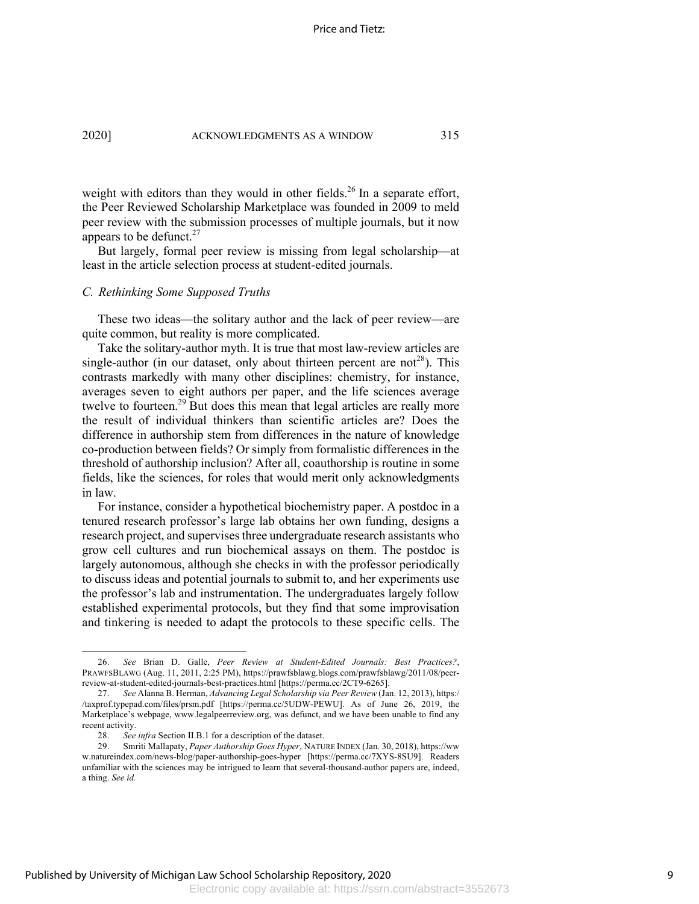weight with editors than they would in other fields.[26] In a separate effort, the Peer Reviewed Scholarship Marketplace was founded in 2009 to meld peer review with the submission processes of multiple journals, but it now appears to be defunct.[27]

But largely, formal peer review is missing from legal scholarship—at least in the article selection process at student-edited journals.

### *C. Rethinking Some Supposed Truths*

These two ideas—the solitary author and the lack of peer review—are quite common, but reality is more complicated.

Take the solitary-author myth. It is true that most law-review articles are single-author (in our dataset, only about thirteen percent are not[28]). This contrasts markedly with many other disciplines: chemistry, for instance, averages seven to eight authors per paper, and the life sciences average twelve to fourteen.[29] But does this mean that legal articles are really more the result of individual thinkers than scientific articles are? Does the difference in authorship stem from differences in the nature of knowledge co-production between fields? Or simply from formalistic differences in the threshold of authorship inclusion? After all, coauthorship is routine in some fields, like the sciences, for roles that would merit only acknowledgments in law.

For instance, consider a hypothetical biochemistry paper. A postdoc in a tenured research professor's large lab obtains her own funding, designs a research project, and supervises three undergraduate research assistants who grow cell cultures and run biochemical assays on them. The postdoc is largely autonomous, although she checks in with the professor periodically to discuss ideas and potential journals to submit to, and her experiments use the professor's lab and instrumentation. The undergraduates largely follow established experimental protocols, but they find that some improvisation and tinkering is needed to adapt the protocols to these specific cells. The

---

26. *See* Brian D. Galle, *Peer Review at Student-Edited Journals: Best Practices?*, PRAWFSBLAWG (Aug. 11, 2011, 2:25 PM), https://prawfsblawg.blogs.com/prawfsblawg/2011/08/peer-review-at-student-edited-journals-best-practices.html [https://perma.cc/2CT9-6265].

27. *See* Alanna B. Herman, *Advancing Legal Scholarship via Peer Review* (Jan. 12, 2013), https://taxprof.typepad.com/files/prsm.pdf [https://perma.cc/5UDW-PEWU]. As of June 26, 2019, the Marketplace's webpage, www.legalpeerreview.org, was defunct, and we have been unable to find any recent activity.

28. *See infra* Section II.B.1 for a description of the dataset.

29. Smriti Mallapaty, *Paper Authorship Goes Hyper*, NATURE INDEX (Jan. 30, 2018), https://www.natureindex.com/news-blog/paper-authorship-goes-hyper [https://perma.cc/7XYS-8SU9]. Readers unfamiliar with the sciences may be intrigued to learn that several-thousand-author papers are, indeed, a thing. *See id.*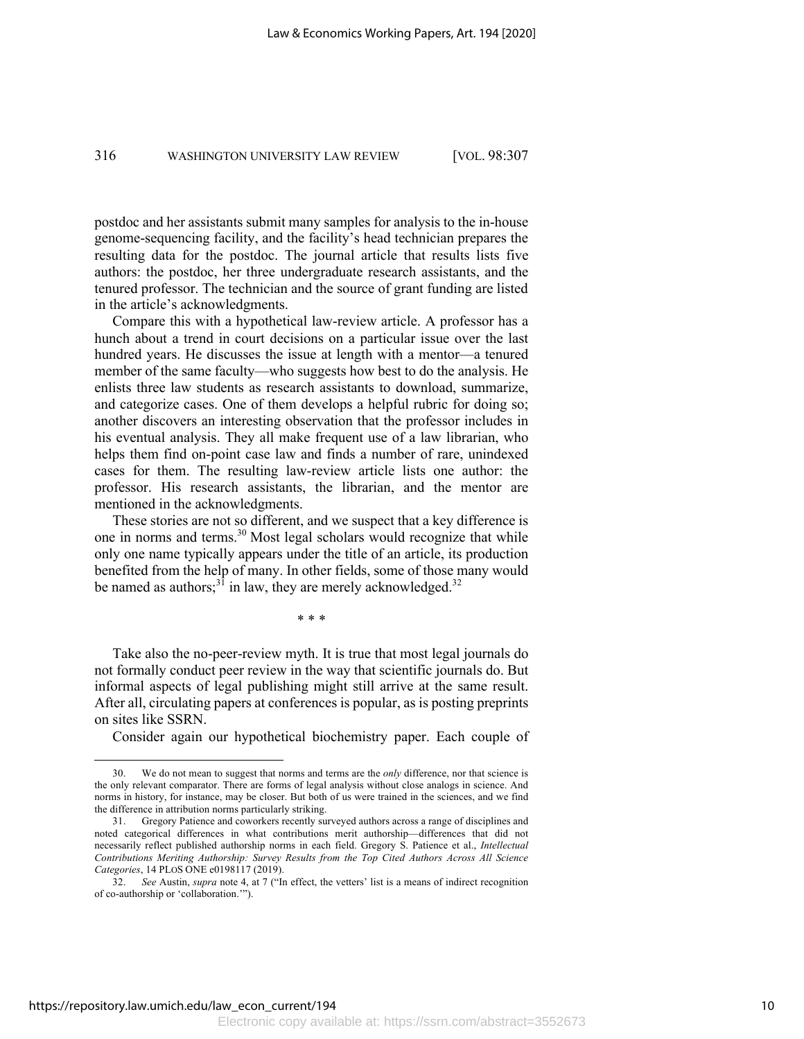postdoc and her assistants submit many samples for analysis to the in-house genome-sequencing facility, and the facility's head technician prepares the resulting data for the postdoc. The journal article that results lists five authors: the postdoc, her three undergraduate research assistants, and the tenured professor. The technician and the source of grant funding are listed in the article's acknowledgments.

Compare this with a hypothetical law-review article. A professor has a hunch about a trend in court decisions on a particular issue over the last hundred years. He discusses the issue at length with a mentor—a tenured member of the same faculty—who suggests how best to do the analysis. He enlists three law students as research assistants to download, summarize, and categorize cases. One of them develops a helpful rubric for doing so; another discovers an interesting observation that the professor includes in his eventual analysis. They all make frequent use of a law librarian, who helps them find on-point case law and finds a number of rare, unindexed cases for them. The resulting law-review article lists one author: the professor. His research assistants, the librarian, and the mentor are mentioned in the acknowledgments.

These stories are not so different, and we suspect that a key difference is one in norms and terms.[30] Most legal scholars would recognize that while only one name typically appears under the title of an article, its production benefited from the help of many. In other fields, some of those many would be named as authors;[31] in law, they are merely acknowledged.[32]

\* \* \*

Take also the no-peer-review myth. It is true that most legal journals do not formally conduct peer review in the way that scientific journals do. But informal aspects of legal publishing might still arrive at the same result. After all, circulating papers at conferences is popular, as is posting preprints on sites like SSRN.

Consider again our hypothetical biochemistry paper. Each couple of

---

30. We do not mean to suggest that norms and terms are the *only* difference, nor that science is the only relevant comparator. There are forms of legal analysis without close analogs in science. And norms in history, for instance, may be closer. But both of us were trained in the sciences, and we find the difference in attribution norms particularly striking.

31. Gregory Patience and coworkers recently surveyed authors across a range of disciplines and noted categorical differences in what contributions merit authorship—differences that did not necessarily reflect published authorship norms in each field. Gregory S. Patience et al., *Intellectual Contributions Meriting Authorship: Survey Results from the Top Cited Authors Across All Science Categories*, 14 PLoS ONE e0198117 (2019).

32. *See* Austin, *supra* note 4, at 7 ("In effect, the vetters' list is a means of indirect recognition of co-authorship or 'collaboration.'").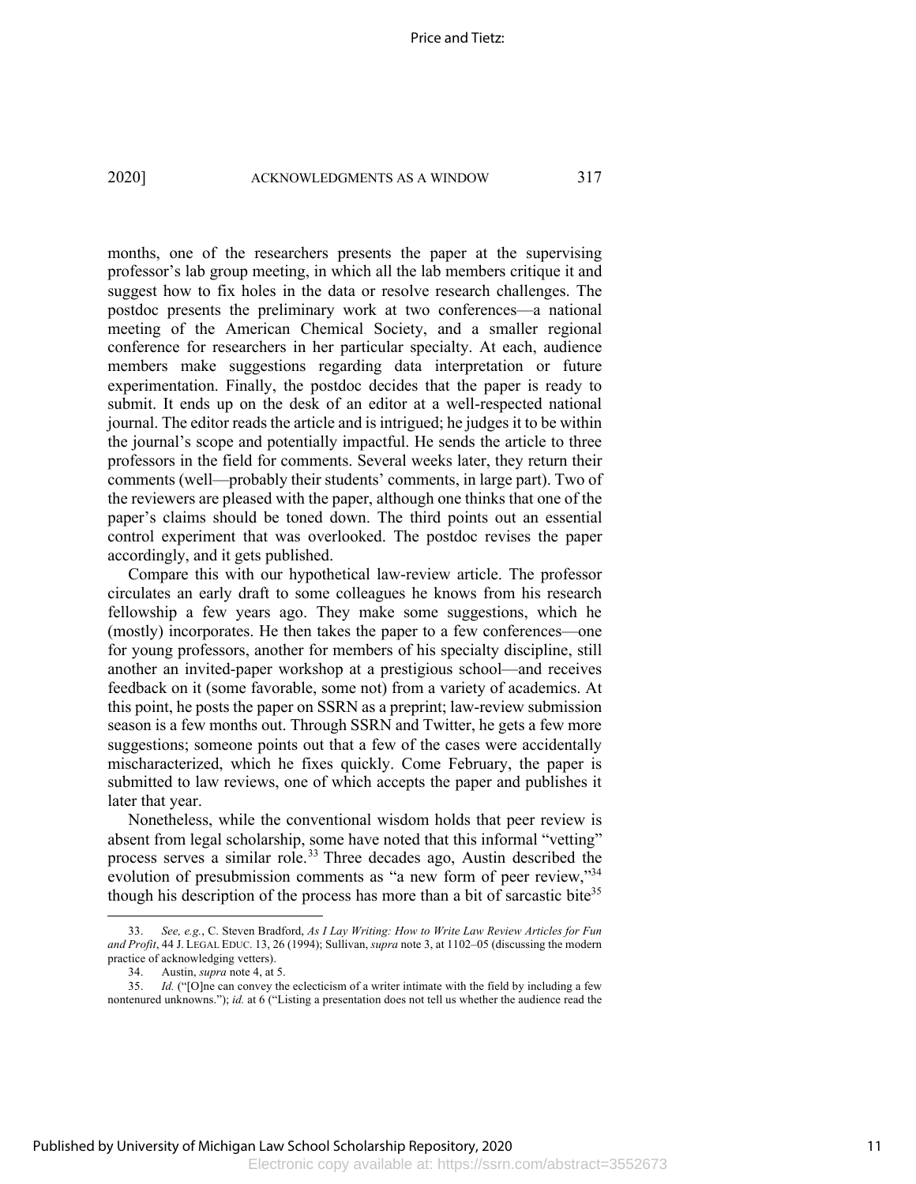months, one of the researchers presents the paper at the supervising professor's lab group meeting, in which all the lab members critique it and suggest how to fix holes in the data or resolve research challenges. The postdoc presents the preliminary work at two conferences—a national meeting of the American Chemical Society, and a smaller regional conference for researchers in her particular specialty. At each, audience members make suggestions regarding data interpretation or future experimentation. Finally, the postdoc decides that the paper is ready to submit. It ends up on the desk of an editor at a well-respected national journal. The editor reads the article and is intrigued; he judges it to be within the journal's scope and potentially impactful. He sends the article to three professors in the field for comments. Several weeks later, they return their comments (well—probably their students' comments, in large part). Two of the reviewers are pleased with the paper, although one thinks that one of the paper's claims should be toned down. The third points out an essential control experiment that was overlooked. The postdoc revises the paper accordingly, and it gets published.

Compare this with our hypothetical law-review article. The professor circulates an early draft to some colleagues he knows from his research fellowship a few years ago. They make some suggestions, which he (mostly) incorporates. He then takes the paper to a few conferences—one for young professors, another for members of his specialty discipline, still another an invited-paper workshop at a prestigious school—and receives feedback on it (some favorable, some not) from a variety of academics. At this point, he posts the paper on SSRN as a preprint; law-review submission season is a few months out. Through SSRN and Twitter, he gets a few more suggestions; someone points out that a few of the cases were accidentally mischaracterized, which he fixes quickly. Come February, the paper is submitted to law reviews, one of which accepts the paper and publishes it later that year.

Nonetheless, while the conventional wisdom holds that peer review is absent from legal scholarship, some have noted that this informal "vetting" process serves a similar role.[33] Three decades ago, Austin described the evolution of presubmission comments as "a new form of peer review,"[34] though his description of the process has more than a bit of sarcastic bite[35]

---

33. *See, e.g.*, C. Steven Bradford, *As I Lay Writing: How to Write Law Review Articles for Fun and Profit*, 44 J. LEGAL EDUC. 13, 26 (1994); Sullivan, *supra* note 3, at 1102–05 (discussing the modern practice of acknowledging vetters).

34. Austin, *supra* note 4, at 5.

35. *Id.* ("[O]ne can convey the eclecticism of a writer intimate with the field by including a few nontenured unknowns."); *id.* at 6 ("Listing a presentation does not tell us whether the audience read the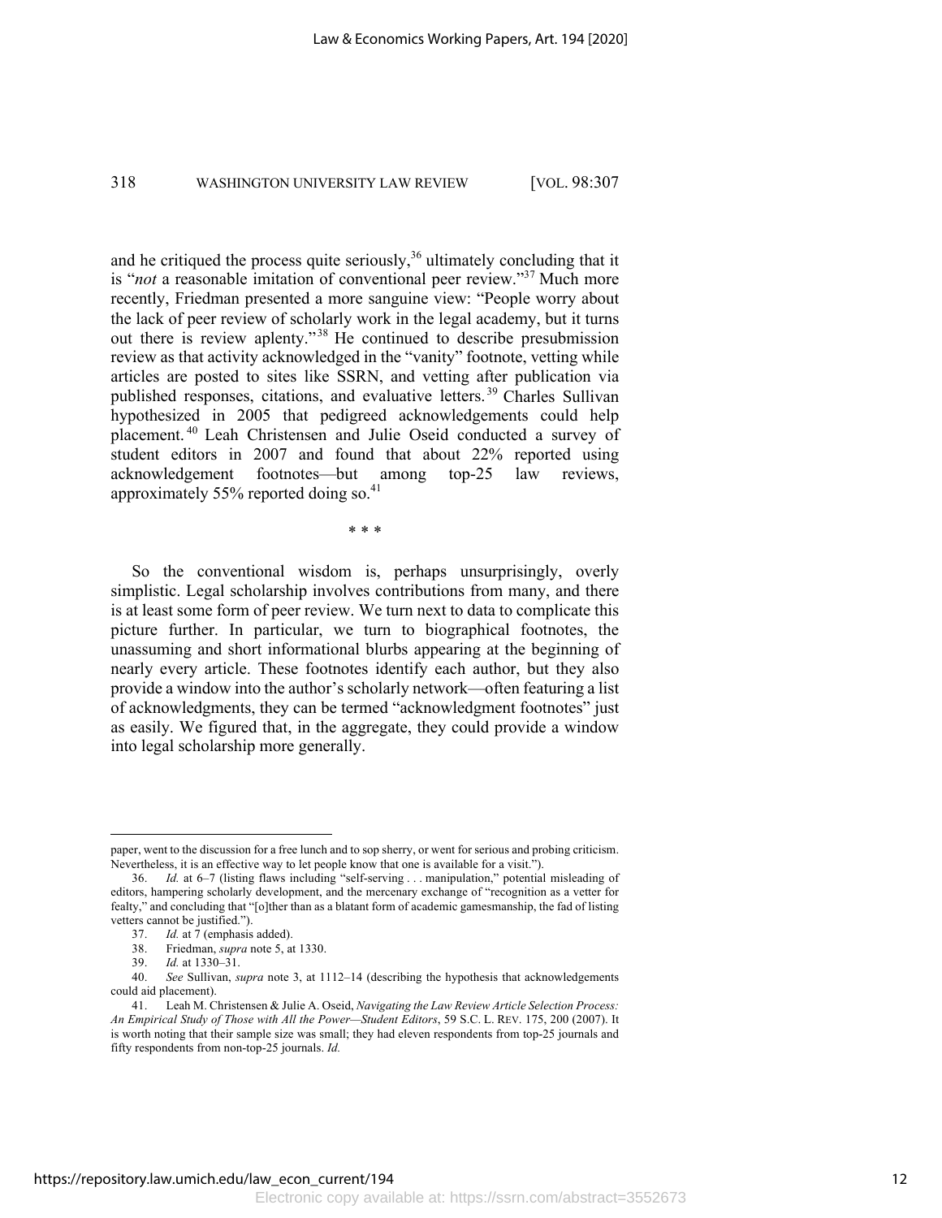and he critiqued the process quite seriously,[36] ultimately concluding that it is "*not* a reasonable imitation of conventional peer review."[37] Much more recently, Friedman presented a more sanguine view: "People worry about the lack of peer review of scholarly work in the legal academy, but it turns out there is review aplenty."[38] He continued to describe presubmission review as that activity acknowledged in the "vanity" footnote, vetting while articles are posted to sites like SSRN, and vetting after publication via published responses, citations, and evaluative letters.[39] Charles Sullivan hypothesized in 2005 that pedigreed acknowledgements could help placement.[40] Leah Christensen and Julie Oseid conducted a survey of student editors in 2007 and found that about 22% reported using acknowledgement footnotes—but among top-25 law reviews, approximately 55% reported doing so.[41]

\* \* \*

So the conventional wisdom is, perhaps unsurprisingly, overly simplistic. Legal scholarship involves contributions from many, and there is at least some form of peer review. We turn next to data to complicate this picture further. In particular, we turn to biographical footnotes, the unassuming and short informational blurbs appearing at the beginning of nearly every article. These footnotes identify each author, but they also provide a window into the author's scholarly network—often featuring a list of acknowledgments, they can be termed "acknowledgment footnotes" just as easily. We figured that, in the aggregate, they could provide a window into legal scholarship more generally.

---

paper, went to the discussion for a free lunch and to sop sherry, or went for serious and probing criticism. Nevertheless, it is an effective way to let people know that one is available for a visit.").

36. *Id.* at 6–7 (listing flaws including "self-serving . . . manipulation," potential misleading of editors, hampering scholarly development, and the mercenary exchange of "recognition as a vetter for fealty," and concluding that "[o]ther than as a blatant form of academic gamesmanship, the fad of listing vetters cannot be justified.").

37. *Id.* at 7 (emphasis added).

38. Friedman, *supra* note 5, at 1330.

39. *Id.* at 1330–31.

40. *See* Sullivan, *supra* note 3, at 1112–14 (describing the hypothesis that acknowledgements could aid placement).

41. Leah M. Christensen & Julie A. Oseid, *Navigating the Law Review Article Selection Process: An Empirical Study of Those with All the Power—Student Editors*, 59 S.C. L. REV. 175, 200 (2007). It is worth noting that their sample size was small; they had eleven respondents from top-25 journals and fifty respondents from non-top-25 journals. *Id.*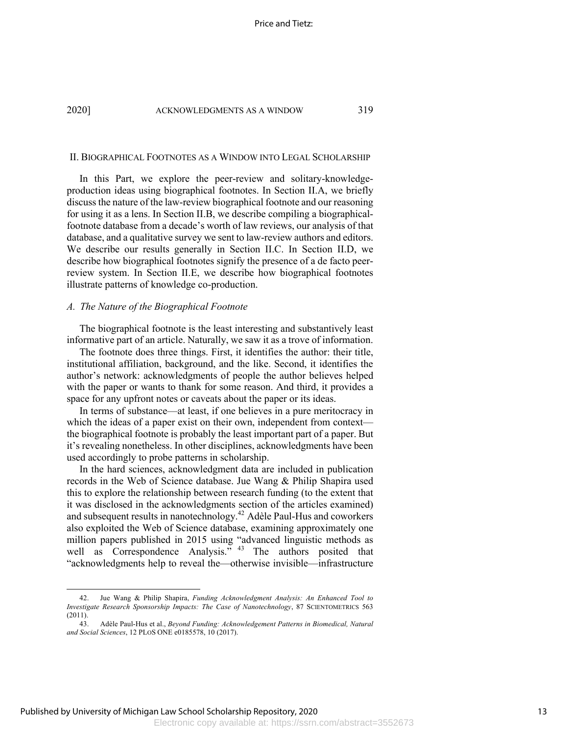## II. Biographical Footnotes as a Window into Legal Scholarship

In this Part, we explore the peer-review and solitary-knowledge-production ideas using biographical footnotes. In Section II.A, we briefly discuss the nature of the law-review biographical footnote and our reasoning for using it as a lens. In Section II.B, we describe compiling a biographical-footnote database from a decade's worth of law reviews, our analysis of that database, and a qualitative survey we sent to law-review authors and editors. We describe our results generally in Section II.C. In Section II.D, we describe how biographical footnotes signify the presence of a de facto peer-review system. In Section II.E, we describe how biographical footnotes illustrate patterns of knowledge co-production.

### *A. The Nature of the Biographical Footnote*

The biographical footnote is the least interesting and substantively least informative part of an article. Naturally, we saw it as a trove of information.

The footnote does three things. First, it identifies the author: their title, institutional affiliation, background, and the like. Second, it identifies the author's network: acknowledgments of people the author believes helped with the paper or wants to thank for some reason. And third, it provides a space for any upfront notes or caveats about the paper or its ideas.

In terms of substance—at least, if one believes in a pure meritocracy in which the ideas of a paper exist on their own, independent from context—the biographical footnote is probably the least important part of a paper. But it's revealing nonetheless. In other disciplines, acknowledgments have been used accordingly to probe patterns in scholarship.

In the hard sciences, acknowledgment data are included in publication records in the Web of Science database. Jue Wang & Philip Shapira used this to explore the relationship between research funding (to the extent that it was disclosed in the acknowledgments section of the articles examined) and subsequent results in nanotechnology.[42] Adèle Paul-Hus and coworkers also exploited the Web of Science database, examining approximately one million papers published in 2015 using "advanced linguistic methods as well as Correspondence Analysis."[43] The authors posited that "acknowledgments help to reveal the—otherwise invisible—infrastructure

---

42. Jue Wang & Philip Shapira, *Funding Acknowledgment Analysis: An Enhanced Tool to Investigate Research Sponsorship Impacts: The Case of Nanotechnology*, 87 SCIENTOMETRICS 563 (2011).

43. Adèle Paul-Hus et al., *Beyond Funding: Acknowledgement Patterns in Biomedical, Natural and Social Sciences*, 12 PLOS ONE e0185578, 10 (2017).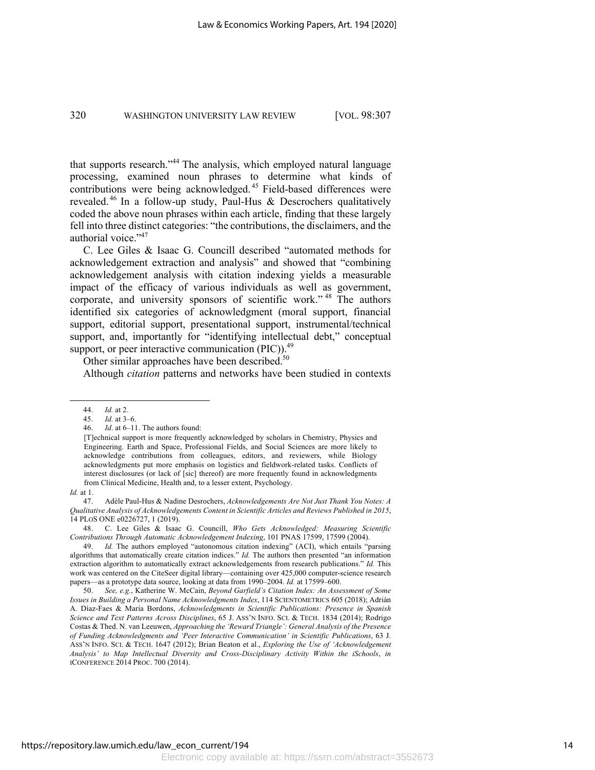that supports research."[44] The analysis, which employed natural language processing, examined noun phrases to determine what kinds of contributions were being acknowledged.[45] Field-based differences were revealed.[46] In a follow-up study, Paul-Hus & Descrochers qualitatively coded the above noun phrases within each article, finding that these largely fell into three distinct categories: "the contributions, the disclaimers, and the authorial voice."[47]

C. Lee Giles & Isaac G. Councill described "automated methods for acknowledgement extraction and analysis" and showed that "combining acknowledgement analysis with citation indexing yields a measurable impact of the efficacy of various individuals as well as government, corporate, and university sponsors of scientific work."[48] The authors identified six categories of acknowledgment (moral support, financial support, editorial support, presentational support, instrumental/technical support, and, importantly for "identifying intellectual debt," conceptual support, or peer interactive communication (PIC)).[49]

Other similar approaches have been described.[50]

Although *citation* patterns and networks have been studied in contexts

---

44. *Id.* at 2.

45. *Id.* at 3–6.

46. *Id*. at 6–11. The authors found:

> [T]echnical support is more frequently acknowledged by scholars in Chemistry, Physics and Engineering. Earth and Space, Professional Fields, and Social Sciences are more likely to acknowledge contributions from colleagues, editors, and reviewers, while Biology acknowledgments put more emphasis on logistics and fieldwork-related tasks. Conflicts of interest disclosures (or lack of [sic] thereof) are more frequently found in acknowledgments from Clinical Medicine, Health and, to a lesser extent, Psychology.

*Id.* at 1.

47. Adèle Paul-Hus & Nadine Desrochers, *Acknowledgements Are Not Just Thank You Notes: A Qualitative Analysis of Acknowledgements Content in Scientific Articles and Reviews Published in 2015*, 14 PLOS ONE e0226727, 1 (2019).

48. C. Lee Giles & Isaac G. Councill, *Who Gets Acknowledged: Measuring Scientific Contributions Through Automatic Acknowledgement Indexing*, 101 PNAS 17599, 17599 (2004).

49. *Id.* The authors employed "autonomous citation indexing" (ACI), which entails "parsing algorithms that automatically create citation indices." *Id.* The authors then presented "an information extraction algorithm to automatically extract acknowledgements from research publications." *Id.* This work was centered on the CiteSeer digital library—containing over 425,000 computer-science research papers—as a prototype data source, looking at data from 1990–2004. *Id.* at 17599–600.

50. *See, e.g.*, Katherine W. McCain, *Beyond Garfield's Citation Index: An Assessment of Some Issues in Building a Personal Name Acknowledgments Index*, 114 SCIENTOMETRICS 605 (2018); Adrián A. Díaz-Faes & María Bordons, *Acknowledgments in Scientific Publications: Presence in Spanish Science and Text Patterns Across Disciplines*, 65 J. ASS'N INFO. SCI. & TECH. 1834 (2014); Rodrigo Costas & Thed. N. van Leeuwen, *Approaching the 'Reward Triangle': General Analysis of the Presence of Funding Acknowledgments and 'Peer Interactive Communication' in Scientific Publications*, 63 J. ASS'N INFO. SCI. & TECH. 1647 (2012); Brian Beaton et al., *Exploring the Use of 'Acknowledgement Analysis' to Map Intellectual Diversity and Cross-Disciplinary Activity Within the iSchools*, *in* ICONFERENCE 2014 PROC. 700 (2014).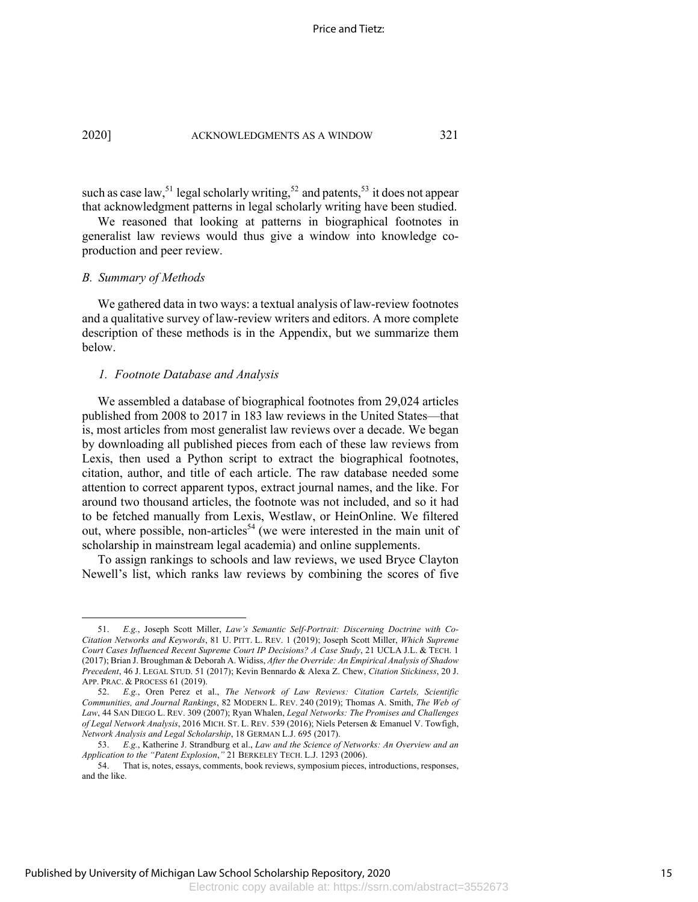such as case law,[51] legal scholarly writing,[52] and patents,[53] it does not appear that acknowledgment patterns in legal scholarly writing have been studied.

We reasoned that looking at patterns in biographical footnotes in generalist law reviews would thus give a window into knowledge co-production and peer review.

### *B. Summary of Methods*

We gathered data in two ways: a textual analysis of law-review footnotes and a qualitative survey of law-review writers and editors. A more complete description of these methods is in the Appendix, but we summarize them below.

#### *1. Footnote Database and Analysis*

We assembled a database of biographical footnotes from 29,024 articles published from 2008 to 2017 in 183 law reviews in the United States—that is, most articles from most generalist law reviews over a decade. We began by downloading all published pieces from each of these law reviews from Lexis, then used a Python script to extract the biographical footnotes, citation, author, and title of each article. The raw database needed some attention to correct apparent typos, extract journal names, and the like. For around two thousand articles, the footnote was not included, and so it had to be fetched manually from Lexis, Westlaw, or HeinOnline. We filtered out, where possible, non-articles[54] (we were interested in the main unit of scholarship in mainstream legal academia) and online supplements.

To assign rankings to schools and law reviews, we used Bryce Clayton Newell's list, which ranks law reviews by combining the scores of five

---

51. *E.g.*, Joseph Scott Miller, *Law's Semantic Self-Portrait: Discerning Doctrine with Co-Citation Networks and Keywords*, 81 U. PITT. L. REV. 1 (2019); Joseph Scott Miller, *Which Supreme Court Cases Influenced Recent Supreme Court IP Decisions? A Case Study*, 21 UCLA J.L. & TECH. 1 (2017); Brian J. Broughman & Deborah A. Widiss, *After the Override: An Empirical Analysis of Shadow Precedent*, 46 J. LEGAL STUD. 51 (2017); Kevin Bennardo & Alexa Z. Chew, *Citation Stickiness*, 20 J. APP. PRAC. & PROCESS 61 (2019).

52. *E.g.*, Oren Perez et al., *The Network of Law Reviews: Citation Cartels, Scientific Communities, and Journal Rankings*, 82 MODERN L. REV. 240 (2019); Thomas A. Smith, *The Web of Law*, 44 SAN DIEGO L. REV. 309 (2007); Ryan Whalen, *Legal Networks: The Promises and Challenges of Legal Network Analysis*, 2016 MICH. ST. L. REV. 539 (2016); Niels Petersen & Emanuel V. Towfigh, *Network Analysis and Legal Scholarship*, 18 GERMAN L.J. 695 (2017).

53. *E.g.*, Katherine J. Strandburg et al., *Law and the Science of Networks: An Overview and an Application to the "Patent Explosion*,*"* 21 BERKELEY TECH. L.J. 1293 (2006).

54. That is, notes, essays, comments, book reviews, symposium pieces, introductions, responses, and the like.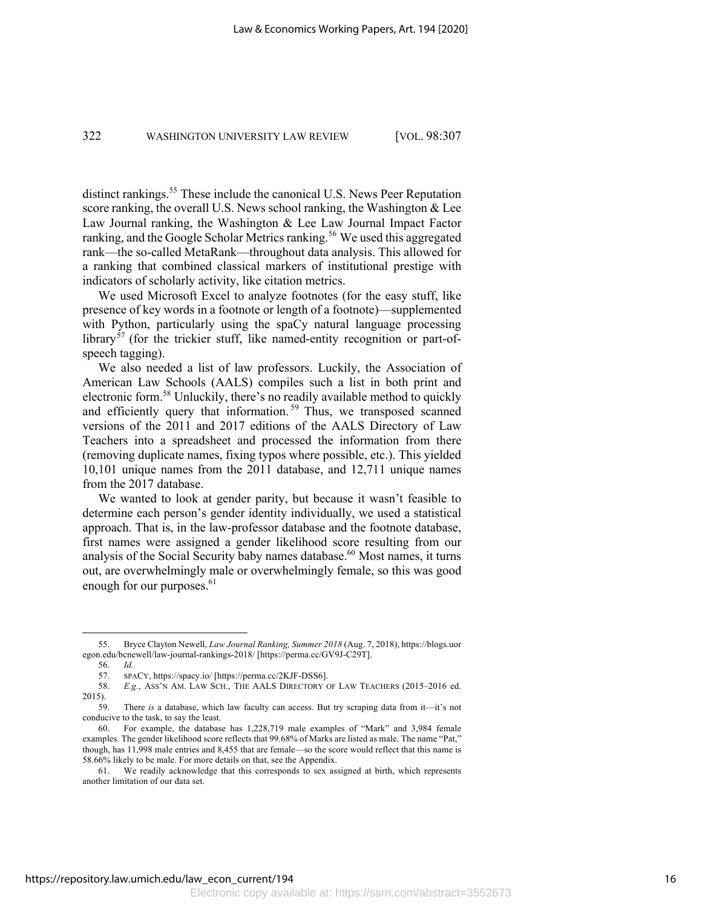distinct rankings.[55] These include the canonical U.S. News Peer Reputation score ranking, the overall U.S. News school ranking, the Washington & Lee Law Journal ranking, the Washington & Lee Law Journal Impact Factor ranking, and the Google Scholar Metrics ranking.[56] We used this aggregated rank—the so-called MetaRank—throughout data analysis. This allowed for a ranking that combined classical markers of institutional prestige with indicators of scholarly activity, like citation metrics.

We used Microsoft Excel to analyze footnotes (for the easy stuff, like presence of key words in a footnote or length of a footnote)—supplemented with Python, particularly using the spaCy natural language processing library[57] (for the trickier stuff, like named-entity recognition or part-of-speech tagging).

We also needed a list of law professors. Luckily, the Association of American Law Schools (AALS) compiles such a list in both print and electronic form.[58] Unluckily, there's no readily available method to quickly and efficiently query that information.[59] Thus, we transposed scanned versions of the 2011 and 2017 editions of the AALS Directory of Law Teachers into a spreadsheet and processed the information from there (removing duplicate names, fixing typos where possible, etc.). This yielded 10,101 unique names from the 2011 database, and 12,711 unique names from the 2017 database.

We wanted to look at gender parity, but because it wasn't feasible to determine each person's gender identity individually, we used a statistical approach. That is, in the law-professor database and the footnote database, first names were assigned a gender likelihood score resulting from our analysis of the Social Security baby names database.[60] Most names, it turns out, are overwhelmingly male or overwhelmingly female, so this was good enough for our purposes.[61]

---

55. Bryce Clayton Newell, *Law Journal Ranking, Summer 2018* (Aug. 7, 2018), https://blogs.uoregon.edu/bcnewell/law-journal-rankings-2018/ [https://perma.cc/GV9J-C29T].

56. *Id.*

57. SPACY, https://spacy.io/ [https://perma.cc/2KJF-DSS6].

58. *E.g.*, ASS'N AM. LAW SCH., THE AALS DIRECTORY OF LAW TEACHERS (2015–2016 ed. 2015).

59. There *is* a database, which law faculty can access. But try scraping data from it—it's not conducive to the task, to say the least.

60. For example, the database has 1,228,719 male examples of "Mark" and 3,984 female examples. The gender likelihood score reflects that 99.68% of Marks are listed as male. The name "Pat," though, has 11,998 male entries and 8,455 that are female—so the score would reflect that this name is 58.66% likely to be male. For more details on that, see the Appendix.

61. We readily acknowledge that this corresponds to sex assigned at birth, which represents another limitation of our data set.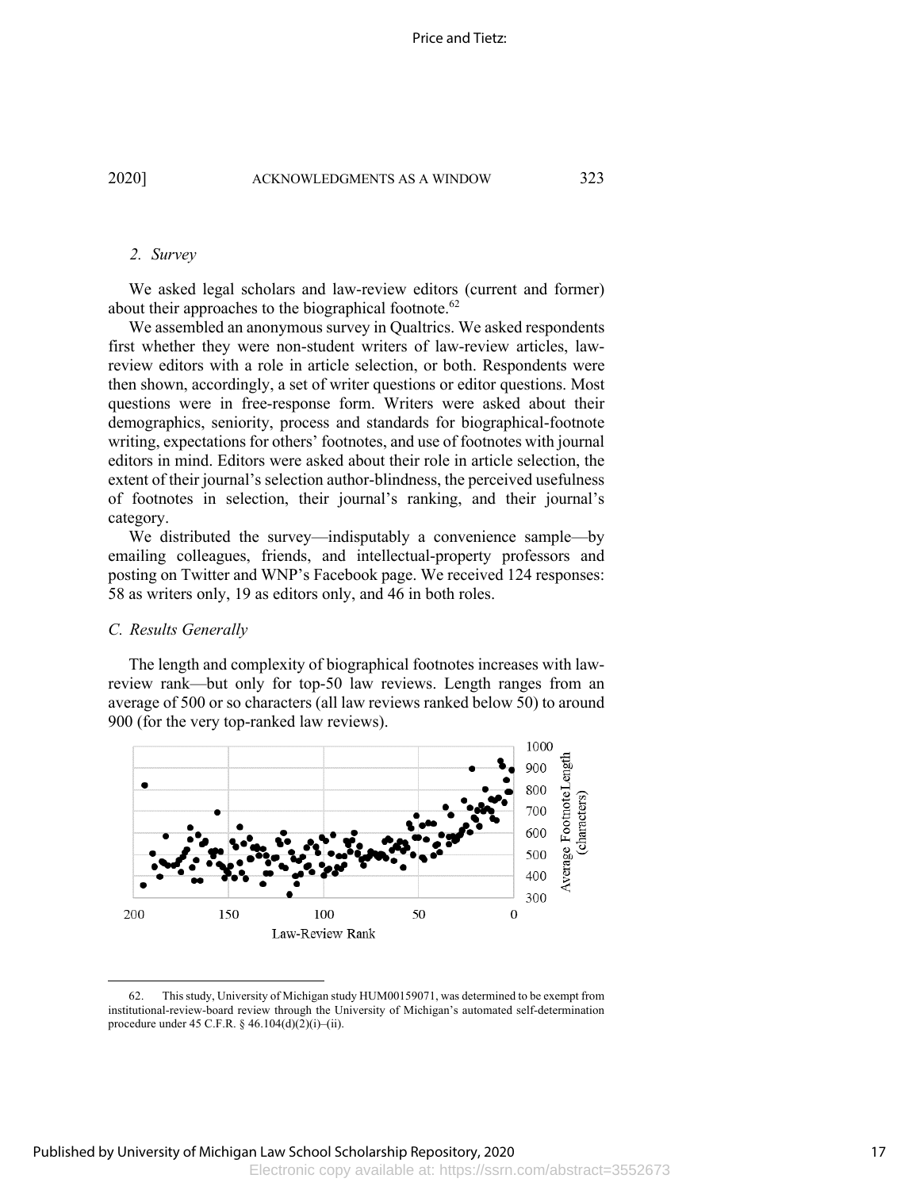*2. Survey*

We asked legal scholars and law-review editors (current and former) about their approaches to the biographical footnote.[62]

We assembled an anonymous survey in Qualtrics. We asked respondents first whether they were non-student writers of law-review articles, law-review editors with a role in article selection, or both. Respondents were then shown, accordingly, a set of writer questions or editor questions. Most questions were in free-response form. Writers were asked about their demographics, seniority, process and standards for biographical-footnote writing, expectations for others' footnotes, and use of footnotes with journal editors in mind. Editors were asked about their role in article selection, the extent of their journal's selection author-blindness, the perceived usefulness of footnotes in selection, their journal's ranking, and their journal's category.

We distributed the survey—indisputably a convenience sample—by emailing colleagues, friends, and intellectual-property professors and posting on Twitter and WNP's Facebook page. We received 124 responses: 58 as writers only, 19 as editors only, and 46 in both roles.

*C. Results Generally*

The length and complexity of biographical footnotes increases with law-review rank—but only for top-50 law reviews. Length ranges from an average of 500 or so characters (all law reviews ranked below 50) to around 900 (for the very top-ranked law reviews).

62. This study, University of Michigan study HUM00159071, was determined to be exempt from institutional-review-board review through the University of Michigan's automated self-determination procedure under 45 C.F.R. § 46.104(d)(2)(i)–(ii).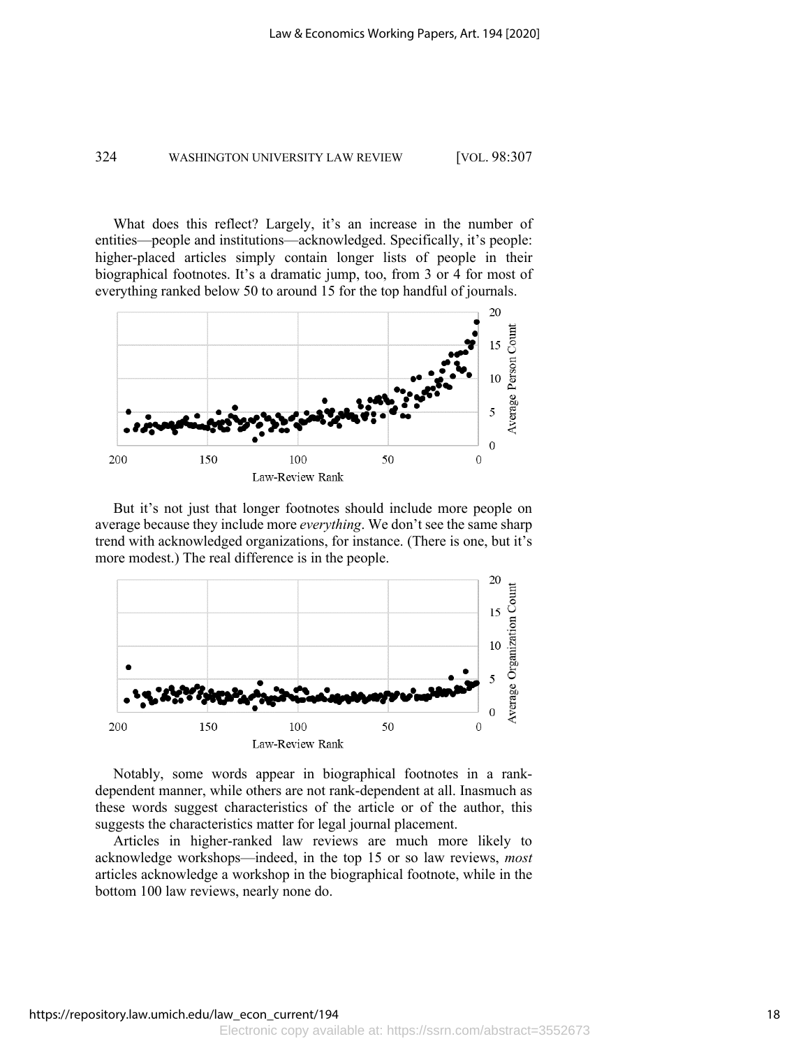What does this reflect? Largely, it's an increase in the number of entities—people and institutions—acknowledged. Specifically, it's people: higher-placed articles simply contain longer lists of people in their biographical footnotes. It's a dramatic jump, too, from 3 or 4 for most of everything ranked below 50 to around 15 for the top handful of journals.

But it's not just that longer footnotes should include more people on average because they include more *everything*. We don't see the same sharp trend with acknowledged organizations, for instance. (There is one, but it's more modest.) The real difference is in the people.

Notably, some words appear in biographical footnotes in a rank-dependent manner, while others are not rank-dependent at all. Inasmuch as these words suggest characteristics of the article or of the author, this suggests the characteristics matter for legal journal placement.

Articles in higher-ranked law reviews are much more likely to acknowledge workshops—indeed, in the top 15 or so law reviews, *most* articles acknowledge a workshop in the biographical footnote, while in the bottom 100 law reviews, nearly none do.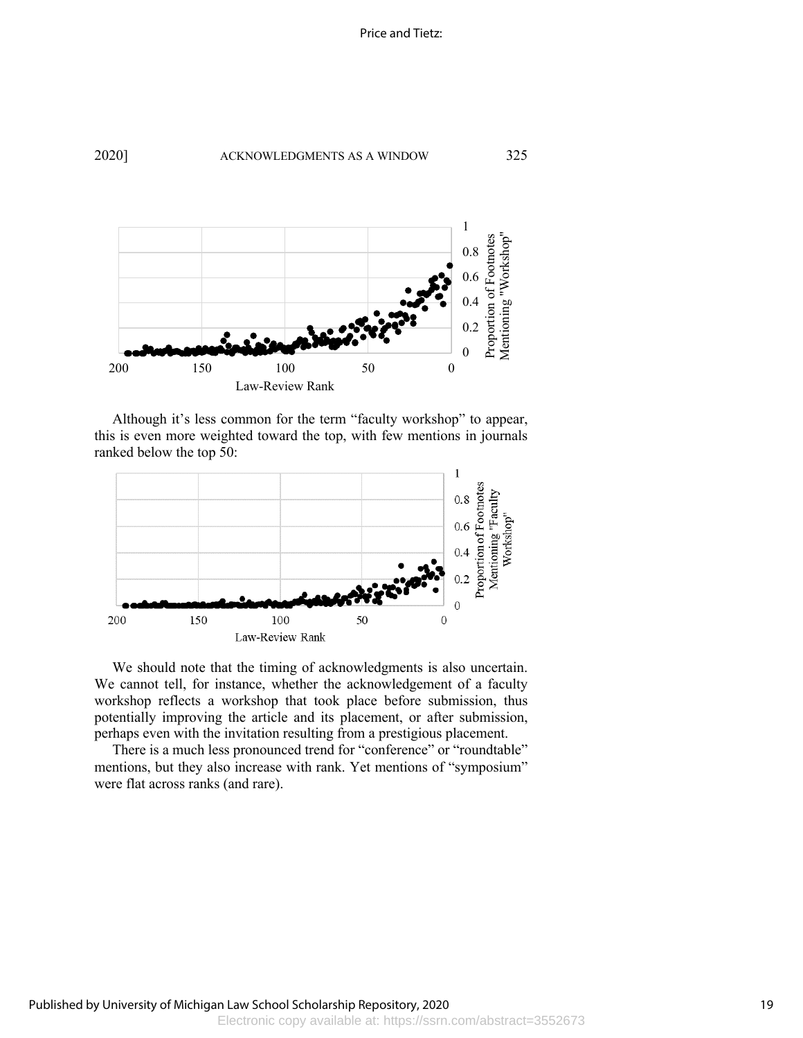Although it's less common for the term "faculty workshop" to appear, this is even more weighted toward the top, with few mentions in journals ranked below the top 50:

We should note that the timing of acknowledgments is also uncertain. We cannot tell, for instance, whether the acknowledgement of a faculty workshop reflects a workshop that took place before submission, thus potentially improving the article and its placement, or after submission, perhaps even with the invitation resulting from a prestigious placement.

There is a much less pronounced trend for "conference" or "roundtable" mentions, but they also increase with rank. Yet mentions of "symposium" were flat across ranks (and rare).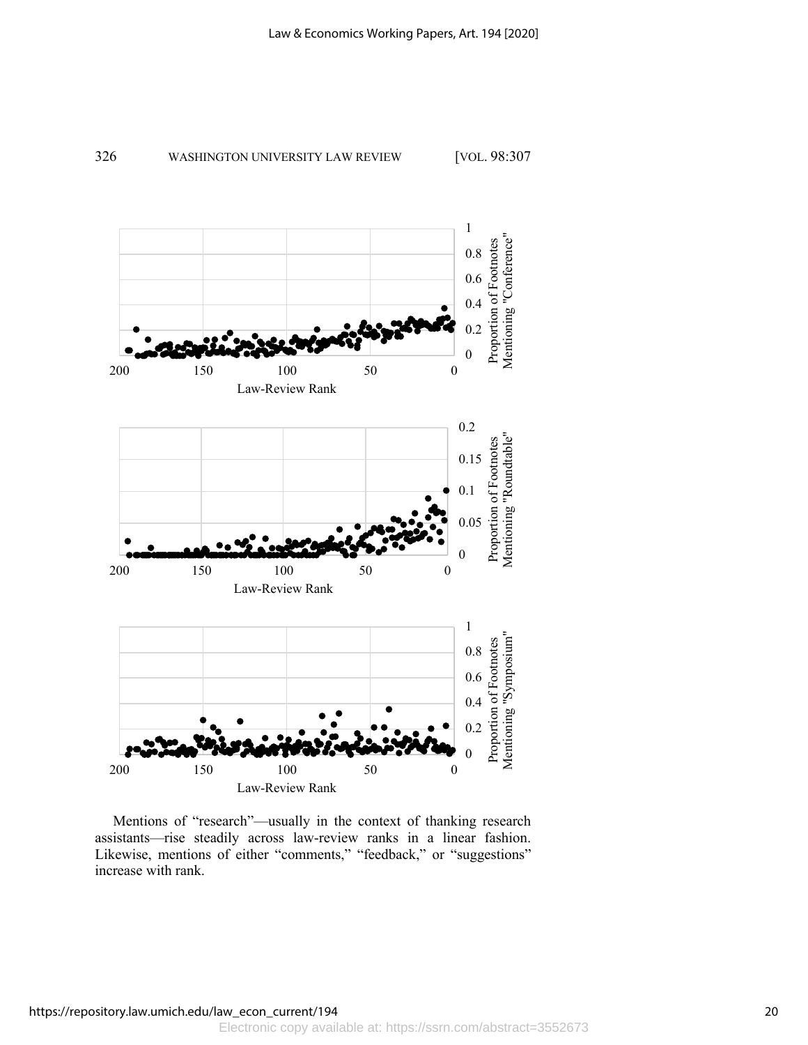Mentions of "research"—usually in the context of thanking research assistants—rise steadily across law-review ranks in a linear fashion. Likewise, mentions of either "comments," "feedback," or "suggestions" increase with rank.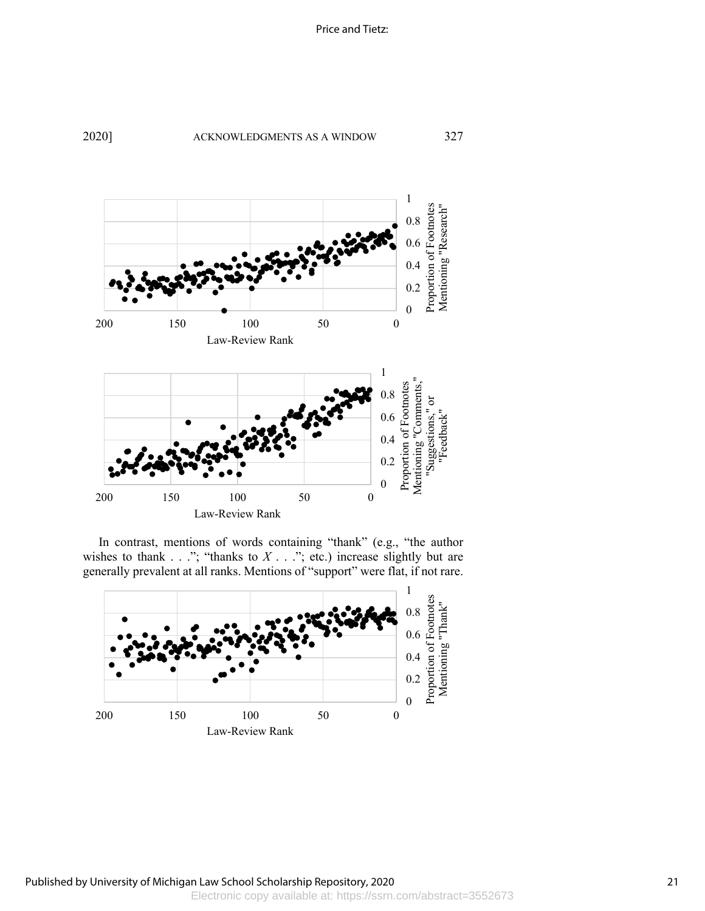In contrast, mentions of words containing "thank" (e.g., "the author wishes to thank . . ."; "thanks to *X* . . ."; etc.) increase slightly but are generally prevalent at all ranks. Mentions of "support" were flat, if not rare.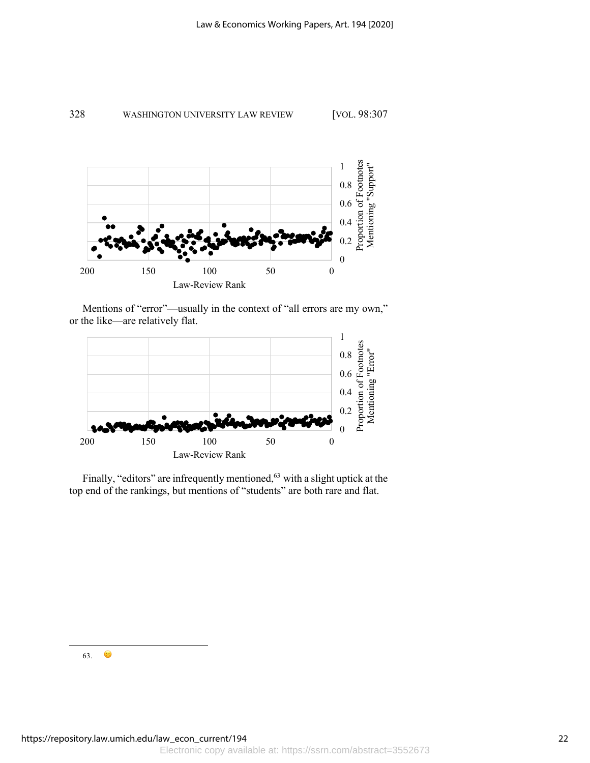Mentions of "error"—usually in the context of "all errors are my own," or the like—are relatively flat.

Finally, "editors" are infrequently mentioned,[63] with a slight uptick at the top end of the rankings, but mentions of "students" are both rare and flat.

63. ☹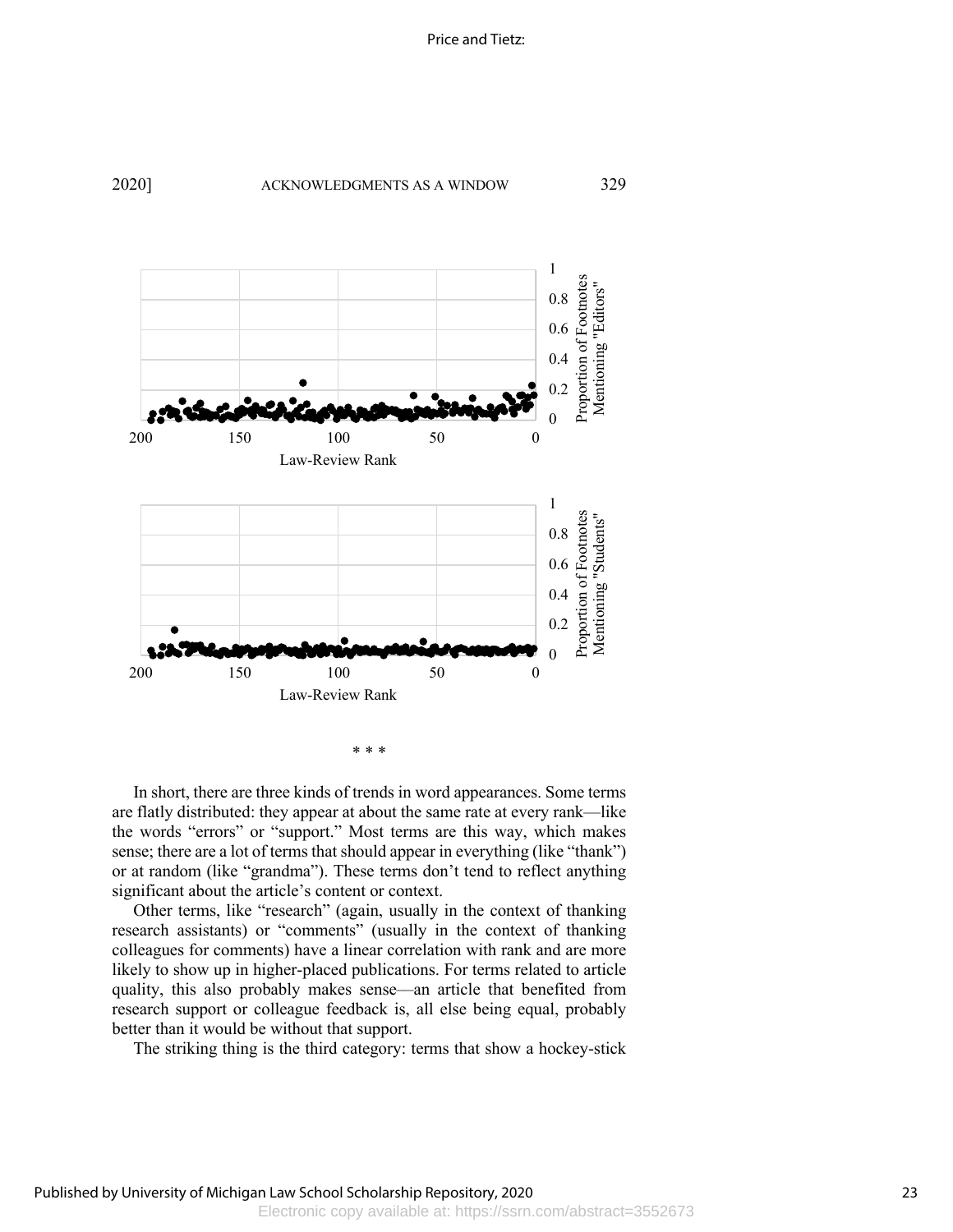* * *

In short, there are three kinds of trends in word appearances. Some terms are flatly distributed: they appear at about the same rate at every rank—like the words "errors" or "support." Most terms are this way, which makes sense; there are a lot of terms that should appear in everything (like "thank") or at random (like "grandma"). These terms don't tend to reflect anything significant about the article's content or context.

Other terms, like "research" (again, usually in the context of thanking research assistants) or "comments" (usually in the context of thanking colleagues for comments) have a linear correlation with rank and are more likely to show up in higher-placed publications. For terms related to article quality, this also probably makes sense—an article that benefited from research support or colleague feedback is, all else being equal, probably better than it would be without that support.

The striking thing is the third category: terms that show a hockey-stick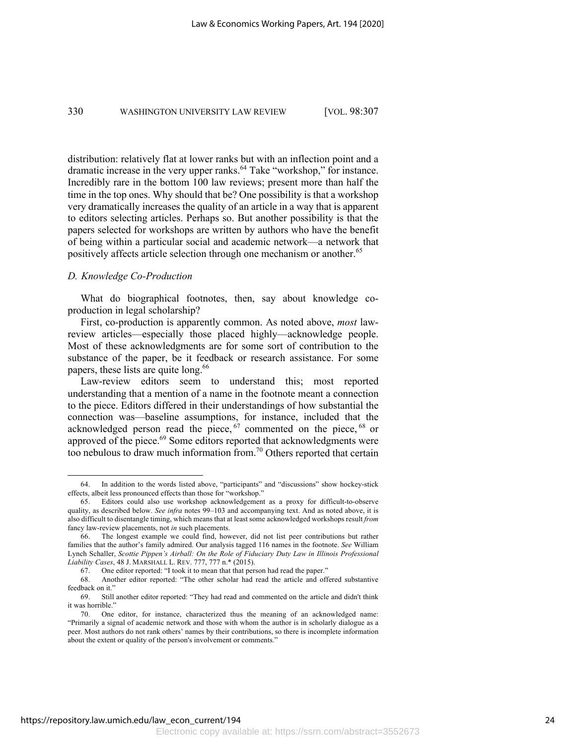distribution: relatively flat at lower ranks but with an inflection point and a dramatic increase in the very upper ranks.[64] Take "workshop," for instance. Incredibly rare in the bottom 100 law reviews; present more than half the time in the top ones. Why should that be? One possibility is that a workshop very dramatically increases the quality of an article in a way that is apparent to editors selecting articles. Perhaps so. But another possibility is that the papers selected for workshops are written by authors who have the benefit of being within a particular social and academic network—a network that positively affects article selection through one mechanism or another.[65]

### *D. Knowledge Co-Production*

What do biographical footnotes, then, say about knowledge co-production in legal scholarship?

First, co-production is apparently common. As noted above, *most* law-review articles—especially those placed highly—acknowledge people. Most of these acknowledgments are for some sort of contribution to the substance of the paper, be it feedback or research assistance. For some papers, these lists are quite long.[66]

Law-review editors seem to understand this; most reported understanding that a mention of a name in the footnote meant a connection to the piece. Editors differed in their understandings of how substantial the connection was—baseline assumptions, for instance, included that the acknowledged person read the piece,[67] commented on the piece,[68] or approved of the piece.[69] Some editors reported that acknowledgments were too nebulous to draw much information from.[70] Others reported that certain

---

64. In addition to the words listed above, "participants" and "discussions" show hockey-stick effects, albeit less pronounced effects than those for "workshop."

65. Editors could also use workshop acknowledgement as a proxy for difficult-to-observe quality, as described below. *See infra* notes 99–103 and accompanying text. And as noted above, it is also difficult to disentangle timing, which means that at least some acknowledged workshops result *from* fancy law-review placements, not *in* such placements.

66. The longest example we could find, however, did not list peer contributions but rather families that the author's family admired. Our analysis tagged 116 names in the footnote. *See* William Lynch Schaller, *Scottie Pippen's Airball: On the Role of Fiduciary Duty Law in Illinois Professional Liability Cases*, 48 J. MARSHALL L. REV. 777, 777 n.* (2015).

67. One editor reported: "I took it to mean that that person had read the paper."

68. Another editor reported: "The other scholar had read the article and offered substantive feedback on it."

69. Still another editor reported: "They had read and commented on the article and didn't think it was horrible."

70. One editor, for instance, characterized thus the meaning of an acknowledged name: "Primarily a signal of academic network and those with whom the author is in scholarly dialogue as a peer. Most authors do not rank others' names by their contributions, so there is incomplete information about the extent or quality of the person's involvement or comments."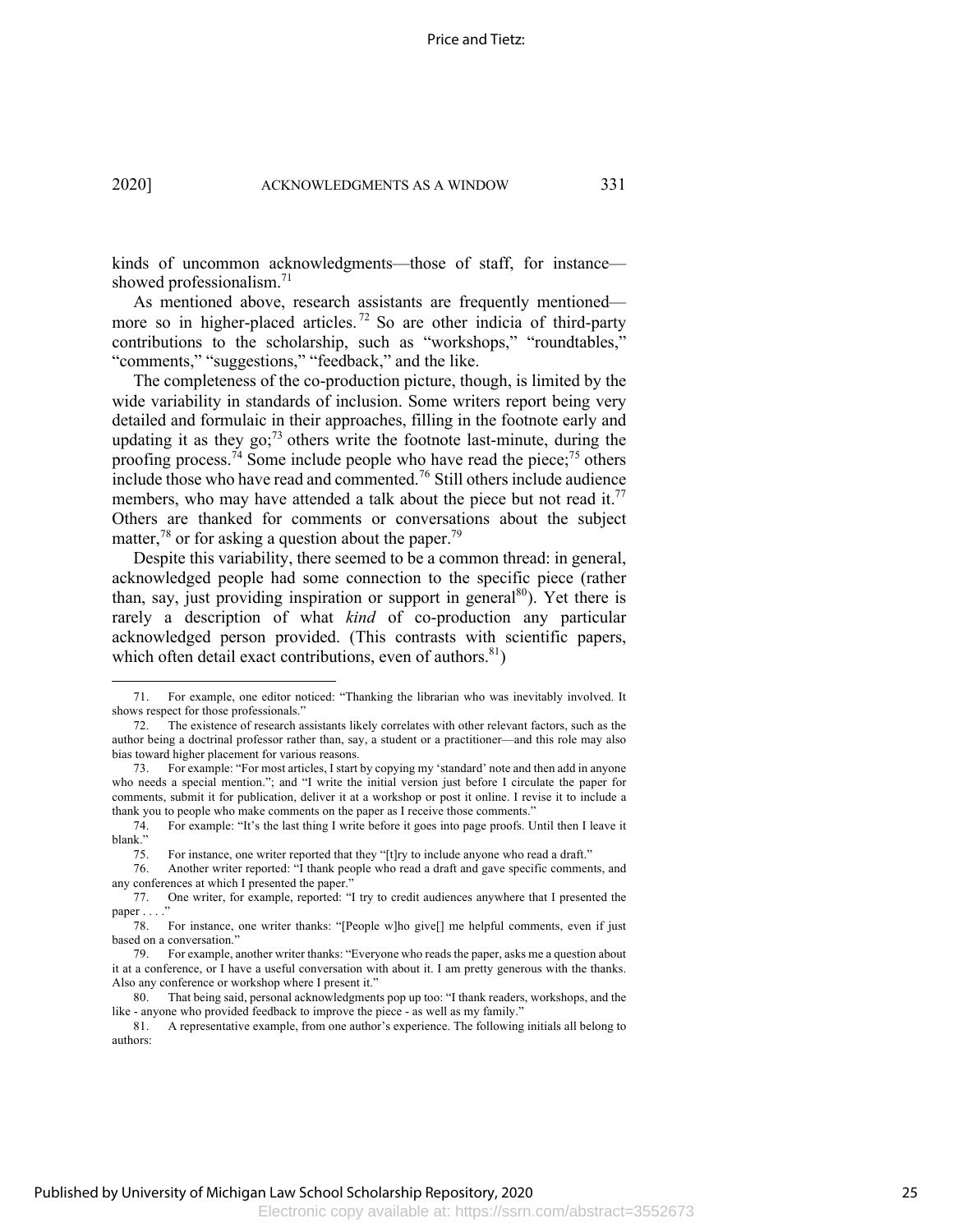kinds of uncommon acknowledgments—those of staff, for instance—showed professionalism.[71]

As mentioned above, research assistants are frequently mentioned—more so in higher-placed articles.[72] So are other indicia of third-party contributions to the scholarship, such as "workshops," "roundtables," "comments," "suggestions," "feedback," and the like.

The completeness of the co-production picture, though, is limited by the wide variability in standards of inclusion. Some writers report being very detailed and formulaic in their approaches, filling in the footnote early and updating it as they go;[73] others write the footnote last-minute, during the proofing process.[74] Some include people who have read the piece;[75] others include those who have read and commented.[76] Still others include audience members, who may have attended a talk about the piece but not read it.[77] Others are thanked for comments or conversations about the subject matter,[78] or for asking a question about the paper.[79]

Despite this variability, there seemed to be a common thread: in general, acknowledged people had some connection to the specific piece (rather than, say, just providing inspiration or support in general[80]). Yet there is rarely a description of what *kind* of co-production any particular acknowledged person provided. (This contrasts with scientific papers, which often detail exact contributions, even of authors.[81])

---

71. For example, one editor noticed: "Thanking the librarian who was inevitably involved. It shows respect for those professionals."

72. The existence of research assistants likely correlates with other relevant factors, such as the author being a doctrinal professor rather than, say, a student or a practitioner—and this role may also bias toward higher placement for various reasons.

73. For example: "For most articles, I start by copying my 'standard' note and then add in anyone who needs a special mention."; and "I write the initial version just before I circulate the paper for comments, submit it for publication, deliver it at a workshop or post it online. I revise it to include a thank you to people who make comments on the paper as I receive those comments."

74. For example: "It's the last thing I write before it goes into page proofs. Until then I leave it blank."

75. For instance, one writer reported that they "[t]ry to include anyone who read a draft."

76. Another writer reported: "I thank people who read a draft and gave specific comments, and any conferences at which I presented the paper."

77. One writer, for example, reported: "I try to credit audiences anywhere that I presented the paper . . . ."

78. For instance, one writer thanks: "[People w]ho give[] me helpful comments, even if just based on a conversation."

79. For example, another writer thanks: "Everyone who reads the paper, asks me a question about it at a conference, or I have a useful conversation with about it. I am pretty generous with the thanks. Also any conference or workshop where I present it."

80. That being said, personal acknowledgments pop up too: "I thank readers, workshops, and the like - anyone who provided feedback to improve the piece - as well as my family."

81. A representative example, from one author's experience. The following initials all belong to authors: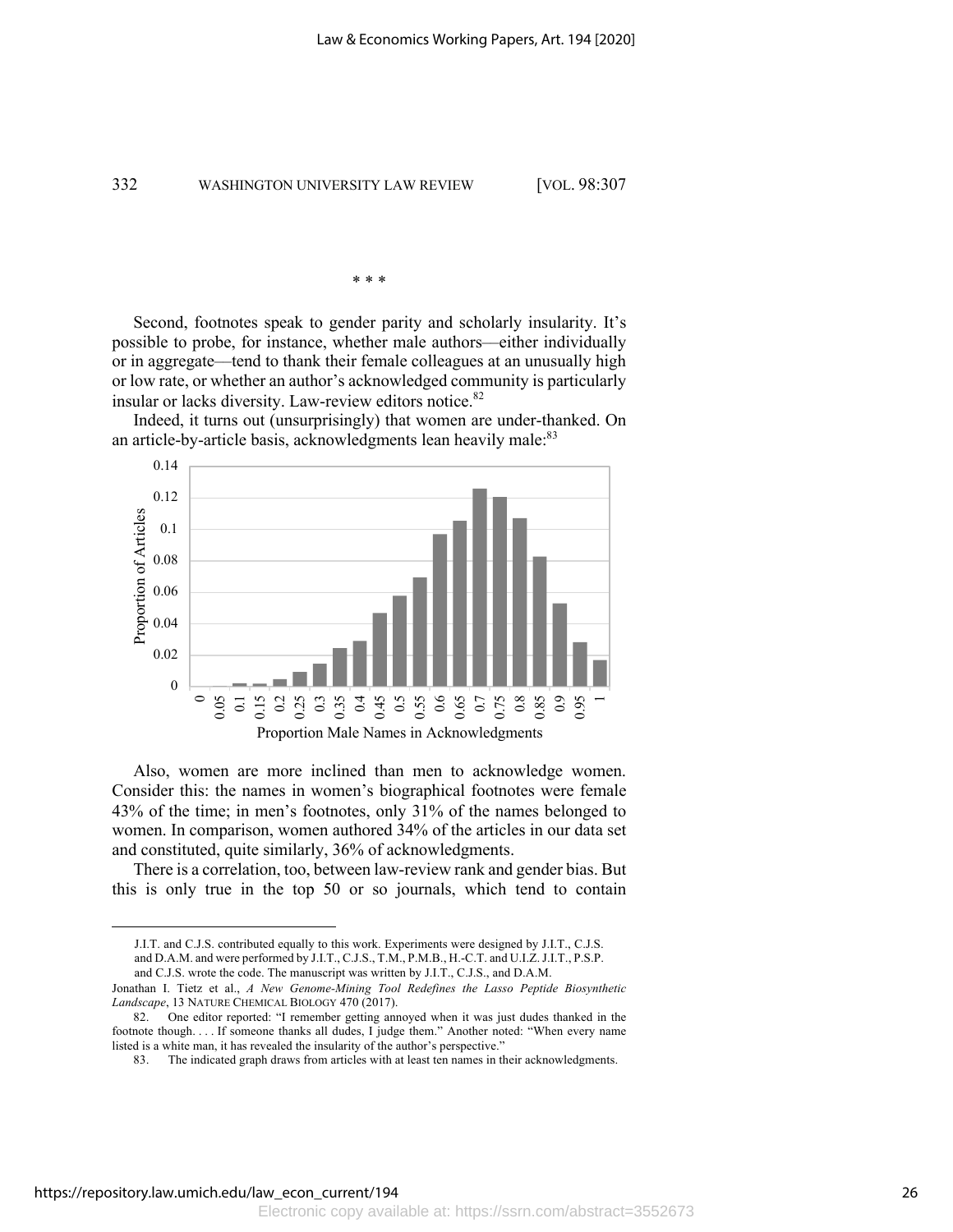\* \* \*

Second, footnotes speak to gender parity and scholarly insularity. It's possible to probe, for instance, whether male authors—either individually or in aggregate—tend to thank their female colleagues at an unusually high or low rate, or whether an author's acknowledged community is particularly insular or lacks diversity. Law-review editors notice.[82]

Indeed, it turns out (unsurprisingly) that women are under-thanked. On an article-by-article basis, acknowledgments lean heavily male:[83]

Also, women are more inclined than men to acknowledge women. Consider this: the names in women's biographical footnotes were female 43% of the time; in men's footnotes, only 31% of the names belonged to women. In comparison, women authored 34% of the articles in our data set and constituted, quite similarly, 36% of acknowledgments.

There is a correlation, too, between law-review rank and gender bias. But this is only true in the top 50 or so journals, which tend to contain

---

J.I.T. and C.J.S. contributed equally to this work. Experiments were designed by J.I.T., C.J.S. and D.A.M. and were performed by J.I.T., C.J.S., T.M., P.M.B., H.-C.T. and U.I.Z. J.I.T., P.S.P. and C.J.S. wrote the code. The manuscript was written by J.I.T., C.J.S., and D.A.M.

Jonathan I. Tietz et al., *A New Genome-Mining Tool Redefines the Lasso Peptide Biosynthetic Landscape*, 13 NATURE CHEMICAL BIOLOGY 470 (2017).

82. One editor reported: "I remember getting annoyed when it was just dudes thanked in the footnote though. . . . If someone thanks all dudes, I judge them." Another noted: "When every name listed is a white man, it has revealed the insularity of the author's perspective."

83. The indicated graph draws from articles with at least ten names in their acknowledgments.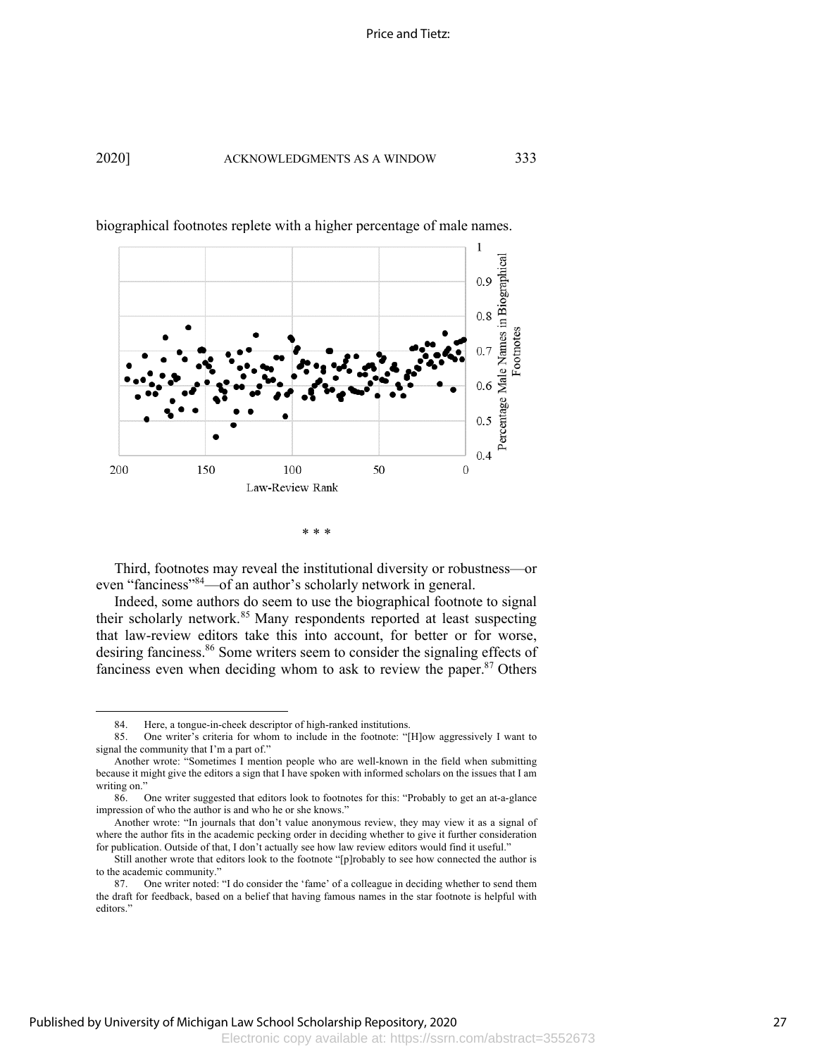biographical footnotes replete with a higher percentage of male names.

\* \* \*

Third, footnotes may reveal the institutional diversity or robustness—or even "fanciness"[84]—of an author's scholarly network in general.

Indeed, some authors do seem to use the biographical footnote to signal their scholarly network.[85] Many respondents reported at least suspecting that law-review editors take this into account, for better or for worse, desiring fanciness.[86] Some writers seem to consider the signaling effects of fanciness even when deciding whom to ask to review the paper.[87] Others

---

84. Here, a tongue-in-cheek descriptor of high-ranked institutions.

85. One writer's criteria for whom to include in the footnote: "[H]ow aggressively I want to signal the community that I'm a part of."

Another wrote: "Sometimes I mention people who are well-known in the field when submitting because it might give the editors a sign that I have spoken with informed scholars on the issues that I am writing on."

86. One writer suggested that editors look to footnotes for this: "Probably to get an at-a-glance impression of who the author is and who he or she knows."

Another wrote: "In journals that don't value anonymous review, they may view it as a signal of where the author fits in the academic pecking order in deciding whether to give it further consideration for publication. Outside of that, I don't actually see how law review editors would find it useful."

Still another wrote that editors look to the footnote "[p]robably to see how connected the author is to the academic community."

87. One writer noted: "I do consider the 'fame' of a colleague in deciding whether to send them the draft for feedback, based on a belief that having famous names in the star footnote is helpful with editors."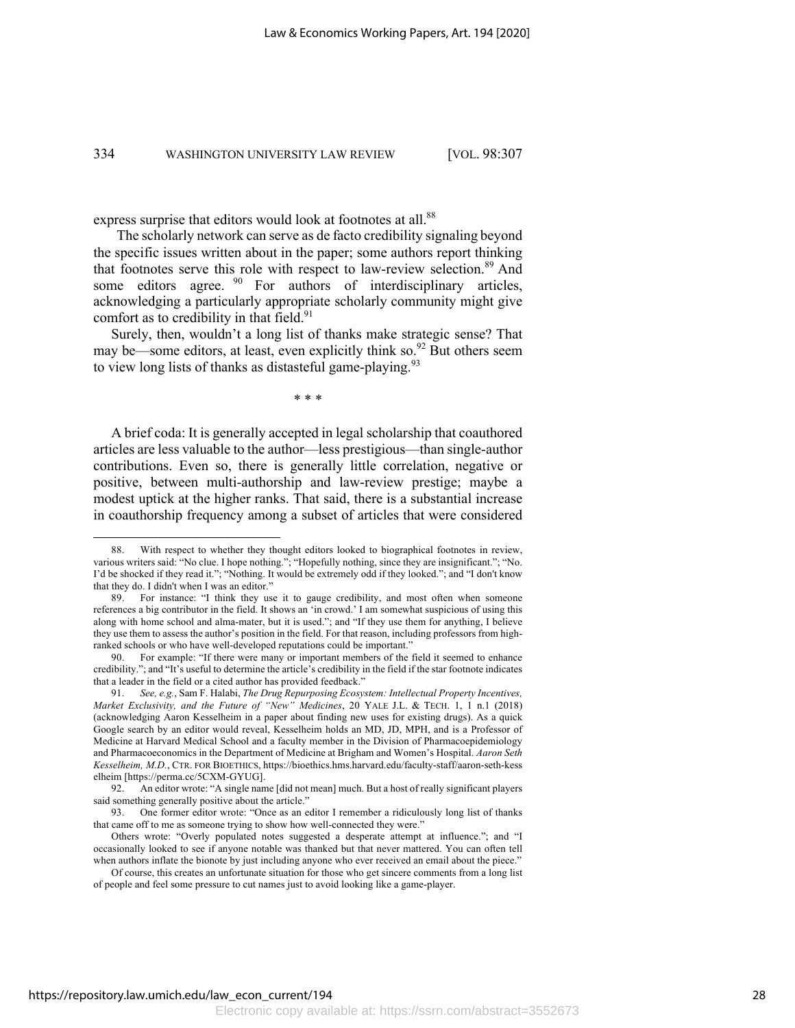express surprise that editors would look at footnotes at all.[88]

The scholarly network can serve as de facto credibility signaling beyond the specific issues written about in the paper; some authors report thinking that footnotes serve this role with respect to law-review selection.[89] And some editors agree.[90] For authors of interdisciplinary articles, acknowledging a particularly appropriate scholarly community might give comfort as to credibility in that field.[91]

Surely, then, wouldn't a long list of thanks make strategic sense? That may be—some editors, at least, even explicitly think so.[92] But others seem to view long lists of thanks as distasteful game-playing.[93]

\* \* \*

A brief coda: It is generally accepted in legal scholarship that coauthored articles are less valuable to the author—less prestigious—than single-author contributions. Even so, there is generally little correlation, negative or positive, between multi-authorship and law-review prestige; maybe a modest uptick at the higher ranks. That said, there is a substantial increase in coauthorship frequency among a subset of articles that were considered

---

88. With respect to whether they thought editors looked to biographical footnotes in review, various writers said: "No clue. I hope nothing."; "Hopefully nothing, since they are insignificant."; "No. I'd be shocked if they read it."; "Nothing. It would be extremely odd if they looked."; and "I don't know that they do. I didn't when I was an editor."

89. For instance: "I think they use it to gauge credibility, and most often when someone references a big contributor in the field. It shows an 'in crowd.' I am somewhat suspicious of using this along with home school and alma-mater, but it is used."; and "If they use them for anything, I believe they use them to assess the author's position in the field. For that reason, including professors from high-ranked schools or who have well-developed reputations could be important."

90. For example: "If there were many or important members of the field it seemed to enhance credibility."; and "It's useful to determine the article's credibility in the field if the star footnote indicates that a leader in the field or a cited author has provided feedback."

91. *See, e.g.*, Sam F. Halabi, *The Drug Repurposing Ecosystem: Intellectual Property Incentives, Market Exclusivity, and the Future of "New" Medicines*, 20 YALE J.L. & TECH. 1, 1 n.1 (2018) (acknowledging Aaron Kesselheim in a paper about finding new uses for existing drugs). As a quick Google search by an editor would reveal, Kesselheim holds an MD, JD, MPH, and is a Professor of Medicine at Harvard Medical School and a faculty member in the Division of Pharmacoepidemiology and Pharmacoeconomics in the Department of Medicine at Brigham and Women's Hospital. *Aaron Seth Kesselheim, M.D.*, CTR. FOR BIOETHICS, https://bioethics.hms.harvard.edu/faculty-staff/aaron-seth-kesselheim [https://perma.cc/5CXM-GYUG].

92. An editor wrote: "A single name [did not mean] much. But a host of really significant players said something generally positive about the article."

93. One former editor wrote: "Once as an editor I remember a ridiculously long list of thanks that came off to me as someone trying to show how well-connected they were."

Others wrote: "Overly populated notes suggested a desperate attempt at influence."; and "I occasionally looked to see if anyone notable was thanked but that never mattered. You can often tell when authors inflate the bionote by just including anyone who ever received an email about the piece."

Of course, this creates an unfortunate situation for those who get sincere comments from a long list of people and feel some pressure to cut names just to avoid looking like a game-player.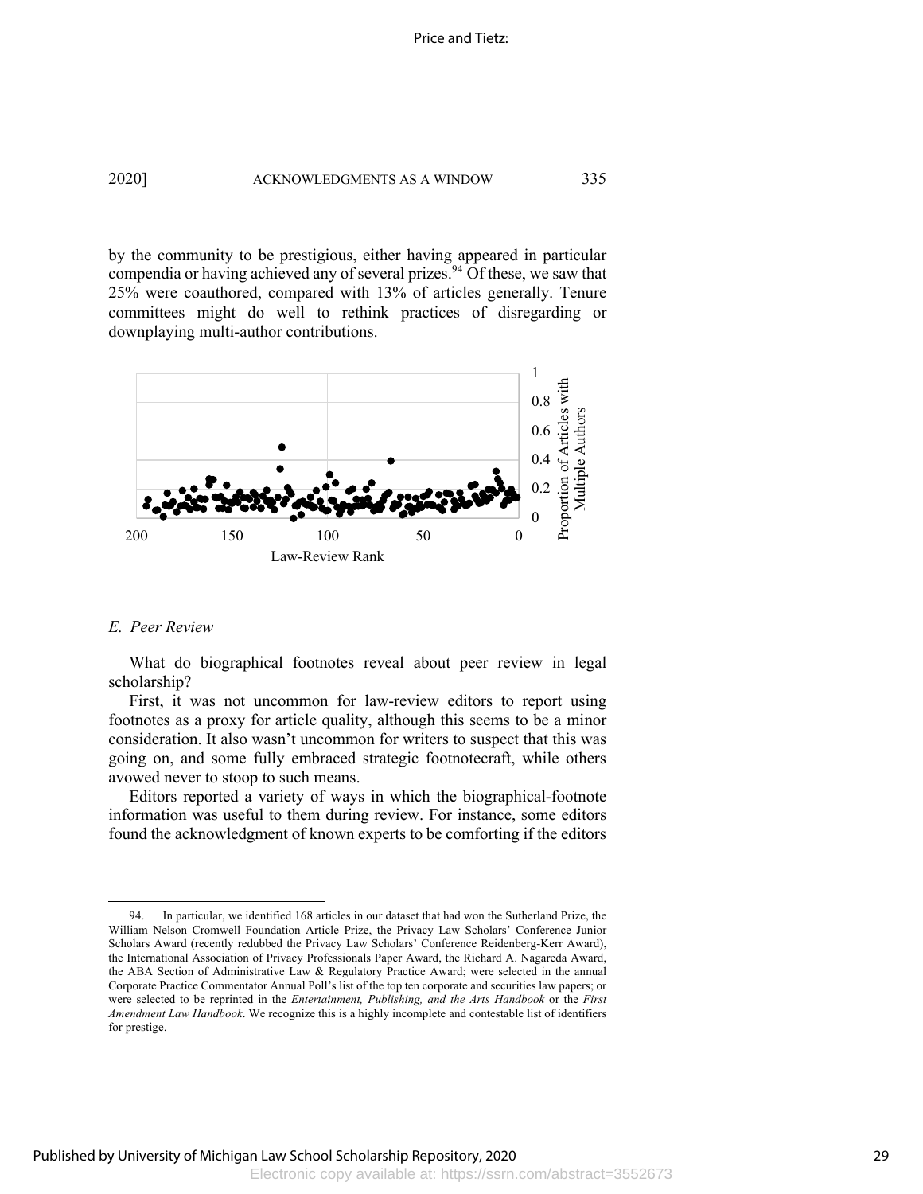by the community to be prestigious, either having appeared in particular compendia or having achieved any of several prizes.[94] Of these, we saw that 25% were coauthored, compared with 13% of articles generally. Tenure committees might do well to rethink practices of disregarding or downplaying multi-author contributions.

### *E. Peer Review*

What do biographical footnotes reveal about peer review in legal scholarship?

First, it was not uncommon for law-review editors to report using footnotes as a proxy for article quality, although this seems to be a minor consideration. It also wasn't uncommon for writers to suspect that this was going on, and some fully embraced strategic footnotecraft, while others avowed never to stoop to such means.

Editors reported a variety of ways in which the biographical-footnote information was useful to them during review. For instance, some editors found the acknowledgment of known experts to be comforting if the editors

---

94. In particular, we identified 168 articles in our dataset that had won the Sutherland Prize, the William Nelson Cromwell Foundation Article Prize, the Privacy Law Scholars' Conference Junior Scholars Award (recently redubbed the Privacy Law Scholars' Conference Reidenberg-Kerr Award), the International Association of Privacy Professionals Paper Award, the Richard A. Nagareda Award, the ABA Section of Administrative Law & Regulatory Practice Award; were selected in the annual Corporate Practice Commentator Annual Poll's list of the top ten corporate and securities law papers; or were selected to be reprinted in the *Entertainment, Publishing, and the Arts Handbook* or the *First Amendment Law Handbook*. We recognize this is a highly incomplete and contestable list of identifiers for prestige.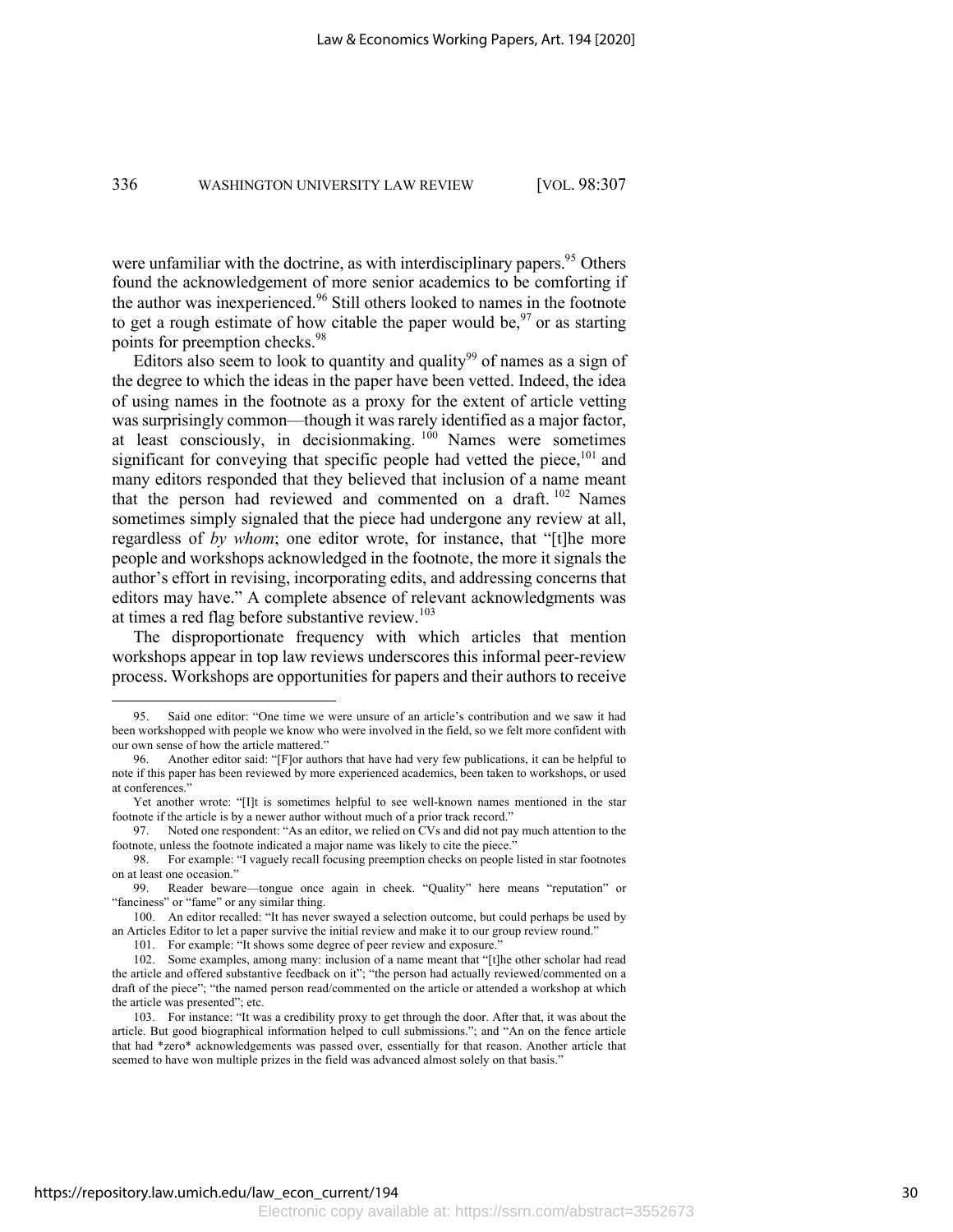were unfamiliar with the doctrine, as with interdisciplinary papers.[95] Others found the acknowledgement of more senior academics to be comforting if the author was inexperienced.[96] Still others looked to names in the footnote to get a rough estimate of how citable the paper would be,[97] or as starting points for preemption checks.[98]

Editors also seem to look to quantity and quality[99] of names as a sign of the degree to which the ideas in the paper have been vetted. Indeed, the idea of using names in the footnote as a proxy for the extent of article vetting was surprisingly common—though it was rarely identified as a major factor, at least consciously, in decisionmaking.[100] Names were sometimes significant for conveying that specific people had vetted the piece,[101] and many editors responded that they believed that inclusion of a name meant that the person had reviewed and commented on a draft.[102] Names sometimes simply signaled that the piece had undergone any review at all, regardless of *by whom*; one editor wrote, for instance, that "[t]he more people and workshops acknowledged in the footnote, the more it signals the author's effort in revising, incorporating edits, and addressing concerns that editors may have." A complete absence of relevant acknowledgments was at times a red flag before substantive review.[103]

The disproportionate frequency with which articles that mention workshops appear in top law reviews underscores this informal peer-review process. Workshops are opportunities for papers and their authors to receive

---

95. Said one editor: "One time we were unsure of an article's contribution and we saw it had been workshopped with people we know who were involved in the field, so we felt more confident with our own sense of how the article mattered."

96. Another editor said: "[F]or authors that have had very few publications, it can be helpful to note if this paper has been reviewed by more experienced academics, been taken to workshops, or used at conferences."

Yet another wrote: "[I]t is sometimes helpful to see well-known names mentioned in the star footnote if the article is by a newer author without much of a prior track record."

97. Noted one respondent: "As an editor, we relied on CVs and did not pay much attention to the footnote, unless the footnote indicated a major name was likely to cite the piece."

98. For example: "I vaguely recall focusing preemption checks on people listed in star footnotes on at least one occasion."

99. Reader beware—tongue once again in cheek. "Quality" here means "reputation" or "fanciness" or "fame" or any similar thing.

100. An editor recalled: "It has never swayed a selection outcome, but could perhaps be used by an Articles Editor to let a paper survive the initial review and make it to our group review round."

101. For example: "It shows some degree of peer review and exposure."

102. Some examples, among many: inclusion of a name meant that "[t]he other scholar had read the article and offered substantive feedback on it"; "the person had actually reviewed/commented on a draft of the piece"; "the named person read/commented on the article or attended a workshop at which the article was presented"; etc.

103. For instance: "It was a credibility proxy to get through the door. After that, it was about the article. But good biographical information helped to cull submissions."; and "An on the fence article that had *zero* acknowledgements was passed over, essentially for that reason. Another article that seemed to have won multiple prizes in the field was advanced almost solely on that basis."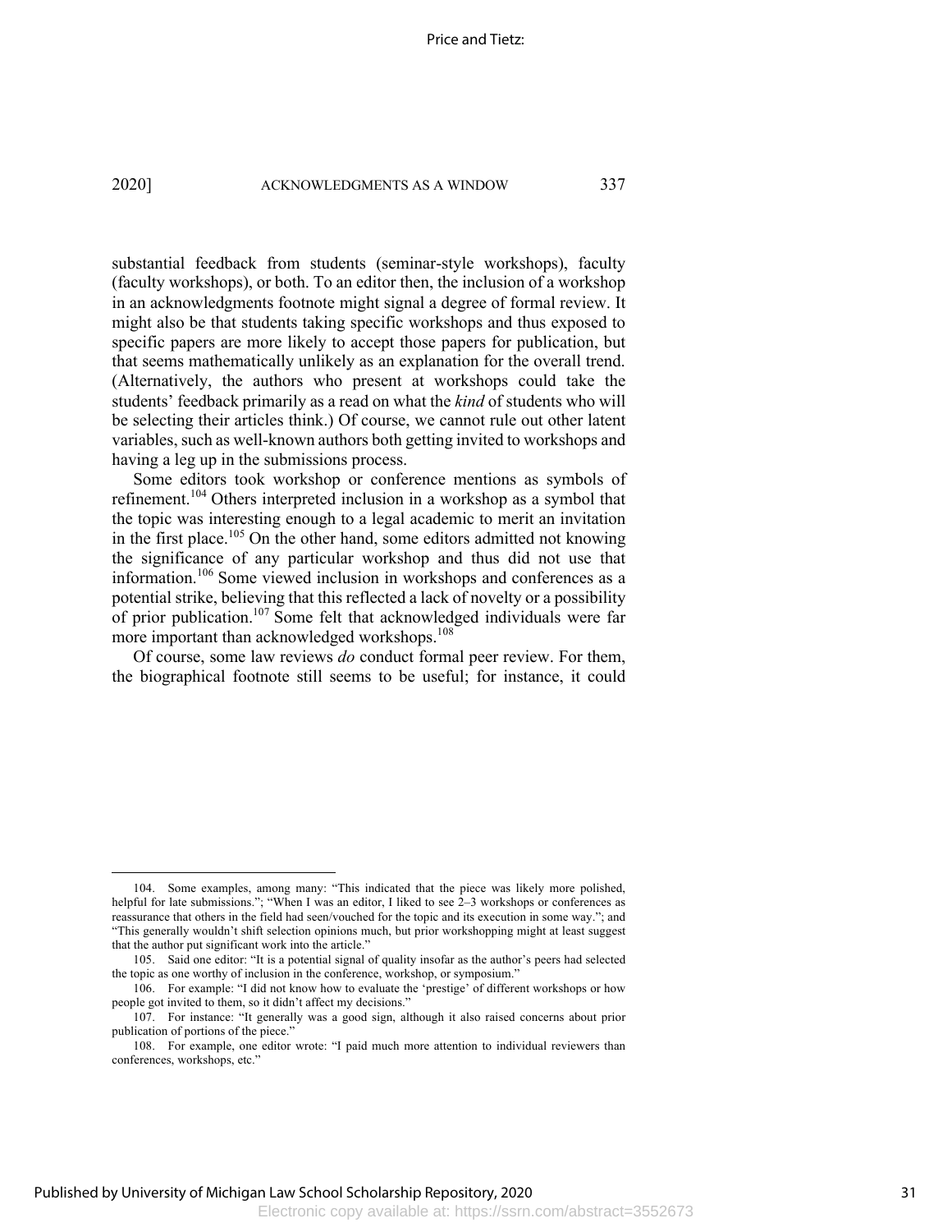substantial feedback from students (seminar-style workshops), faculty (faculty workshops), or both. To an editor then, the inclusion of a workshop in an acknowledgments footnote might signal a degree of formal review. It might also be that students taking specific workshops and thus exposed to specific papers are more likely to accept those papers for publication, but that seems mathematically unlikely as an explanation for the overall trend. (Alternatively, the authors who present at workshops could take the students' feedback primarily as a read on what the *kind* of students who will be selecting their articles think.) Of course, we cannot rule out other latent variables, such as well-known authors both getting invited to workshops and having a leg up in the submissions process.

Some editors took workshop or conference mentions as symbols of refinement.[104] Others interpreted inclusion in a workshop as a symbol that the topic was interesting enough to a legal academic to merit an invitation in the first place.[105] On the other hand, some editors admitted not knowing the significance of any particular workshop and thus did not use that information.[106] Some viewed inclusion in workshops and conferences as a potential strike, believing that this reflected a lack of novelty or a possibility of prior publication.[107] Some felt that acknowledged individuals were far more important than acknowledged workshops.[108]

Of course, some law reviews *do* conduct formal peer review. For them, the biographical footnote still seems to be useful; for instance, it could

---

104. Some examples, among many: "This indicated that the piece was likely more polished, helpful for late submissions."; "When I was an editor, I liked to see 2–3 workshops or conferences as reassurance that others in the field had seen/vouched for the topic and its execution in some way."; and "This generally wouldn't shift selection opinions much, but prior workshopping might at least suggest that the author put significant work into the article."

105. Said one editor: "It is a potential signal of quality insofar as the author's peers had selected the topic as one worthy of inclusion in the conference, workshop, or symposium."

106. For example: "I did not know how to evaluate the 'prestige' of different workshops or how people got invited to them, so it didn't affect my decisions."

107. For instance: "It generally was a good sign, although it also raised concerns about prior publication of portions of the piece."

108. For example, one editor wrote: "I paid much more attention to individual reviewers than conferences, workshops, etc."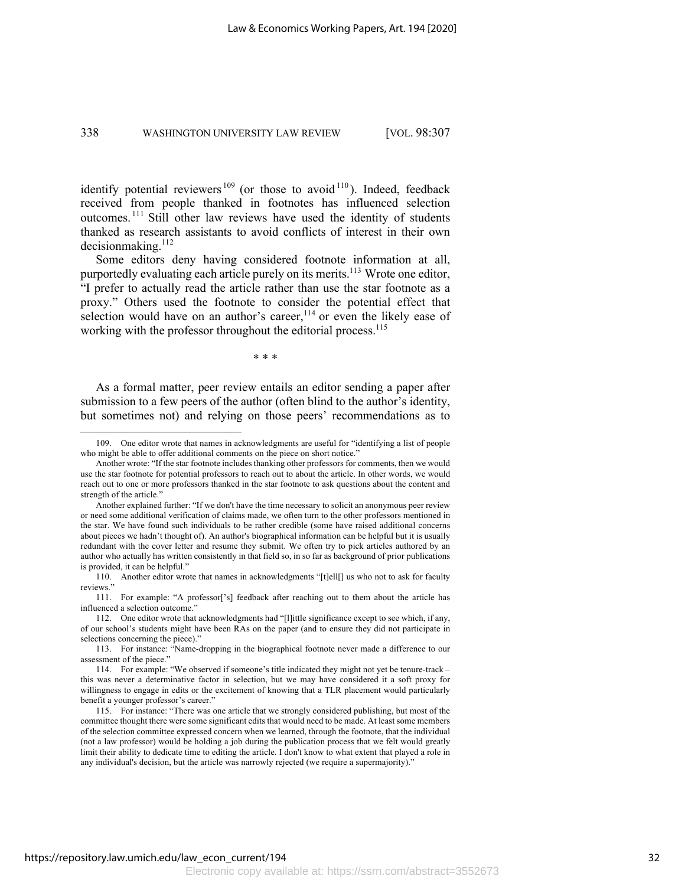identify potential reviewers[109] (or those to avoid[110]). Indeed, feedback received from people thanked in footnotes has influenced selection outcomes.[111] Still other law reviews have used the identity of students thanked as research assistants to avoid conflicts of interest in their own decisionmaking.[112]

Some editors deny having considered footnote information at all, purportedly evaluating each article purely on its merits.[113] Wrote one editor, "I prefer to actually read the article rather than use the star footnote as a proxy." Others used the footnote to consider the potential effect that selection would have on an author's career,[114] or even the likely ease of working with the professor throughout the editorial process.[115]

\* \* \*

As a formal matter, peer review entails an editor sending a paper after submission to a few peers of the author (often blind to the author's identity, but sometimes not) and relying on those peers' recommendations as to

---

109. One editor wrote that names in acknowledgments are useful for "identifying a list of people who might be able to offer additional comments on the piece on short notice."

Another wrote: "If the star footnote includes thanking other professors for comments, then we would use the star footnote for potential professors to reach out to about the article. In other words, we would reach out to one or more professors thanked in the star footnote to ask questions about the content and strength of the article."

Another explained further: "If we don't have the time necessary to solicit an anonymous peer review or need some additional verification of claims made, we often turn to the other professors mentioned in the star. We have found such individuals to be rather credible (some have raised additional concerns about pieces we hadn't thought of). An author's biographical information can be helpful but it is usually redundant with the cover letter and resume they submit. We often try to pick articles authored by an author who actually has written consistently in that field so, in so far as background of prior publications is provided, it can be helpful."

110. Another editor wrote that names in acknowledgments "[t]ell[] us who not to ask for faculty reviews."

111. For example: "A professor['s] feedback after reaching out to them about the article has influenced a selection outcome."

112. One editor wrote that acknowledgments had "[l]ittle significance except to see which, if any, of our school's students might have been RAs on the paper (and to ensure they did not participate in selections concerning the piece)."

113. For instance: "Name-dropping in the biographical footnote never made a difference to our assessment of the piece."

114. For example: "We observed if someone's title indicated they might not yet be tenure-track – this was never a determinative factor in selection, but we may have considered it a soft proxy for willingness to engage in edits or the excitement of knowing that a TLR placement would particularly benefit a younger professor's career."

115. For instance: "There was one article that we strongly considered publishing, but most of the committee thought there were some significant edits that would need to be made. At least some members of the selection committee expressed concern when we learned, through the footnote, that the individual (not a law professor) would be holding a job during the publication process that we felt would greatly limit their ability to dedicate time to editing the article. I don't know to what extent that played a role in any individual's decision, but the article was narrowly rejected (we require a supermajority)."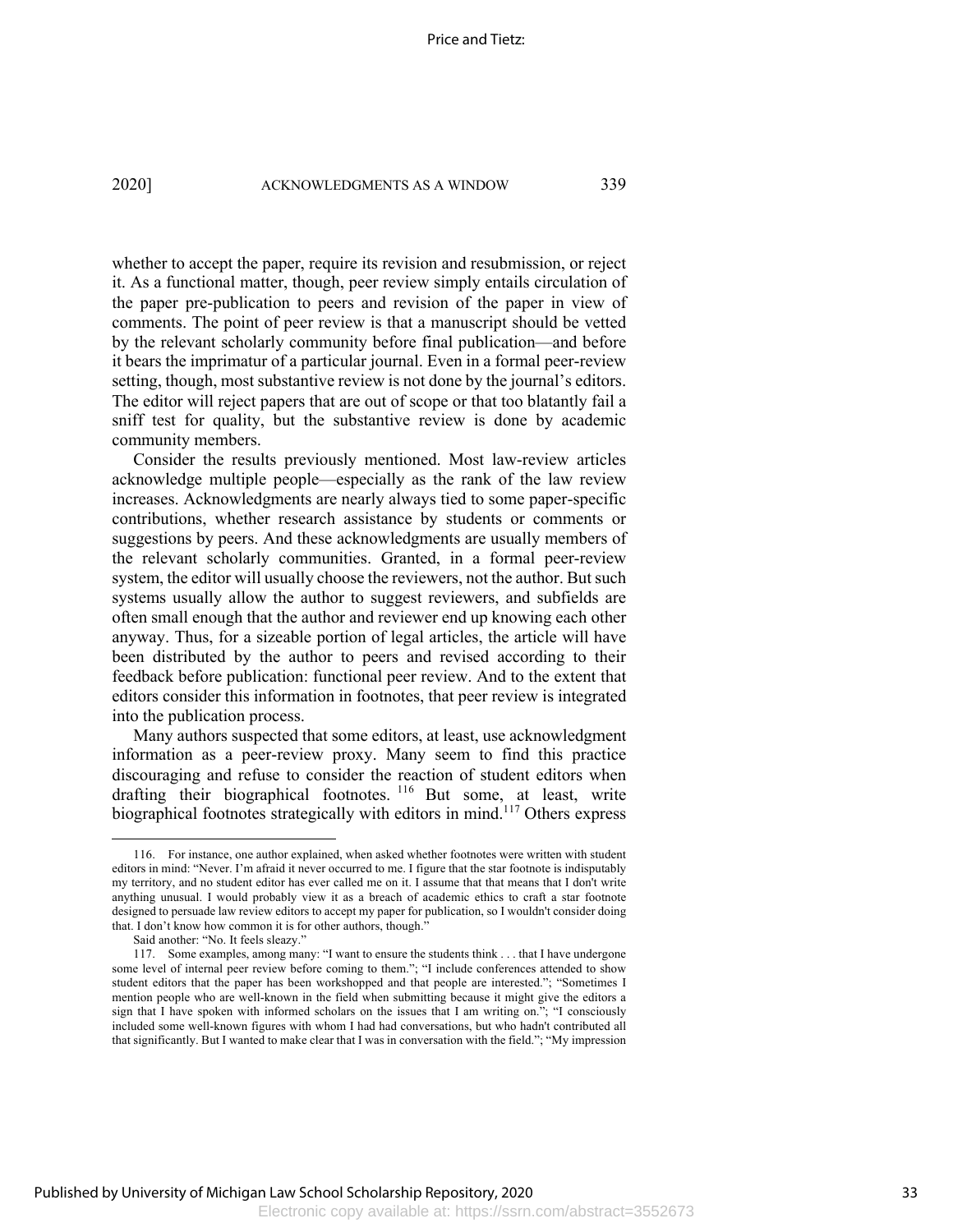whether to accept the paper, require its revision and resubmission, or reject it. As a functional matter, though, peer review simply entails circulation of the paper pre-publication to peers and revision of the paper in view of comments. The point of peer review is that a manuscript should be vetted by the relevant scholarly community before final publication—and before it bears the imprimatur of a particular journal. Even in a formal peer-review setting, though, most substantive review is not done by the journal's editors. The editor will reject papers that are out of scope or that too blatantly fail a sniff test for quality, but the substantive review is done by academic community members.

Consider the results previously mentioned. Most law-review articles acknowledge multiple people—especially as the rank of the law review increases. Acknowledgments are nearly always tied to some paper-specific contributions, whether research assistance by students or comments or suggestions by peers. And these acknowledgments are usually members of the relevant scholarly communities. Granted, in a formal peer-review system, the editor will usually choose the reviewers, not the author. But such systems usually allow the author to suggest reviewers, and subfields are often small enough that the author and reviewer end up knowing each other anyway. Thus, for a sizeable portion of legal articles, the article will have been distributed by the author to peers and revised according to their feedback before publication: functional peer review. And to the extent that editors consider this information in footnotes, that peer review is integrated into the publication process.

Many authors suspected that some editors, at least, use acknowledgment information as a peer-review proxy. Many seem to find this practice discouraging and refuse to consider the reaction of student editors when drafting their biographical footnotes.[116] But some, at least, write biographical footnotes strategically with editors in mind.[117] Others express

---

116. For instance, one author explained, when asked whether footnotes were written with student editors in mind: "Never. I'm afraid it never occurred to me. I figure that the star footnote is indisputably my territory, and no student editor has ever called me on it. I assume that that means that I don't write anything unusual. I would probably view it as a breach of academic ethics to craft a star footnote designed to persuade law review editors to accept my paper for publication, so I wouldn't consider doing that. I don't know how common it is for other authors, though."

Said another: "No. It feels sleazy."

117. Some examples, among many: "I want to ensure the students think . . . that I have undergone some level of internal peer review before coming to them."; "I include conferences attended to show student editors that the paper has been workshopped and that people are interested."; "Sometimes I mention people who are well-known in the field when submitting because it might give the editors a sign that I have spoken with informed scholars on the issues that I am writing on."; "I consciously included some well-known figures with whom I had had conversations, but who hadn't contributed all that significantly. But I wanted to make clear that I was in conversation with the field."; "My impression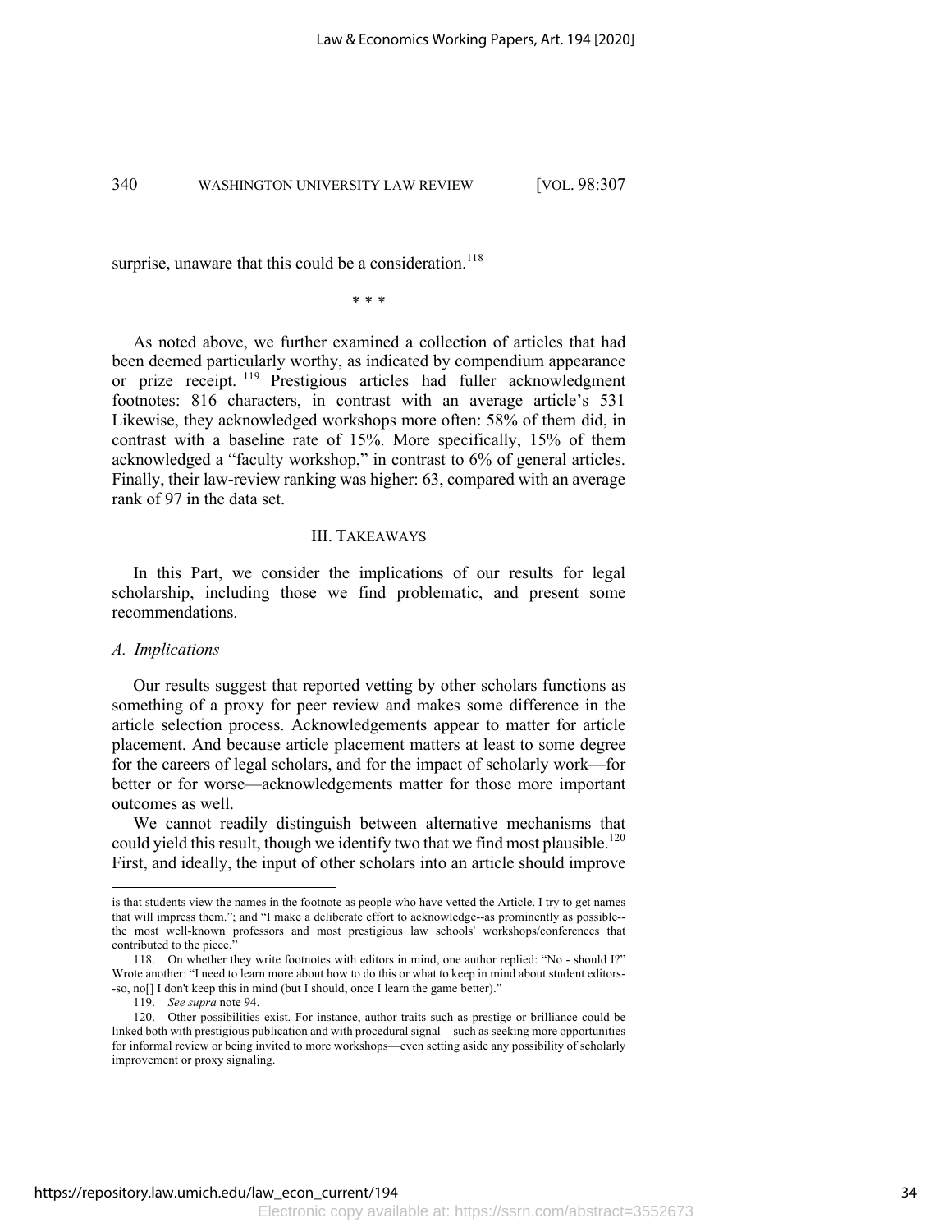surprise, unaware that this could be a consideration.[118]

\* \* \*

As noted above, we further examined a collection of articles that had been deemed particularly worthy, as indicated by compendium appearance or prize receipt.[119] Prestigious articles had fuller acknowledgment footnotes: 816 characters, in contrast with an average article's 531 Likewise, they acknowledged workshops more often: 58% of them did, in contrast with a baseline rate of 15%. More specifically, 15% of them acknowledged a "faculty workshop," in contrast to 6% of general articles. Finally, their law-review ranking was higher: 63, compared with an average rank of 97 in the data set.

## III. TAKEAWAYS

In this Part, we consider the implications of our results for legal scholarship, including those we find problematic, and present some recommendations.

### *A. Implications*

Our results suggest that reported vetting by other scholars functions as something of a proxy for peer review and makes some difference in the article selection process. Acknowledgements appear to matter for article placement. And because article placement matters at least to some degree for the careers of legal scholars, and for the impact of scholarly work—for better or for worse—acknowledgements matter for those more important outcomes as well.

We cannot readily distinguish between alternative mechanisms that could yield this result, though we identify two that we find most plausible.[120] First, and ideally, the input of other scholars into an article should improve

---

is that students view the names in the footnote as people who have vetted the Article. I try to get names that will impress them."; and "I make a deliberate effort to acknowledge--as prominently as possible--the most well-known professors and most prestigious law schools' workshops/conferences that contributed to the piece."

118. On whether they write footnotes with editors in mind, one author replied: "No - should I?" Wrote another: "I need to learn more about how to do this or what to keep in mind about student editors--so, no[] I don't keep this in mind (but I should, once I learn the game better)."

119. *See supra* note 94.

120. Other possibilities exist. For instance, author traits such as prestige or brilliance could be linked both with prestigious publication and with procedural signal—such as seeking more opportunities for informal review or being invited to more workshops—even setting aside any possibility of scholarly improvement or proxy signaling.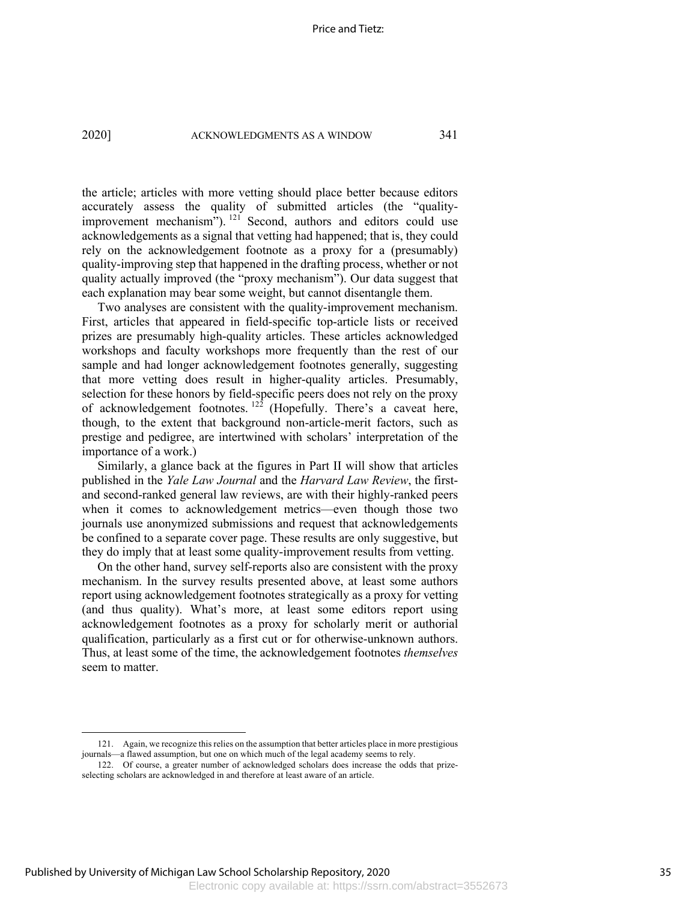the article; articles with more vetting should place better because editors accurately assess the quality of submitted articles (the "quality-improvement mechanism").[121] Second, authors and editors could use acknowledgements as a signal that vetting had happened; that is, they could rely on the acknowledgement footnote as a proxy for a (presumably) quality-improving step that happened in the drafting process, whether or not quality actually improved (the "proxy mechanism"). Our data suggest that each explanation may bear some weight, but cannot disentangle them.

Two analyses are consistent with the quality-improvement mechanism. First, articles that appeared in field-specific top-article lists or received prizes are presumably high-quality articles. These articles acknowledged workshops and faculty workshops more frequently than the rest of our sample and had longer acknowledgement footnotes generally, suggesting that more vetting does result in higher-quality articles. Presumably, selection for these honors by field-specific peers does not rely on the proxy of acknowledgement footnotes.[122] (Hopefully. There's a caveat here, though, to the extent that background non-article-merit factors, such as prestige and pedigree, are intertwined with scholars' interpretation of the importance of a work.)

Similarly, a glance back at the figures in Part II will show that articles published in the *Yale Law Journal* and the *Harvard Law Review*, the first- and second-ranked general law reviews, are with their highly-ranked peers when it comes to acknowledgement metrics—even though those two journals use anonymized submissions and request that acknowledgements be confined to a separate cover page. These results are only suggestive, but they do imply that at least some quality-improvement results from vetting.

On the other hand, survey self-reports also are consistent with the proxy mechanism. In the survey results presented above, at least some authors report using acknowledgement footnotes strategically as a proxy for vetting (and thus quality). What's more, at least some editors report using acknowledgement footnotes as a proxy for scholarly merit or authorial qualification, particularly as a first cut or for otherwise-unknown authors. Thus, at least some of the time, the acknowledgement footnotes *themselves* seem to matter.

---

121. Again, we recognize this relies on the assumption that better articles place in more prestigious journals—a flawed assumption, but one on which much of the legal academy seems to rely.

122. Of course, a greater number of acknowledged scholars does increase the odds that prize-selecting scholars are acknowledged in and therefore at least aware of an article.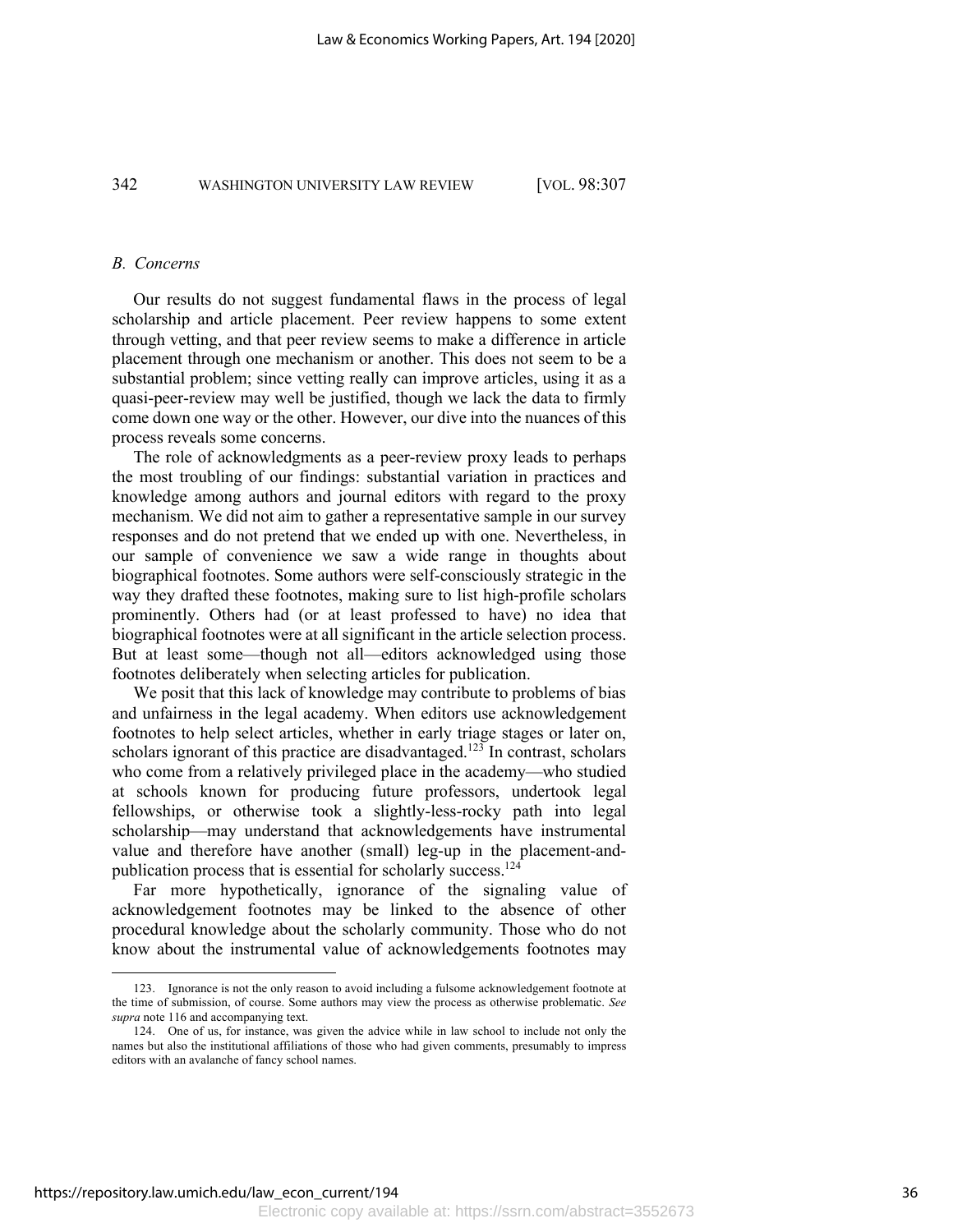### *B. Concerns*

Our results do not suggest fundamental flaws in the process of legal scholarship and article placement. Peer review happens to some extent through vetting, and that peer review seems to make a difference in article placement through one mechanism or another. This does not seem to be a substantial problem; since vetting really can improve articles, using it as a quasi-peer-review may well be justified, though we lack the data to firmly come down one way or the other. However, our dive into the nuances of this process reveals some concerns.

The role of acknowledgments as a peer-review proxy leads to perhaps the most troubling of our findings: substantial variation in practices and knowledge among authors and journal editors with regard to the proxy mechanism. We did not aim to gather a representative sample in our survey responses and do not pretend that we ended up with one. Nevertheless, in our sample of convenience we saw a wide range in thoughts about biographical footnotes. Some authors were self-consciously strategic in the way they drafted these footnotes, making sure to list high-profile scholars prominently. Others had (or at least professed to have) no idea that biographical footnotes were at all significant in the article selection process. But at least some—though not all—editors acknowledged using those footnotes deliberately when selecting articles for publication.

We posit that this lack of knowledge may contribute to problems of bias and unfairness in the legal academy. When editors use acknowledgement footnotes to help select articles, whether in early triage stages or later on, scholars ignorant of this practice are disadvantaged.[123] In contrast, scholars who come from a relatively privileged place in the academy—who studied at schools known for producing future professors, undertook legal fellowships, or otherwise took a slightly-less-rocky path into legal scholarship—may understand that acknowledgements have instrumental value and therefore have another (small) leg-up in the placement-and-publication process that is essential for scholarly success.[124]

Far more hypothetically, ignorance of the signaling value of acknowledgement footnotes may be linked to the absence of other procedural knowledge about the scholarly community. Those who do not know about the instrumental value of acknowledgements footnotes may

---

123. Ignorance is not the only reason to avoid including a fulsome acknowledgement footnote at the time of submission, of course. Some authors may view the process as otherwise problematic. *See supra* note 116 and accompanying text.

124. One of us, for instance, was given the advice while in law school to include not only the names but also the institutional affiliations of those who had given comments, presumably to impress editors with an avalanche of fancy school names.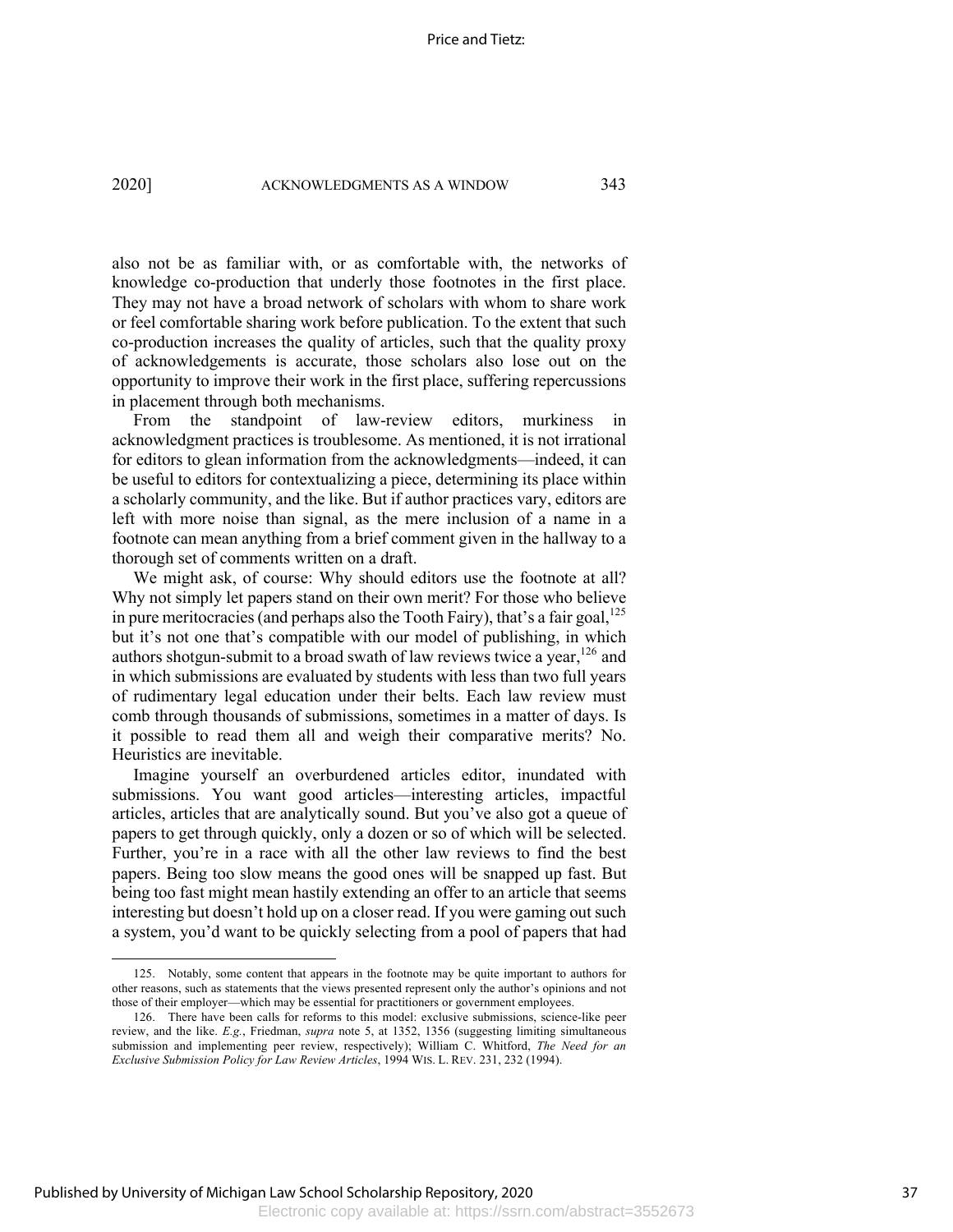also not be as familiar with, or as comfortable with, the networks of knowledge co-production that underly those footnotes in the first place. They may not have a broad network of scholars with whom to share work or feel comfortable sharing work before publication. To the extent that such co-production increases the quality of articles, such that the quality proxy of acknowledgements is accurate, those scholars also lose out on the opportunity to improve their work in the first place, suffering repercussions in placement through both mechanisms.

From the standpoint of law-review editors, murkiness in acknowledgment practices is troublesome. As mentioned, it is not irrational for editors to glean information from the acknowledgments—indeed, it can be useful to editors for contextualizing a piece, determining its place within a scholarly community, and the like. But if author practices vary, editors are left with more noise than signal, as the mere inclusion of a name in a footnote can mean anything from a brief comment given in the hallway to a thorough set of comments written on a draft.

We might ask, of course: Why should editors use the footnote at all? Why not simply let papers stand on their own merit? For those who believe in pure meritocracies (and perhaps also the Tooth Fairy), that's a fair goal,[125] but it's not one that's compatible with our model of publishing, in which authors shotgun-submit to a broad swath of law reviews twice a year,[126] and in which submissions are evaluated by students with less than two full years of rudimentary legal education under their belts. Each law review must comb through thousands of submissions, sometimes in a matter of days. Is it possible to read them all and weigh their comparative merits? No. Heuristics are inevitable.

Imagine yourself an overburdened articles editor, inundated with submissions. You want good articles—interesting articles, impactful articles, articles that are analytically sound. But you've also got a queue of papers to get through quickly, only a dozen or so of which will be selected. Further, you're in a race with all the other law reviews to find the best papers. Being too slow means the good ones will be snapped up fast. But being too fast might mean hastily extending an offer to an article that seems interesting but doesn't hold up on a closer read. If you were gaming out such a system, you'd want to be quickly selecting from a pool of papers that had

---

125. Notably, some content that appears in the footnote may be quite important to authors for other reasons, such as statements that the views presented represent only the author's opinions and not those of their employer—which may be essential for practitioners or government employees.

126. There have been calls for reforms to this model: exclusive submissions, science-like peer review, and the like. *E.g.*, Friedman, *supra* note 5, at 1352, 1356 (suggesting limiting simultaneous submission and implementing peer review, respectively); William C. Whitford, *The Need for an Exclusive Submission Policy for Law Review Articles*, 1994 WIS. L. REV. 231, 232 (1994).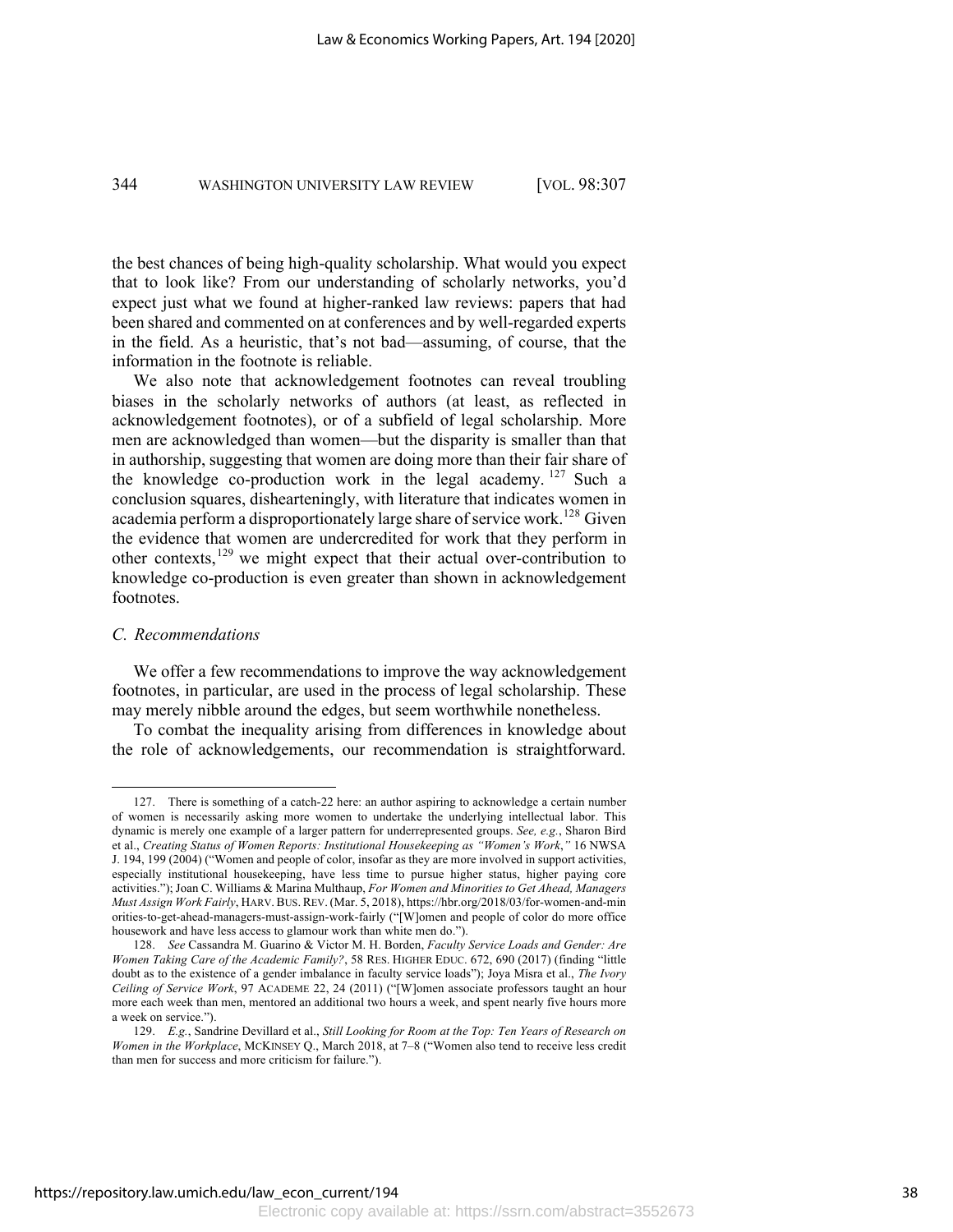the best chances of being high-quality scholarship. What would you expect that to look like? From our understanding of scholarly networks, you'd expect just what we found at higher-ranked law reviews: papers that had been shared and commented on at conferences and by well-regarded experts in the field. As a heuristic, that's not bad—assuming, of course, that the information in the footnote is reliable.

We also note that acknowledgement footnotes can reveal troubling biases in the scholarly networks of authors (at least, as reflected in acknowledgement footnotes), or of a subfield of legal scholarship. More men are acknowledged than women—but the disparity is smaller than that in authorship, suggesting that women are doing more than their fair share of the knowledge co-production work in the legal academy.[127] Such a conclusion squares, dishearteningly, with literature that indicates women in academia perform a disproportionately large share of service work.[128] Given the evidence that women are undercredited for work that they perform in other contexts,[129] we might expect that their actual over-contribution to knowledge co-production is even greater than shown in acknowledgement footnotes.

### *C. Recommendations*

We offer a few recommendations to improve the way acknowledgement footnotes, in particular, are used in the process of legal scholarship. These may merely nibble around the edges, but seem worthwhile nonetheless.

To combat the inequality arising from differences in knowledge about the role of acknowledgements, our recommendation is straightforward.

---

127. There is something of a catch-22 here: an author aspiring to acknowledge a certain number of women is necessarily asking more women to undertake the underlying intellectual labor. This dynamic is merely one example of a larger pattern for underrepresented groups. *See, e.g.*, Sharon Bird et al., *Creating Status of Women Reports: Institutional Housekeeping as "Women's Work*,*"* 16 NWSA J. 194, 199 (2004) ("Women and people of color, insofar as they are more involved in support activities, especially institutional housekeeping, have less time to pursue higher status, higher paying core activities."); Joan C. Williams & Marina Multhaup, *For Women and Minorities to Get Ahead, Managers Must Assign Work Fairly*, HARV. BUS. REV. (Mar. 5, 2018), https://hbr.org/2018/03/for-women-and-minorities-to-get-ahead-managers-must-assign-work-fairly ("[W]omen and people of color do more office housework and have less access to glamour work than white men do.").

128. *See* Cassandra M. Guarino & Victor M. H. Borden, *Faculty Service Loads and Gender: Are Women Taking Care of the Academic Family?*, 58 RES. HIGHER EDUC. 672, 690 (2017) (finding "little doubt as to the existence of a gender imbalance in faculty service loads"); Joya Misra et al., *The Ivory Ceiling of Service Work*, 97 ACADEME 22, 24 (2011) ("[W]omen associate professors taught an hour more each week than men, mentored an additional two hours a week, and spent nearly five hours more a week on service.").

129. *E.g.*, Sandrine Devillard et al., *Still Looking for Room at the Top: Ten Years of Research on Women in the Workplace*, MCKINSEY Q., March 2018, at 7–8 ("Women also tend to receive less credit than men for success and more criticism for failure.").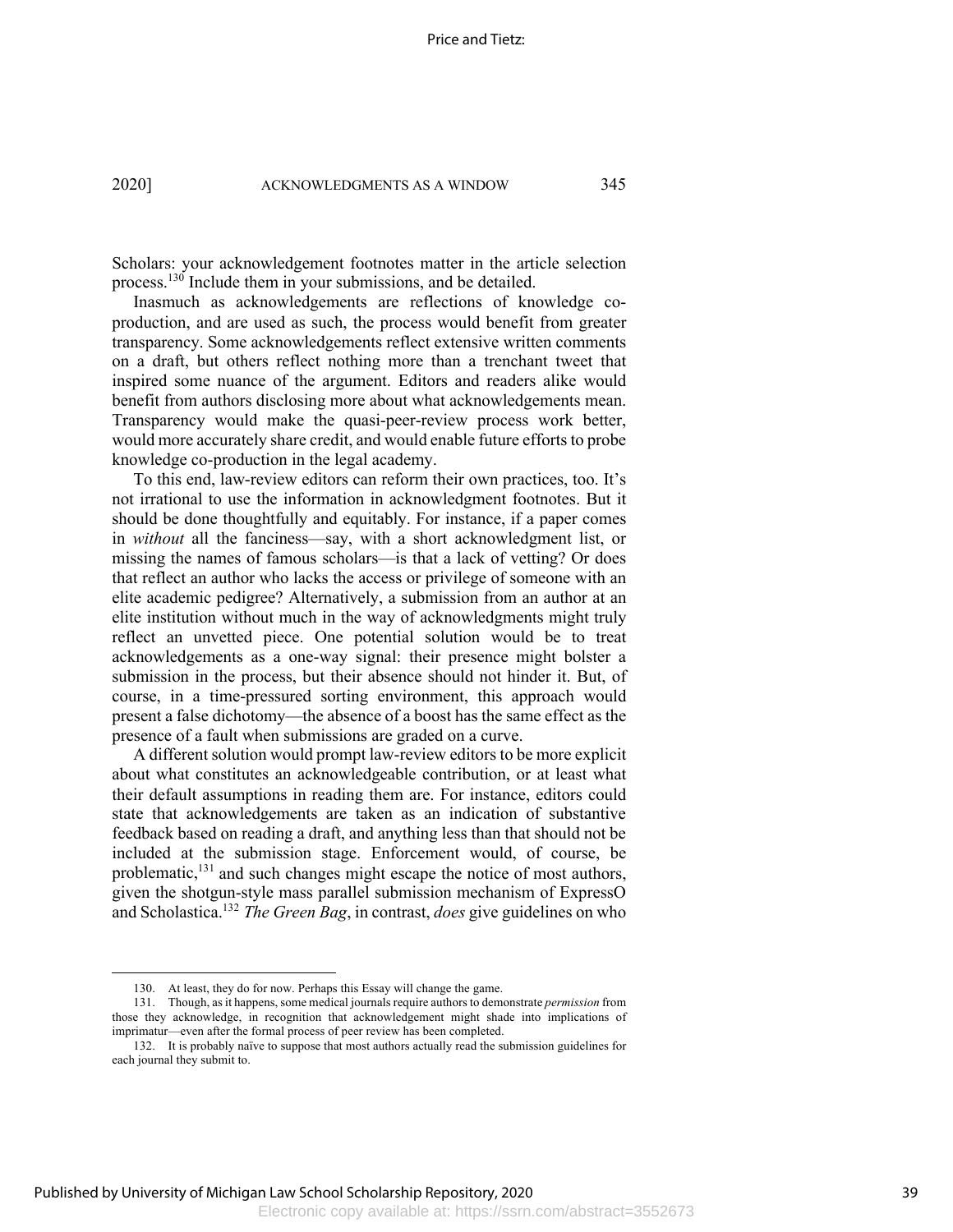Scholars: your acknowledgement footnotes matter in the article selection process.[130] Include them in your submissions, and be detailed.

Inasmuch as acknowledgements are reflections of knowledge co-production, and are used as such, the process would benefit from greater transparency. Some acknowledgements reflect extensive written comments on a draft, but others reflect nothing more than a trenchant tweet that inspired some nuance of the argument. Editors and readers alike would benefit from authors disclosing more about what acknowledgements mean. Transparency would make the quasi-peer-review process work better, would more accurately share credit, and would enable future efforts to probe knowledge co-production in the legal academy.

To this end, law-review editors can reform their own practices, too. It's not irrational to use the information in acknowledgment footnotes. But it should be done thoughtfully and equitably. For instance, if a paper comes in *without* all the fanciness—say, with a short acknowledgment list, or missing the names of famous scholars—is that a lack of vetting? Or does that reflect an author who lacks the access or privilege of someone with an elite academic pedigree? Alternatively, a submission from an author at an elite institution without much in the way of acknowledgments might truly reflect an unvetted piece. One potential solution would be to treat acknowledgements as a one-way signal: their presence might bolster a submission in the process, but their absence should not hinder it. But, of course, in a time-pressured sorting environment, this approach would present a false dichotomy—the absence of a boost has the same effect as the presence of a fault when submissions are graded on a curve.

A different solution would prompt law-review editors to be more explicit about what constitutes an acknowledgeable contribution, or at least what their default assumptions in reading them are. For instance, editors could state that acknowledgements are taken as an indication of substantive feedback based on reading a draft, and anything less than that should not be included at the submission stage. Enforcement would, of course, be problematic,[131] and such changes might escape the notice of most authors, given the shotgun-style mass parallel submission mechanism of ExpressO and Scholastica.[132] *The Green Bag*, in contrast, *does* give guidelines on who

---

130. At least, they do for now. Perhaps this Essay will change the game.

131. Though, as it happens, some medical journals require authors to demonstrate *permission* from those they acknowledge, in recognition that acknowledgement might shade into implications of imprimatur—even after the formal process of peer review has been completed.

132. It is probably naïve to suppose that most authors actually read the submission guidelines for each journal they submit to.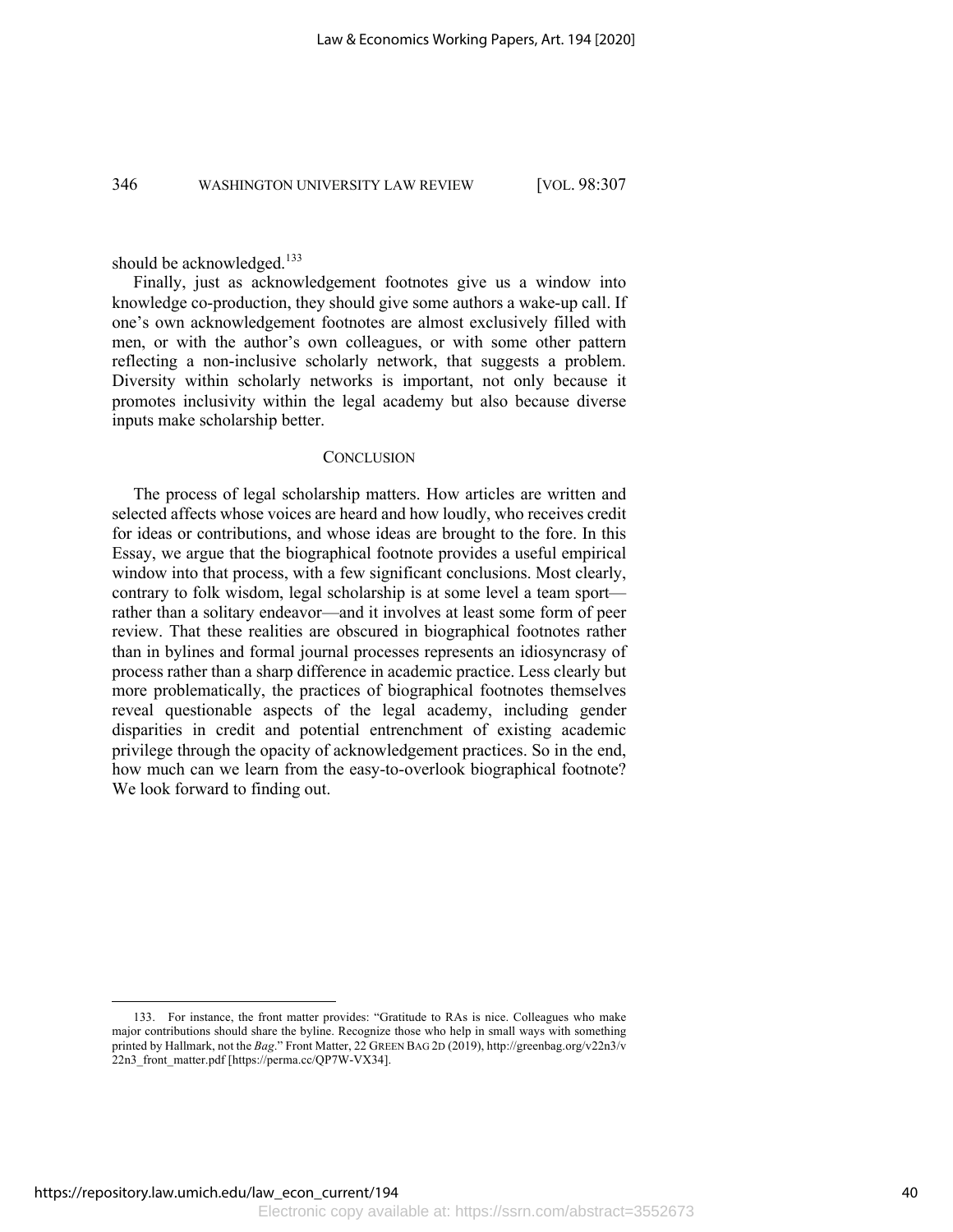should be acknowledged.[133]

Finally, just as acknowledgement footnotes give us a window into knowledge co-production, they should give some authors a wake-up call. If one's own acknowledgement footnotes are almost exclusively filled with men, or with the author's own colleagues, or with some other pattern reflecting a non-inclusive scholarly network, that suggests a problem. Diversity within scholarly networks is important, not only because it promotes inclusivity within the legal academy but also because diverse inputs make scholarship better.

## CONCLUSION

The process of legal scholarship matters. How articles are written and selected affects whose voices are heard and how loudly, who receives credit for ideas or contributions, and whose ideas are brought to the fore. In this Essay, we argue that the biographical footnote provides a useful empirical window into that process, with a few significant conclusions. Most clearly, contrary to folk wisdom, legal scholarship is at some level a team sport—rather than a solitary endeavor—and it involves at least some form of peer review. That these realities are obscured in biographical footnotes rather than in bylines and formal journal processes represents an idiosyncrasy of process rather than a sharp difference in academic practice. Less clearly but more problematically, the practices of biographical footnotes themselves reveal questionable aspects of the legal academy, including gender disparities in credit and potential entrenchment of existing academic privilege through the opacity of acknowledgement practices. So in the end, how much can we learn from the easy-to-overlook biographical footnote? We look forward to finding out.

---

133. For instance, the front matter provides: "Gratitude to RAs is nice. Colleagues who make major contributions should share the byline. Recognize those who help in small ways with something printed by Hallmark, not the *Bag*." Front Matter, 22 GREEN BAG 2D (2019), http://greenbag.org/v22n3/v22n3_front_matter.pdf [https://perma.cc/QP7W-VX34].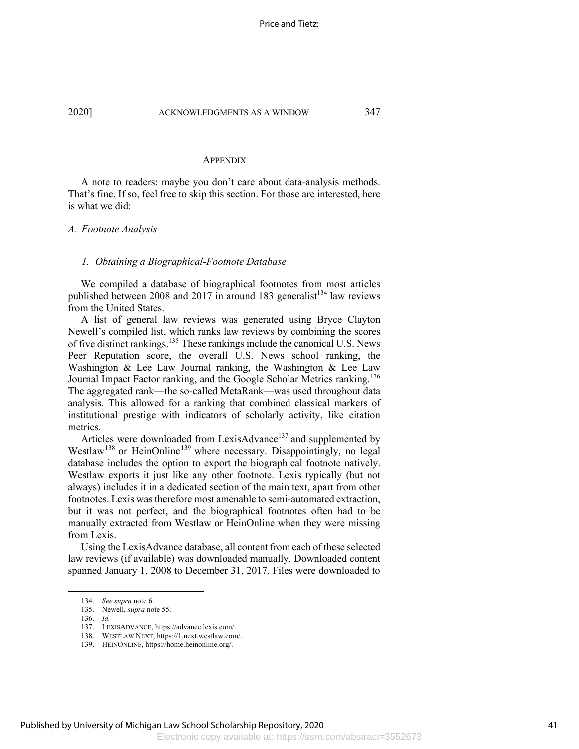## APPENDIX

A note to readers: maybe you don't care about data-analysis methods. That's fine. If so, feel free to skip this section. For those are interested, here is what we did:

### *A. Footnote Analysis*

#### *1. Obtaining a Biographical-Footnote Database*

We compiled a database of biographical footnotes from most articles published between 2008 and 2017 in around 183 generalist[134] law reviews from the United States.

A list of general law reviews was generated using Bryce Clayton Newell's compiled list, which ranks law reviews by combining the scores of five distinct rankings.[135] These rankings include the canonical U.S. News Peer Reputation score, the overall U.S. News school ranking, the Washington & Lee Law Journal ranking, the Washington & Lee Law Journal Impact Factor ranking, and the Google Scholar Metrics ranking.[136] The aggregated rank—the so-called MetaRank—was used throughout data analysis. This allowed for a ranking that combined classical markers of institutional prestige with indicators of scholarly activity, like citation metrics.

Articles were downloaded from LexisAdvance[137] and supplemented by Westlaw[138] or HeinOnline[139] where necessary. Disappointingly, no legal database includes the option to export the biographical footnote natively. Westlaw exports it just like any other footnote. Lexis typically (but not always) includes it in a dedicated section of the main text, apart from other footnotes. Lexis was therefore most amenable to semi-automated extraction, but it was not perfect, and the biographical footnotes often had to be manually extracted from Westlaw or HeinOnline when they were missing from Lexis.

Using the LexisAdvance database, all content from each of these selected law reviews (if available) was downloaded manually. Downloaded content spanned January 1, 2008 to December 31, 2017. Files were downloaded to

---

134. *See supra* note 6.

135. Newell, *supra* note 55.

136. *Id.*

137. LEXISADVANCE, https://advance.lexis.com/.

138. WESTLAW NEXT, https://1.next.westlaw.com/.

139. HEINONLINE, https://home.heinonline.org/.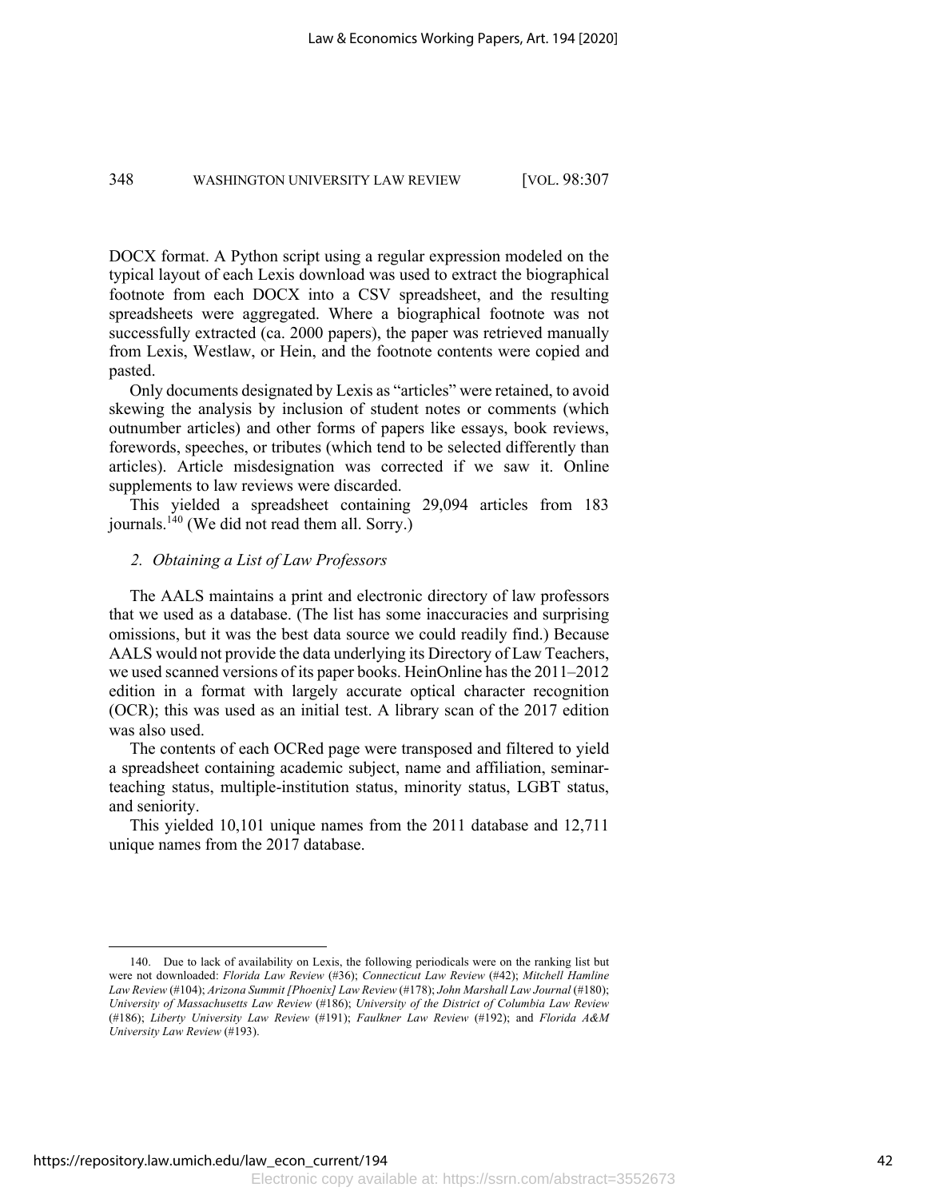DOCX format. A Python script using a regular expression modeled on the typical layout of each Lexis download was used to extract the biographical footnote from each DOCX into a CSV spreadsheet, and the resulting spreadsheets were aggregated. Where a biographical footnote was not successfully extracted (ca. 2000 papers), the paper was retrieved manually from Lexis, Westlaw, or Hein, and the footnote contents were copied and pasted.

Only documents designated by Lexis as "articles" were retained, to avoid skewing the analysis by inclusion of student notes or comments (which outnumber articles) and other forms of papers like essays, book reviews, forewords, speeches, or tributes (which tend to be selected differently than articles). Article misdesignation was corrected if we saw it. Online supplements to law reviews were discarded.

This yielded a spreadsheet containing 29,094 articles from 183 journals.[140] (We did not read them all. Sorry.)

### *2. Obtaining a List of Law Professors*

The AALS maintains a print and electronic directory of law professors that we used as a database. (The list has some inaccuracies and surprising omissions, but it was the best data source we could readily find.) Because AALS would not provide the data underlying its Directory of Law Teachers, we used scanned versions of its paper books. HeinOnline has the 2011–2012 edition in a format with largely accurate optical character recognition (OCR); this was used as an initial test. A library scan of the 2017 edition was also used.

The contents of each OCRed page were transposed and filtered to yield a spreadsheet containing academic subject, name and affiliation, seminar-teaching status, multiple-institution status, minority status, LGBT status, and seniority.

This yielded 10,101 unique names from the 2011 database and 12,711 unique names from the 2017 database.

---

140. Due to lack of availability on Lexis, the following periodicals were on the ranking list but were not downloaded: *Florida Law Review* (#36); *Connecticut Law Review* (#42); *Mitchell Hamline Law Review* (#104); *Arizona Summit [Phoenix] Law Review* (#178); *John Marshall Law Journal* (#180); *University of Massachusetts Law Review* (#186); *University of the District of Columbia Law Review* (#186); *Liberty University Law Review* (#191); *Faulkner Law Review* (#192); and *Florida A&M University Law Review* (#193).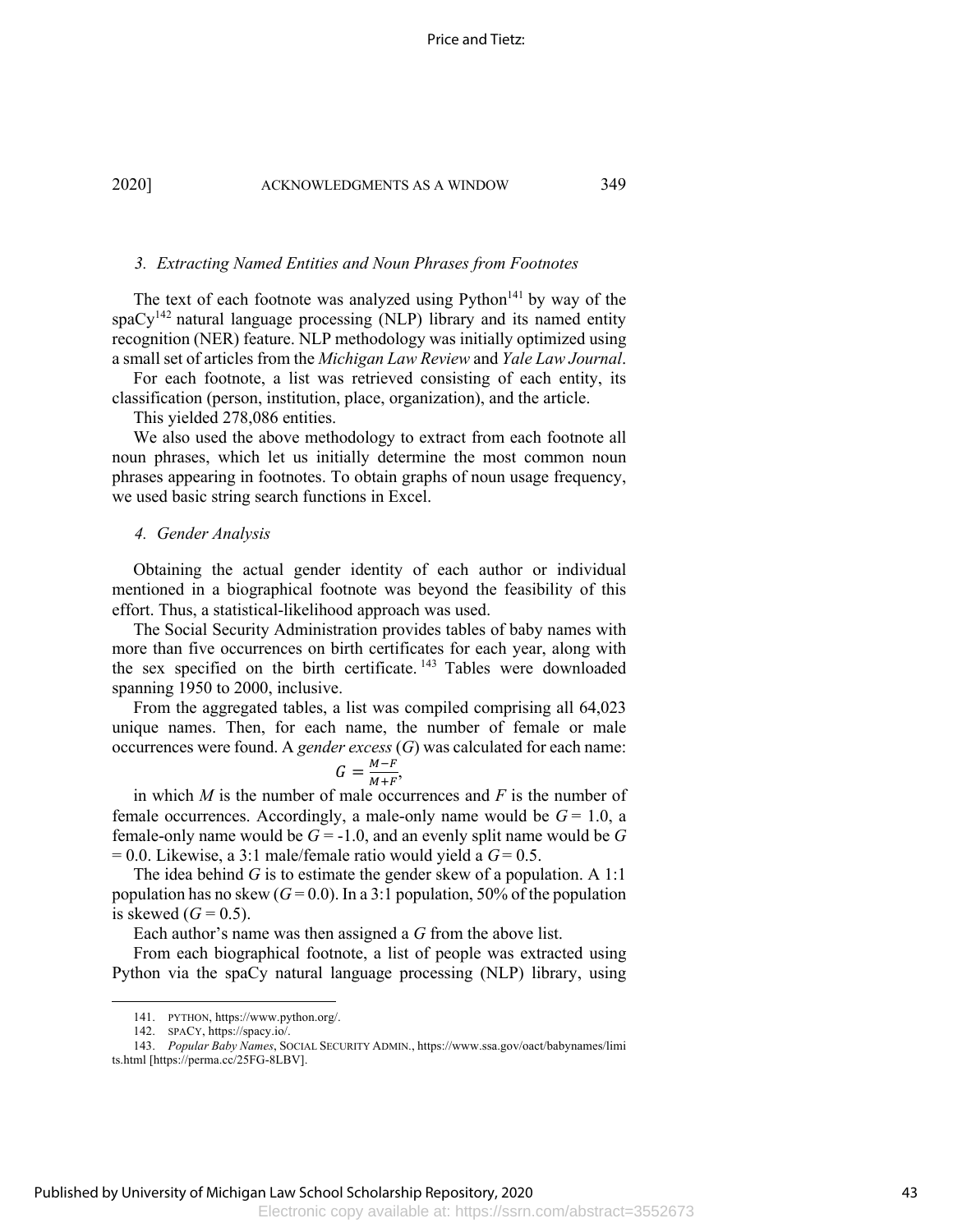### 3. Extracting Named Entities and Noun Phrases from Footnotes

The text of each footnote was analyzed using Python[141] by way of the spaCy[142] natural language processing (NLP) library and its named entity recognition (NER) feature. NLP methodology was initially optimized using a small set of articles from the *Michigan Law Review* and *Yale Law Journal*.

For each footnote, a list was retrieved consisting of each entity, its classification (person, institution, place, organization), and the article.

This yielded 278,086 entities.

We also used the above methodology to extract from each footnote all noun phrases, which let us initially determine the most common noun phrases appearing in footnotes. To obtain graphs of noun usage frequency, we used basic string search functions in Excel.

### 4. Gender Analysis

Obtaining the actual gender identity of each author or individual mentioned in a biographical footnote was beyond the feasibility of this effort. Thus, a statistical-likelihood approach was used.

The Social Security Administration provides tables of baby names with more than five occurrences on birth certificates for each year, along with the sex specified on the birth certificate.[143] Tables were downloaded spanning 1950 to 2000, inclusive.

From the aggregated tables, a list was compiled comprising all 64,023 unique names. Then, for each name, the number of female or male occurrences were found. A *gender excess* ($G$) was calculated for each name:

$$G = \frac{M-F}{M+F},$$

in which $M$ is the number of male occurrences and $F$ is the number of female occurrences. Accordingly, a male-only name would be $G = 1.0$, a female-only name would be $G = -1.0$, and an evenly split name would be $G = 0.0$. Likewise, a 3:1 male/female ratio would yield a $G = 0.5$.

The idea behind $G$ is to estimate the gender skew of a population. A 1:1 population has no skew ($G = 0.0$). In a 3:1 population, 50% of the population is skewed ($G = 0.5$).

Each author's name was then assigned a $G$ from the above list.

From each biographical footnote, a list of people was extracted using Python via the spaCy natural language processing (NLP) library, using

---

141. PYTHON, https://www.python.org/.

142. SPACY, https://spacy.io/.

143. *Popular Baby Names*, SOCIAL SECURITY ADMIN., https://www.ssa.gov/oact/babynames/limits.html [https://perma.cc/25FG-8LBV].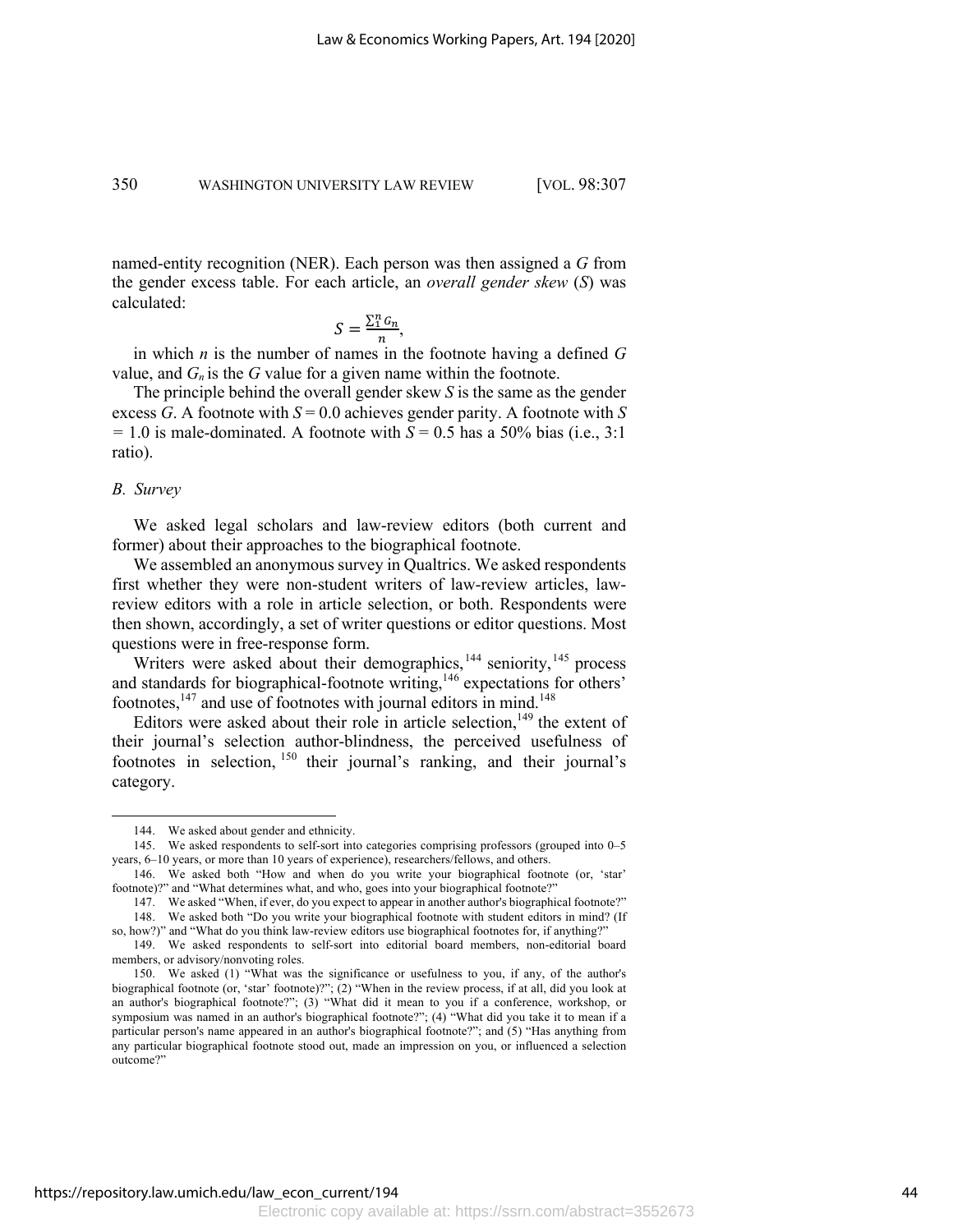named-entity recognition (NER). Each person was then assigned a $G$ from the gender excess table. For each article, an *overall gender skew* ($S$) was calculated:

$$S = \frac{\sum_1^n G_n}{n},$$

in which $n$ is the number of names in the footnote having a defined $G$ value, and $G_n$ is the $G$ value for a given name within the footnote.

The principle behind the overall gender skew $S$ is the same as the gender excess $G$. A footnote with $S = 0.0$ achieves gender parity. A footnote with $S = 1.0$ is male-dominated. A footnote with $S = 0.5$ has a 50% bias (i.e., 3:1 ratio).

### *B. Survey*

We asked legal scholars and law-review editors (both current and former) about their approaches to the biographical footnote.

We assembled an anonymous survey in Qualtrics. We asked respondents first whether they were non-student writers of law-review articles, law-review editors with a role in article selection, or both. Respondents were then shown, accordingly, a set of writer questions or editor questions. Most questions were in free-response form.

Writers were asked about their demographics,[144] seniority,[145] process and standards for biographical-footnote writing,[146] expectations for others' footnotes,[147] and use of footnotes with journal editors in mind.[148]

Editors were asked about their role in article selection,[149] the extent of their journal's selection author-blindness, the perceived usefulness of footnotes in selection,[150] their journal's ranking, and their journal's category.

---

144. We asked about gender and ethnicity.

145. We asked respondents to self-sort into categories comprising professors (grouped into 0–5 years, 6–10 years, or more than 10 years of experience), researchers/fellows, and others.

146. We asked both "How and when do you write your biographical footnote (or, 'star' footnote)?" and "What determines what, and who, goes into your biographical footnote?"

147. We asked "When, if ever, do you expect to appear in another author's biographical footnote?"

148. We asked both "Do you write your biographical footnote with student editors in mind? (If so, how?)" and "What do you think law-review editors use biographical footnotes for, if anything?"

149. We asked respondents to self-sort into editorial board members, non-editorial board members, or advisory/nonvoting roles.

150. We asked (1) "What was the significance or usefulness to you, if any, of the author's biographical footnote (or, 'star' footnote)?"; (2) "When in the review process, if at all, did you look at an author's biographical footnote?"; (3) "What did it mean to you if a conference, workshop, or symposium was named in an author's biographical footnote?"; (4) "What did you take it to mean if a particular person's name appeared in an author's biographical footnote?"; and (5) "Has anything from any particular biographical footnote stood out, made an impression on you, or influenced a selection outcome?"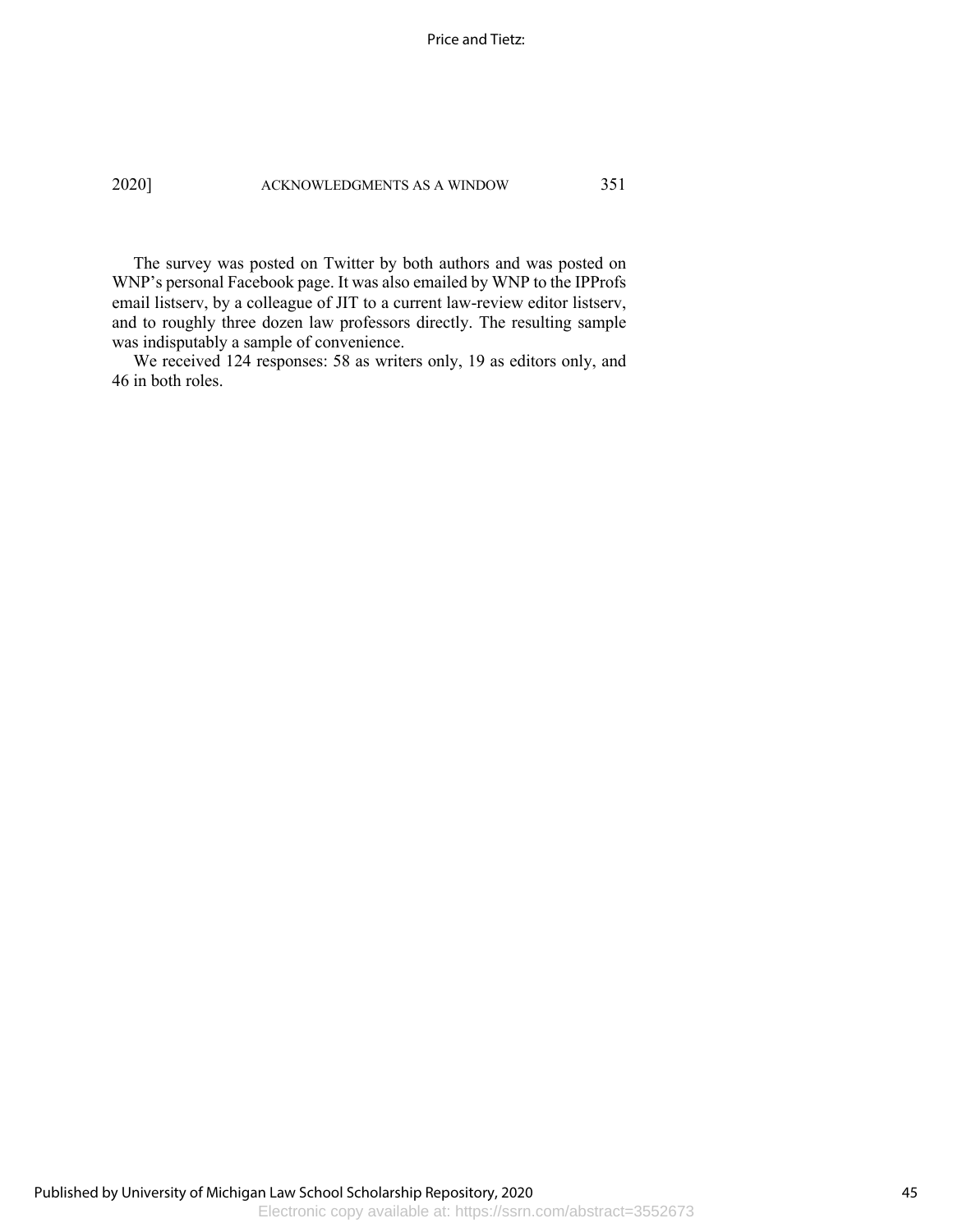The survey was posted on Twitter by both authors and was posted on WNP's personal Facebook page. It was also emailed by WNP to the IPProfs email listserv, by a colleague of JIT to a current law-review editor listserv, and to roughly three dozen law professors directly. The resulting sample was indisputably a sample of convenience.

We received 124 responses: 58 as writers only, 19 as editors only, and 46 in both roles.